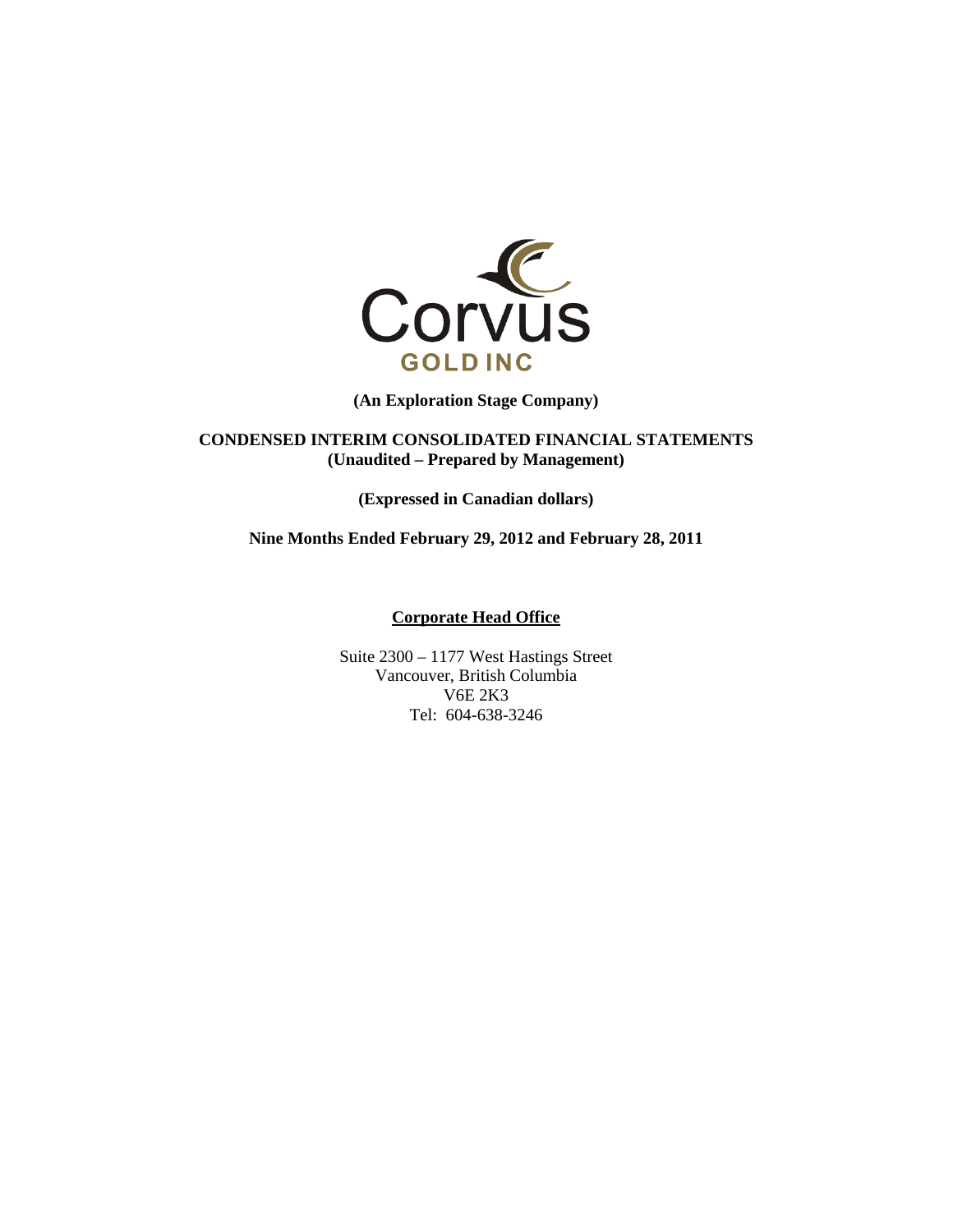Corvus

GOLD INC

**(An Exploration Stage Company)**

**CONDENSED INTERIM CONSOLIDATED FINANCIAL STATEMENTS**
**(Unaudited – Prepared by Management)**

**(Expressed in Canadian dollars)**

**Nine Months Ended February 29, 2012 and February 28, 2011**

**Corporate Head Office**

Suite 2300 – 1177 West Hastings Street
Vancouver, British Columbia
V6E 2K3
Tel: 604-638-3246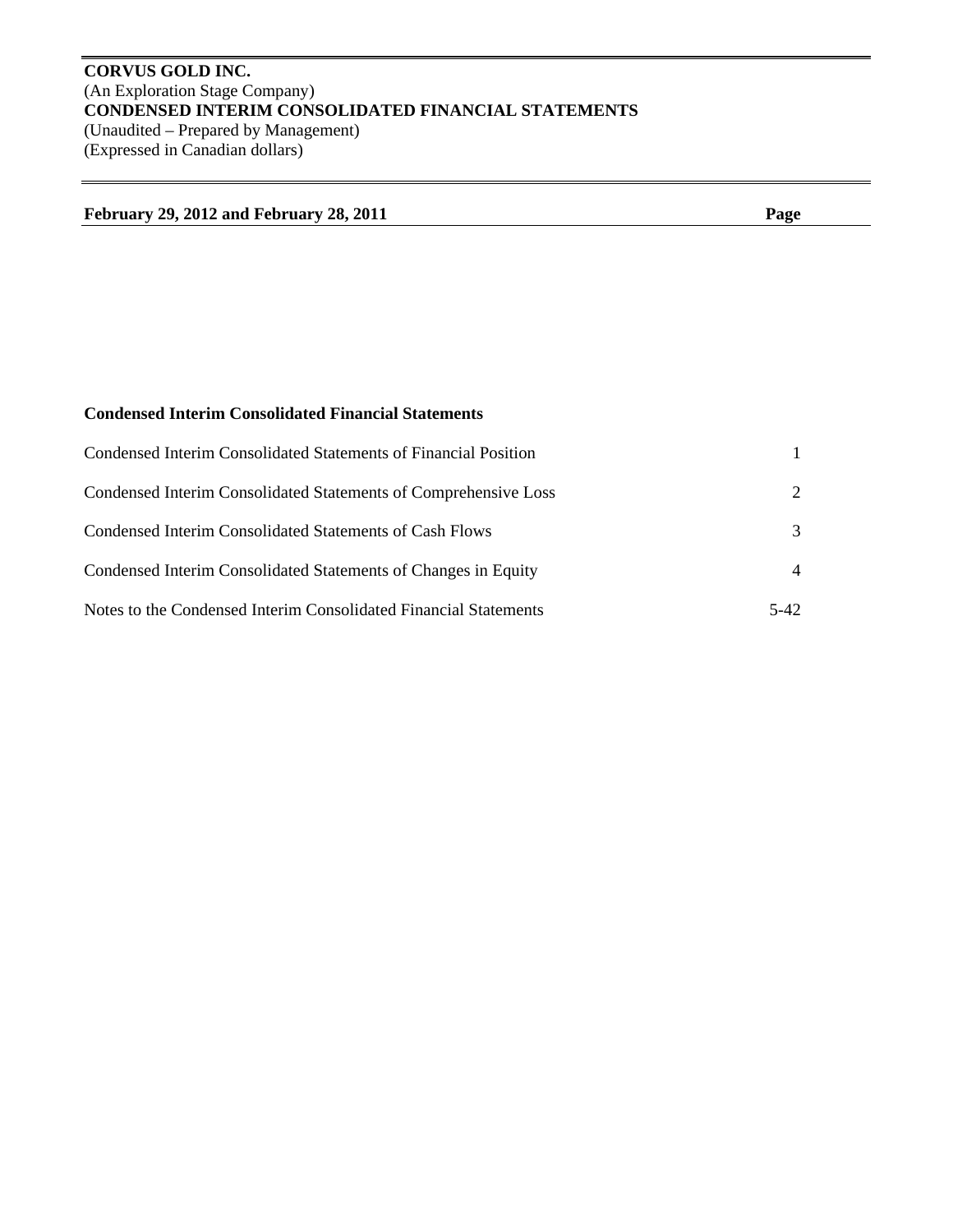**CORVUS GOLD INC.**
(An Exploration Stage Company)
**CONDENSED INTERIM CONSOLIDATED FINANCIAL STATEMENTS**
(Unaudited – Prepared by Management)
(Expressed in Canadian dollars)

| **February 29, 2012 and February 28, 2011** | **Page** |
|---|---|

**Condensed Interim Consolidated Financial Statements**

| | |
|---|---|
| Condensed Interim Consolidated Statements of Financial Position | 1 |
| Condensed Interim Consolidated Statements of Comprehensive Loss | 2 |
| Condensed Interim Consolidated Statements of Cash Flows | 3 |
| Condensed Interim Consolidated Statements of Changes in Equity | 4 |
| Notes to the Condensed Interim Consolidated Financial Statements | 5-42 |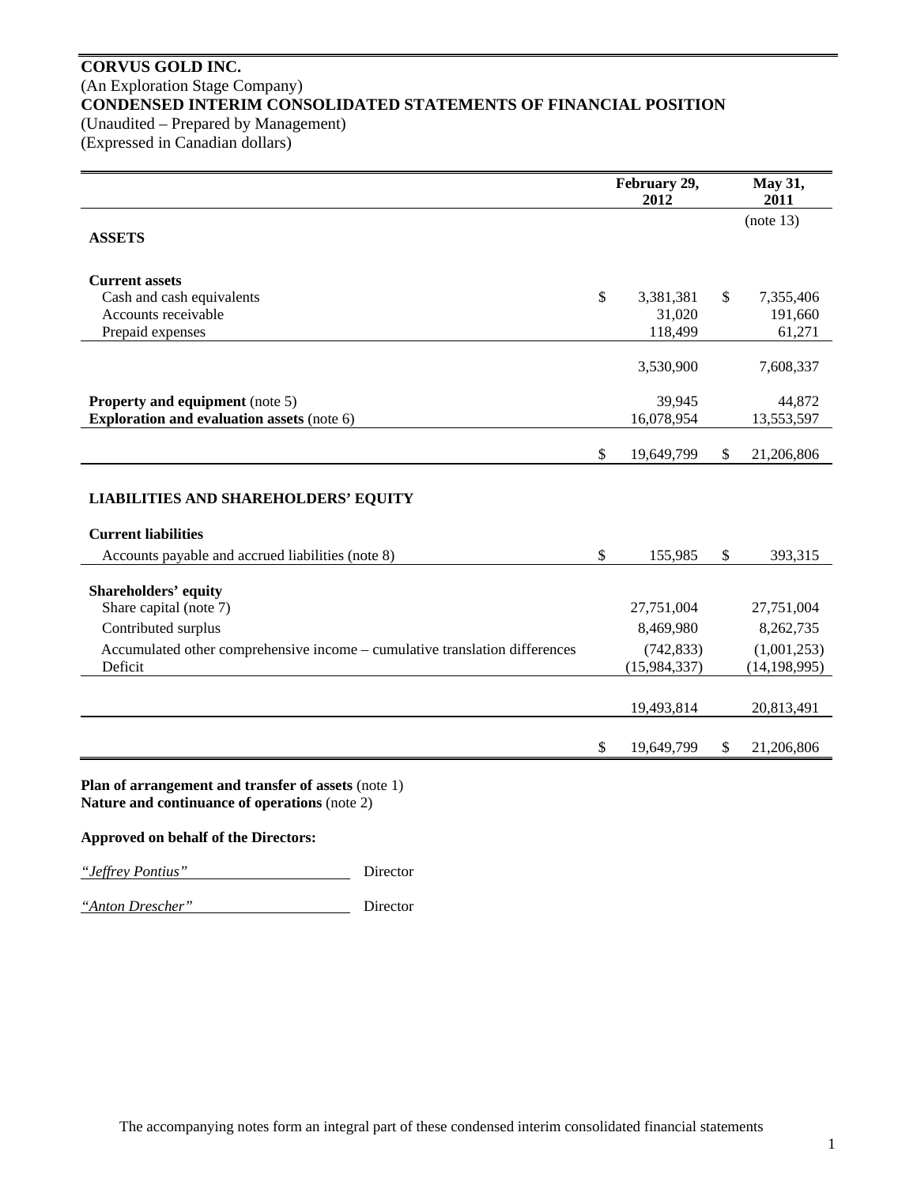**CORVUS GOLD INC.**
(An Exploration Stage Company)
**CONDENSED INTERIM CONSOLIDATED STATEMENTS OF FINANCIAL POSITION**
(Unaudited – Prepared by Management)
(Expressed in Canadian dollars)

| | February 29, 2012 | May 31, 2011 |
|---|---|---|
| | | (note 13) |
| **ASSETS** | | |
| **Current assets** | | |
| Cash and cash equivalents | $ 3,381,381 | $ 7,355,406 |
| Accounts receivable | 31,020 | 191,660 |
| Prepaid expenses | 118,499 | 61,271 |
| | 3,530,900 | 7,608,337 |
| **Property and equipment** (note 5) | 39,945 | 44,872 |
| **Exploration and evaluation assets** (note 6) | 16,078,954 | 13,553,597 |
| | $ 19,649,799 | $ 21,206,806 |
| **LIABILITIES AND SHAREHOLDERS' EQUITY** | | |
| **Current liabilities** | | |
| Accounts payable and accrued liabilities (note 8) | $ 155,985 | $ 393,315 |
| **Shareholders' equity** | | |
| Share capital (note 7) | 27,751,004 | 27,751,004 |
| Contributed surplus | 8,469,980 | 8,262,735 |
| Accumulated other comprehensive income – cumulative translation differences | (742,833) | (1,001,253) |
| Deficit | (15,984,337) | (14,198,995) |
| | 19,493,814 | 20,813,491 |
| | $ 19,649,799 | $ 21,206,806 |

**Plan of arrangement and transfer of assets** (note 1)
**Nature and continuance of operations** (note 2)

**Approved on behalf of the Directors:**

*"Jeffrey Pontius"* Director

*"Anton Drescher"* Director

The accompanying notes form an integral part of these condensed interim consolidated financial statements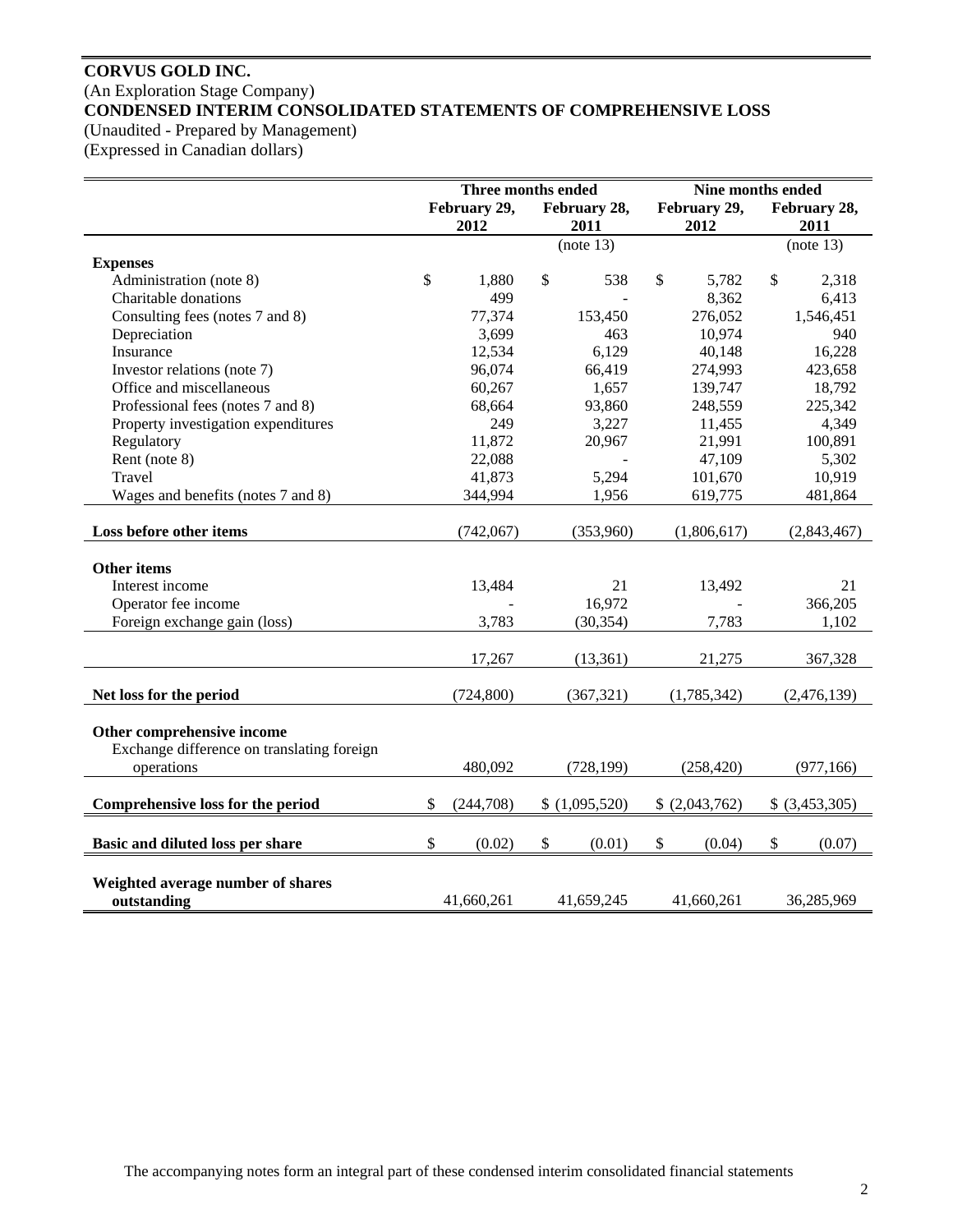**CORVUS GOLD INC.**
(An Exploration Stage Company)
**CONDENSED INTERIM CONSOLIDATED STATEMENTS OF COMPREHENSIVE LOSS**
(Unaudited - Prepared by Management)
(Expressed in Canadian dollars)

| | Three months ended | | Nine months ended | |
|---|---|---|---|---|
| | February 29, 2012 | February 28, 2011 | February 29, 2012 | February 28, 2011 |
| | | (note 13) | | (note 13) |
| **Expenses** | | | | |
| Administration (note 8) | $ 1,880 | $ 538 | $ 5,782 | $ 2,318 |
| Charitable donations | 499 | - | 8,362 | 6,413 |
| Consulting fees (notes 7 and 8) | 77,374 | 153,450 | 276,052 | 1,546,451 |
| Depreciation | 3,699 | 463 | 10,974 | 940 |
| Insurance | 12,534 | 6,129 | 40,148 | 16,228 |
| Investor relations (note 7) | 96,074 | 66,419 | 274,993 | 423,658 |
| Office and miscellaneous | 60,267 | 1,657 | 139,747 | 18,792 |
| Professional fees (notes 7 and 8) | 68,664 | 93,860 | 248,559 | 225,342 |
| Property investigation expenditures | 249 | 3,227 | 11,455 | 4,349 |
| Regulatory | 11,872 | 20,967 | 21,991 | 100,891 |
| Rent (note 8) | 22,088 | - | 47,109 | 5,302 |
| Travel | 41,873 | 5,294 | 101,670 | 10,919 |
| Wages and benefits (notes 7 and 8) | 344,994 | 1,956 | 619,775 | 481,864 |
| **Loss before other items** | (742,067) | (353,960) | (1,806,617) | (2,843,467) |
| **Other items** | | | | |
| Interest income | 13,484 | 21 | 13,492 | 21 |
| Operator fee income | - | 16,972 | - | 366,205 |
| Foreign exchange gain (loss) | 3,783 | (30,354) | 7,783 | 1,102 |
| | 17,267 | (13,361) | 21,275 | 367,328 |
| **Net loss for the period** | (724,800) | (367,321) | (1,785,342) | (2,476,139) |
| **Other comprehensive income** | | | | |
| Exchange difference on translating foreign operations | 480,092 | (728,199) | (258,420) | (977,166) |
| **Comprehensive loss for the period** | $ (244,708) | $ (1,095,520) | $ (2,043,762) | $ (3,453,305) |
| **Basic and diluted loss per share** | $ (0.02) | $ (0.01) | $ (0.04) | $ (0.07) |
| **Weighted average number of shares outstanding** | 41,660,261 | 41,659,245 | 41,660,261 | 36,285,969 |

The accompanying notes form an integral part of these condensed interim consolidated financial statements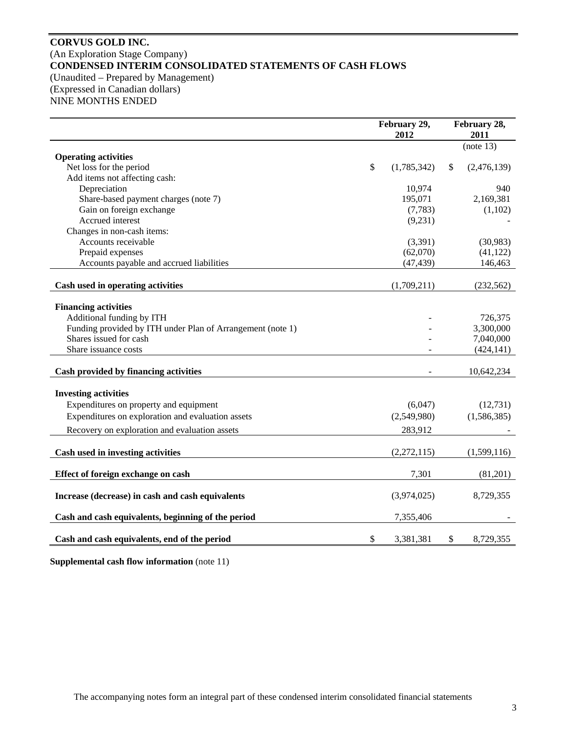**CORVUS GOLD INC.**
(An Exploration Stage Company)
**CONDENSED INTERIM CONSOLIDATED STATEMENTS OF CASH FLOWS**
(Unaudited – Prepared by Management)
(Expressed in Canadian dollars)
NINE MONTHS ENDED

| | February 29, 2012 | February 28, 2011 |
|---|---|---|
| | | (note 13) |
| **Operating activities** | | |
| Net loss for the period | $ (1,785,342) | $ (2,476,139) |
| Add items not affecting cash: | | |
| Depreciation | 10,974 | 940 |
| Share-based payment charges (note 7) | 195,071 | 2,169,381 |
| Gain on foreign exchange | (7,783) | (1,102) |
| Accrued interest | (9,231) | - |
| Changes in non-cash items: | | |
| Accounts receivable | (3,391) | (30,983) |
| Prepaid expenses | (62,070) | (41,122) |
| Accounts payable and accrued liabilities | (47,439) | 146,463 |
| **Cash used in operating activities** | (1,709,211) | (232,562) |
| **Financing activities** | | |
| Additional funding by ITH | - | 726,375 |
| Funding provided by ITH under Plan of Arrangement (note 1) | - | 3,300,000 |
| Shares issued for cash | - | 7,040,000 |
| Share issuance costs | - | (424,141) |
| **Cash provided by financing activities** | - | 10,642,234 |
| **Investing activities** | | |
| Expenditures on property and equipment | (6,047) | (12,731) |
| Expenditures on exploration and evaluation assets | (2,549,980) | (1,586,385) |
| Recovery on exploration and evaluation assets | 283,912 | - |
| **Cash used in investing activities** | (2,272,115) | (1,599,116) |
| **Effect of foreign exchange on cash** | 7,301 | (81,201) |
| **Increase (decrease) in cash and cash equivalents** | (3,974,025) | 8,729,355 |
| **Cash and cash equivalents, beginning of the period** | 7,355,406 | - |
| **Cash and cash equivalents, end of the period** | $ 3,381,381 | $ 8,729,355 |

**Supplemental cash flow information** (note 11)

The accompanying notes form an integral part of these condensed interim consolidated financial statements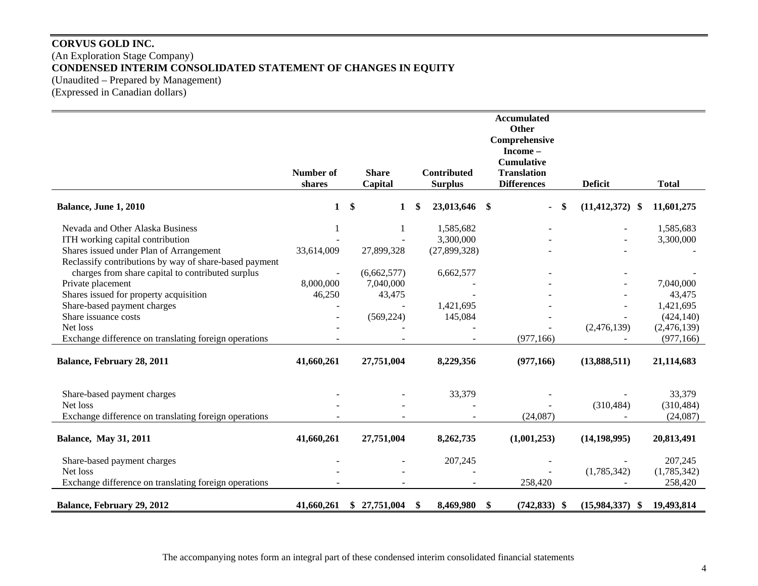**CORVUS GOLD INC.**
(An Exploration Stage Company)
**CONDENSED INTERIM CONSOLIDATED STATEMENT OF CHANGES IN EQUITY**
(Unaudited – Prepared by Management)
(Expressed in Canadian dollars)

| | Number of shares | Share Capital | Contributed Surplus | Accumulated Other Comprehensive Income – Cumulative Translation Differences | Deficit | Total |
|---|---|---|---|---|---|---|
| **Balance, June 1, 2010** | **1** | **$ 1** | **$ 23,013,646** | **$ -** | **$ (11,412,372)** | **$ 11,601,275** |
| Nevada and Other Alaska Business | 1 | 1 | 1,585,682 | - | - | 1,585,683 |
| ITH working capital contribution | - | - | 3,300,000 | - | - | 3,300,000 |
| Shares issued under Plan of Arrangement | 33,614,009 | 27,899,328 | (27,899,328) | - | - | - |
| Reclassify contributions by way of share-based payment charges from share capital to contributed surplus | - | (6,662,577) | 6,662,577 | - | - | - |
| Private placement | 8,000,000 | 7,040,000 | - | - | - | 7,040,000 |
| Shares issued for property acquisition | 46,250 | 43,475 | - | - | - | 43,475 |
| Share-based payment charges | - | - | 1,421,695 | - | - | 1,421,695 |
| Share issuance costs | - | (569,224) | 145,084 | - | - | (424,140) |
| Net loss | - | - | - | - | (2,476,139) | (2,476,139) |
| Exchange difference on translating foreign operations | - | - | - | (977,166) | - | (977,166) |
| **Balance, February 28, 2011** | **41,660,261** | **27,751,004** | **8,229,356** | **(977,166)** | **(13,888,511)** | **21,114,683** |
| Share-based payment charges | - | - | 33,379 | - | - | 33,379 |
| Net loss | - | - | - | - | (310,484) | (310,484) |
| Exchange difference on translating foreign operations | - | - | - | (24,087) | - | (24,087) |
| **Balance, May 31, 2011** | **41,660,261** | **27,751,004** | **8,262,735** | **(1,001,253)** | **(14,198,995)** | **20,813,491** |
| Share-based payment charges | - | - | 207,245 | - | - | 207,245 |
| Net loss | - | - | - | - | (1,785,342) | (1,785,342) |
| Exchange difference on translating foreign operations | - | - | - | 258,420 | - | 258,420 |
| **Balance, February 29, 2012** | **41,660,261** | **$ 27,751,004** | **$ 8,469,980** | **$ (742,833)** | **$ (15,984,337)** | **$ 19,493,814** |

The accompanying notes form an integral part of these condensed interim consolidated financial statements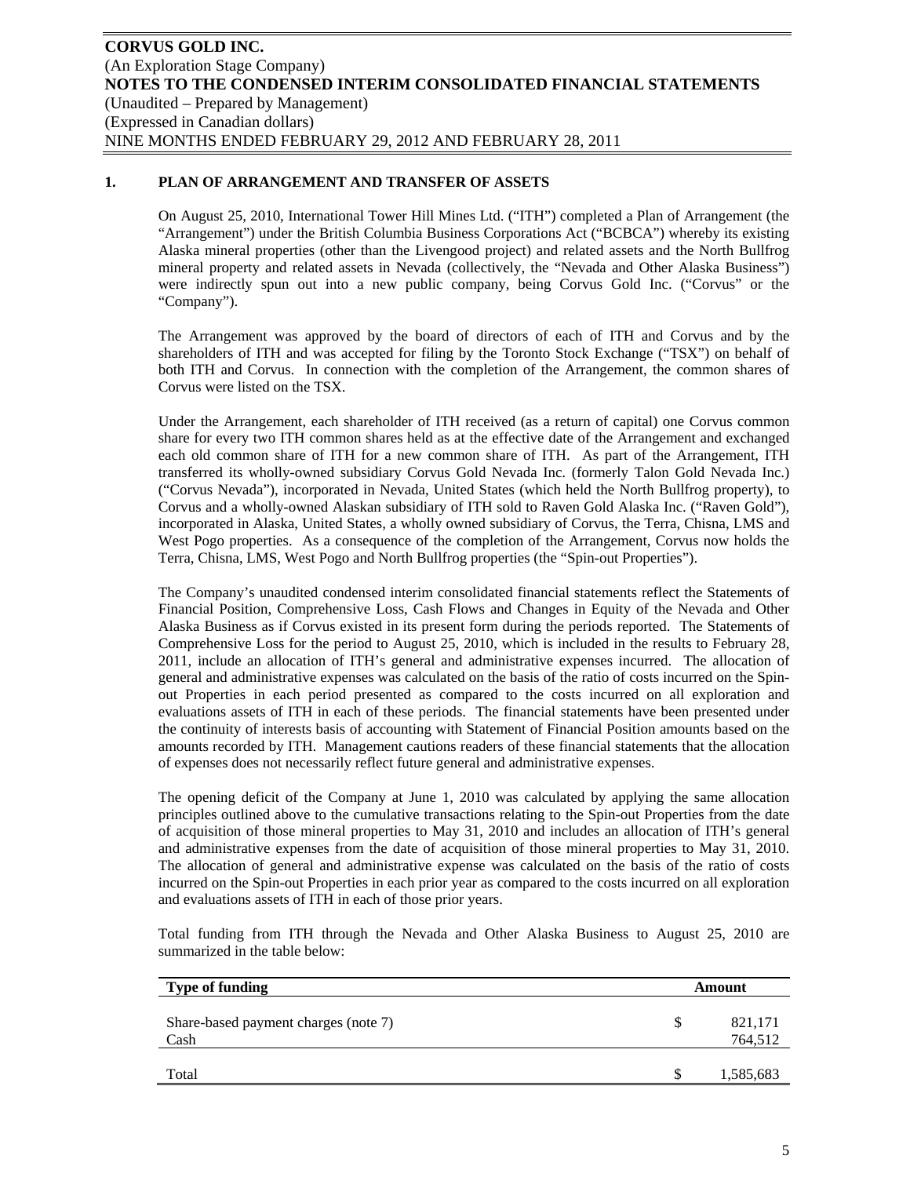## 1. PLAN OF ARRANGEMENT AND TRANSFER OF ASSETS

On August 25, 2010, International Tower Hill Mines Ltd. ("ITH") completed a Plan of Arrangement (the "Arrangement") under the British Columbia Business Corporations Act ("BCBCA") whereby its existing Alaska mineral properties (other than the Livengood project) and related assets and the North Bullfrog mineral property and related assets in Nevada (collectively, the "Nevada and Other Alaska Business") were indirectly spun out into a new public company, being Corvus Gold Inc. ("Corvus" or the "Company").

The Arrangement was approved by the board of directors of each of ITH and Corvus and by the shareholders of ITH and was accepted for filing by the Toronto Stock Exchange ("TSX") on behalf of both ITH and Corvus. In connection with the completion of the Arrangement, the common shares of Corvus were listed on the TSX.

Under the Arrangement, each shareholder of ITH received (as a return of capital) one Corvus common share for every two ITH common shares held as at the effective date of the Arrangement and exchanged each old common share of ITH for a new common share of ITH. As part of the Arrangement, ITH transferred its wholly-owned subsidiary Corvus Gold Nevada Inc. (formerly Talon Gold Nevada Inc.) ("Corvus Nevada"), incorporated in Nevada, United States (which held the North Bullfrog property), to Corvus and a wholly-owned Alaskan subsidiary of ITH sold to Raven Gold Alaska Inc. ("Raven Gold"), incorporated in Alaska, United States, a wholly owned subsidiary of Corvus, the Terra, Chisna, LMS and West Pogo properties. As a consequence of the completion of the Arrangement, Corvus now holds the Terra, Chisna, LMS, West Pogo and North Bullfrog properties (the "Spin-out Properties").

The Company's unaudited condensed interim consolidated financial statements reflect the Statements of Financial Position, Comprehensive Loss, Cash Flows and Changes in Equity of the Nevada and Other Alaska Business as if Corvus existed in its present form during the periods reported. The Statements of Comprehensive Loss for the period to August 25, 2010, which is included in the results to February 28, 2011, include an allocation of ITH's general and administrative expenses incurred. The allocation of general and administrative expenses was calculated on the basis of the ratio of costs incurred on the Spin-out Properties in each period presented as compared to the costs incurred on all exploration and evaluations assets of ITH in each of these periods. The financial statements have been presented under the continuity of interests basis of accounting with Statement of Financial Position amounts based on the amounts recorded by ITH. Management cautions readers of these financial statements that the allocation of expenses does not necessarily reflect future general and administrative expenses.

The opening deficit of the Company at June 1, 2010 was calculated by applying the same allocation principles outlined above to the cumulative transactions relating to the Spin-out Properties from the date of acquisition of those mineral properties to May 31, 2010 and includes an allocation of ITH's general and administrative expenses from the date of acquisition of those mineral properties to May 31, 2010. The allocation of general and administrative expense was calculated on the basis of the ratio of costs incurred on the Spin-out Properties in each prior year as compared to the costs incurred on all exploration and evaluations assets of ITH in each of those prior years.

Total funding from ITH through the Nevada and Other Alaska Business to August 25, 2010 are summarized in the table below:

| Type of funding | | Amount |
|---|---|---|
| Share-based payment charges (note 7) | $ | 821,171 |
| Cash | | 764,512 |
| Total | $ | 1,585,683 |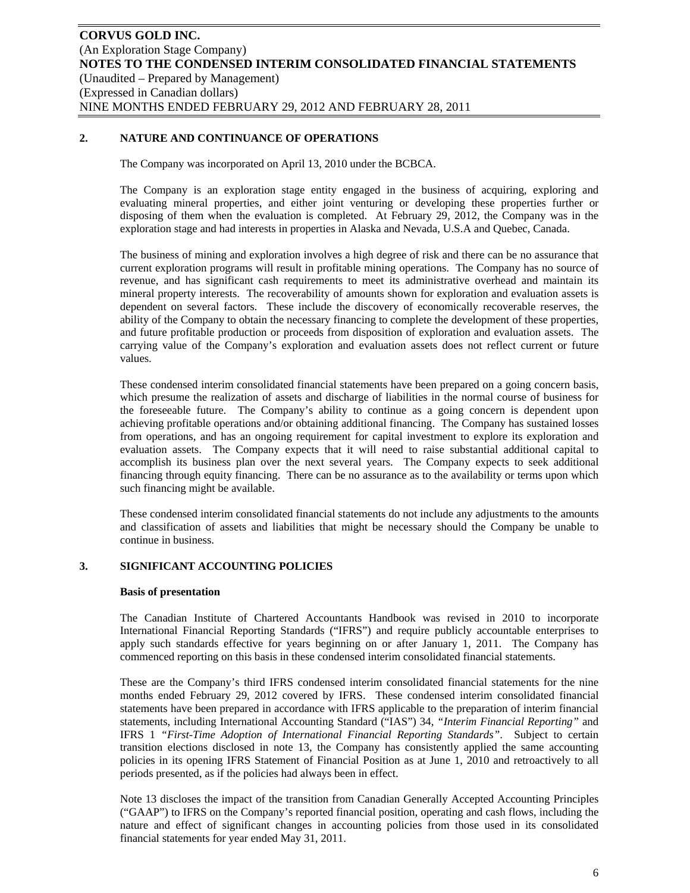## 2. NATURE AND CONTINUANCE OF OPERATIONS

The Company was incorporated on April 13, 2010 under the BCBCA.

The Company is an exploration stage entity engaged in the business of acquiring, exploring and evaluating mineral properties, and either joint venturing or developing these properties further or disposing of them when the evaluation is completed. At February 29, 2012, the Company was in the exploration stage and had interests in properties in Alaska and Nevada, U.S.A and Quebec, Canada.

The business of mining and exploration involves a high degree of risk and there can be no assurance that current exploration programs will result in profitable mining operations. The Company has no source of revenue, and has significant cash requirements to meet its administrative overhead and maintain its mineral property interests. The recoverability of amounts shown for exploration and evaluation assets is dependent on several factors. These include the discovery of economically recoverable reserves, the ability of the Company to obtain the necessary financing to complete the development of these properties, and future profitable production or proceeds from disposition of exploration and evaluation assets. The carrying value of the Company's exploration and evaluation assets does not reflect current or future values.

These condensed interim consolidated financial statements have been prepared on a going concern basis, which presume the realization of assets and discharge of liabilities in the normal course of business for the foreseeable future. The Company's ability to continue as a going concern is dependent upon achieving profitable operations and/or obtaining additional financing. The Company has sustained losses from operations, and has an ongoing requirement for capital investment to explore its exploration and evaluation assets. The Company expects that it will need to raise substantial additional capital to accomplish its business plan over the next several years. The Company expects to seek additional financing through equity financing. There can be no assurance as to the availability or terms upon which such financing might be available.

These condensed interim consolidated financial statements do not include any adjustments to the amounts and classification of assets and liabilities that might be necessary should the Company be unable to continue in business.

## 3. SIGNIFICANT ACCOUNTING POLICIES

**Basis of presentation**

The Canadian Institute of Chartered Accountants Handbook was revised in 2010 to incorporate International Financial Reporting Standards ("IFRS") and require publicly accountable enterprises to apply such standards effective for years beginning on or after January 1, 2011. The Company has commenced reporting on this basis in these condensed interim consolidated financial statements.

These are the Company's third IFRS condensed interim consolidated financial statements for the nine months ended February 29, 2012 covered by IFRS. These condensed interim consolidated financial statements have been prepared in accordance with IFRS applicable to the preparation of interim financial statements, including International Accounting Standard ("IAS") 34, *"Interim Financial Reporting"* and IFRS 1 *"First-Time Adoption of International Financial Reporting Standards"*. Subject to certain transition elections disclosed in note 13, the Company has consistently applied the same accounting policies in its opening IFRS Statement of Financial Position as at June 1, 2010 and retroactively to all periods presented, as if the policies had always been in effect.

Note 13 discloses the impact of the transition from Canadian Generally Accepted Accounting Principles ("GAAP") to IFRS on the Company's reported financial position, operating and cash flows, including the nature and effect of significant changes in accounting policies from those used in its consolidated financial statements for year ended May 31, 2011.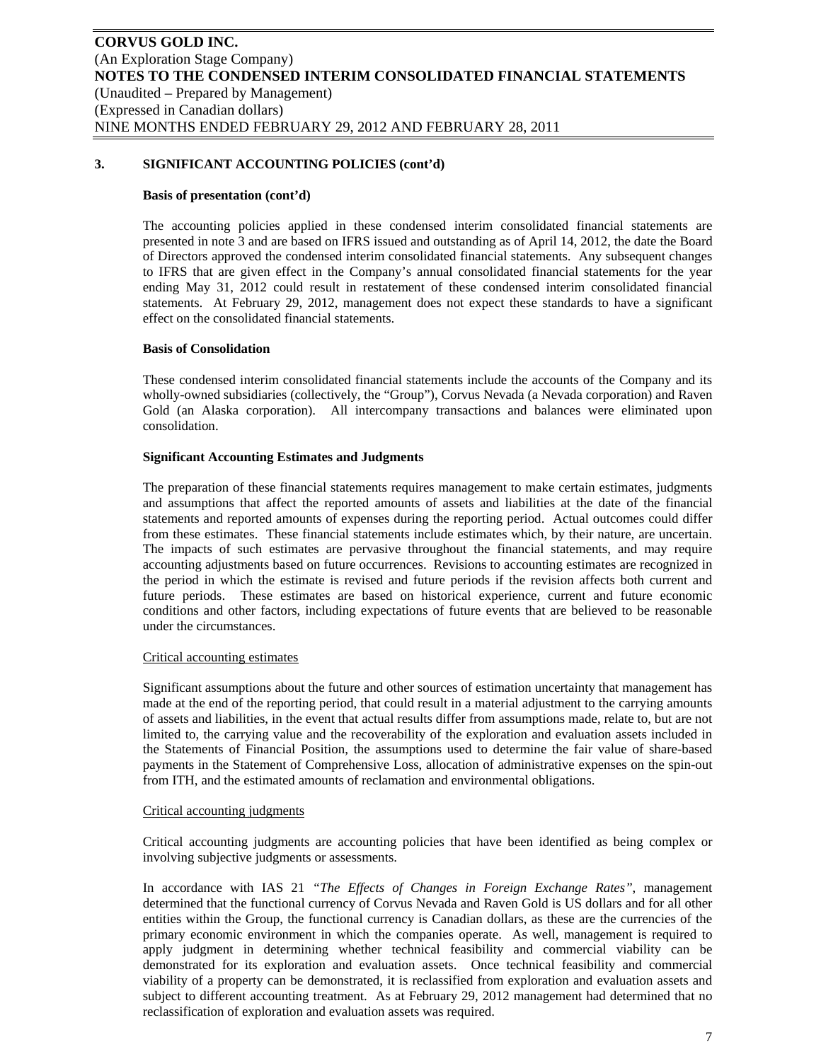## 3. SIGNIFICANT ACCOUNTING POLICIES (cont'd)

### Basis of presentation (cont'd)

The accounting policies applied in these condensed interim consolidated financial statements are presented in note 3 and are based on IFRS issued and outstanding as of April 14, 2012, the date the Board of Directors approved the condensed interim consolidated financial statements. Any subsequent changes to IFRS that are given effect in the Company's annual consolidated financial statements for the year ending May 31, 2012 could result in restatement of these condensed interim consolidated financial statements. At February 29, 2012, management does not expect these standards to have a significant effect on the consolidated financial statements.

### Basis of Consolidation

These condensed interim consolidated financial statements include the accounts of the Company and its wholly-owned subsidiaries (collectively, the "Group"), Corvus Nevada (a Nevada corporation) and Raven Gold (an Alaska corporation). All intercompany transactions and balances were eliminated upon consolidation.

### Significant Accounting Estimates and Judgments

The preparation of these financial statements requires management to make certain estimates, judgments and assumptions that affect the reported amounts of assets and liabilities at the date of the financial statements and reported amounts of expenses during the reporting period. Actual outcomes could differ from these estimates. These financial statements include estimates which, by their nature, are uncertain. The impacts of such estimates are pervasive throughout the financial statements, and may require accounting adjustments based on future occurrences. Revisions to accounting estimates are recognized in the period in which the estimate is revised and future periods if the revision affects both current and future periods. These estimates are based on historical experience, current and future economic conditions and other factors, including expectations of future events that are believed to be reasonable under the circumstances.

Critical accounting estimates

Significant assumptions about the future and other sources of estimation uncertainty that management has made at the end of the reporting period, that could result in a material adjustment to the carrying amounts of assets and liabilities, in the event that actual results differ from assumptions made, relate to, but are not limited to, the carrying value and the recoverability of the exploration and evaluation assets included in the Statements of Financial Position, the assumptions used to determine the fair value of share-based payments in the Statement of Comprehensive Loss, allocation of administrative expenses on the spin-out from ITH, and the estimated amounts of reclamation and environmental obligations.

Critical accounting judgments

Critical accounting judgments are accounting policies that have been identified as being complex or involving subjective judgments or assessments.

In accordance with IAS 21 *"The Effects of Changes in Foreign Exchange Rates"*, management determined that the functional currency of Corvus Nevada and Raven Gold is US dollars and for all other entities within the Group, the functional currency is Canadian dollars, as these are the currencies of the primary economic environment in which the companies operate. As well, management is required to apply judgment in determining whether technical feasibility and commercial viability can be demonstrated for its exploration and evaluation assets. Once technical feasibility and commercial viability of a property can be demonstrated, it is reclassified from exploration and evaluation assets and subject to different accounting treatment. As at February 29, 2012 management had determined that no reclassification of exploration and evaluation assets was required.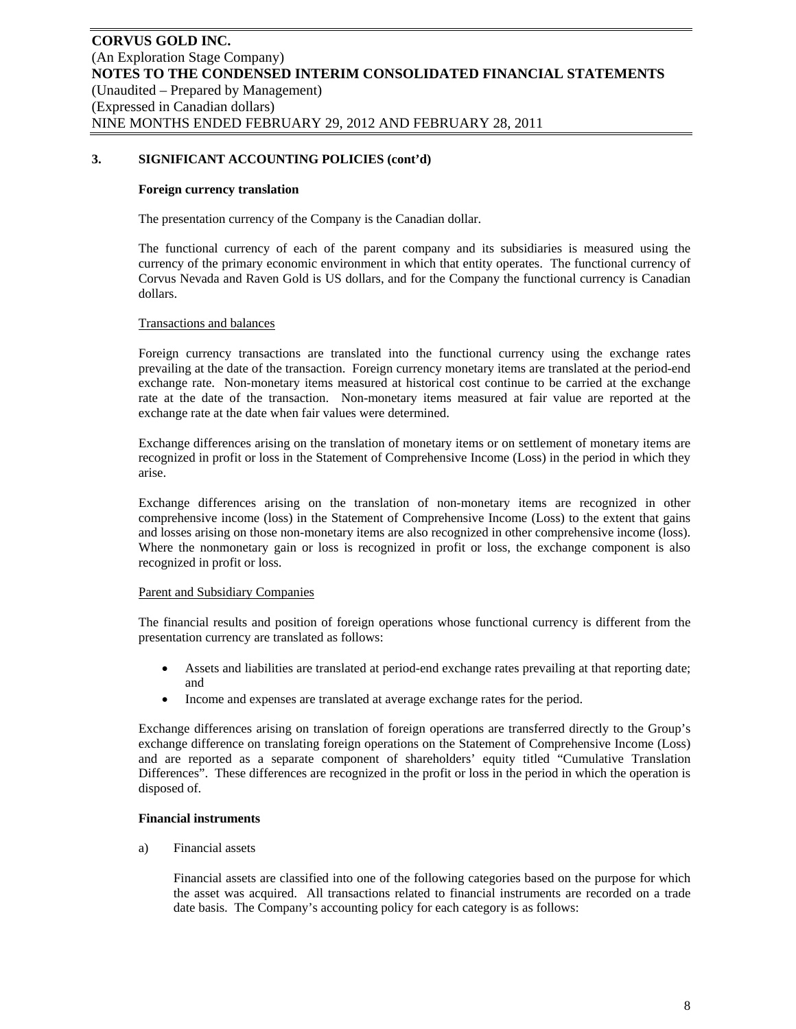### 3. SIGNIFICANT ACCOUNTING POLICIES (cont'd)

**Foreign currency translation**

The presentation currency of the Company is the Canadian dollar.

The functional currency of each of the parent company and its subsidiaries is measured using the currency of the primary economic environment in which that entity operates. The functional currency of Corvus Nevada and Raven Gold is US dollars, and for the Company the functional currency is Canadian dollars.

Transactions and balances

Foreign currency transactions are translated into the functional currency using the exchange rates prevailing at the date of the transaction. Foreign currency monetary items are translated at the period-end exchange rate. Non-monetary items measured at historical cost continue to be carried at the exchange rate at the date of the transaction. Non-monetary items measured at fair value are reported at the exchange rate at the date when fair values were determined.

Exchange differences arising on the translation of monetary items or on settlement of monetary items are recognized in profit or loss in the Statement of Comprehensive Income (Loss) in the period in which they arise.

Exchange differences arising on the translation of non-monetary items are recognized in other comprehensive income (loss) in the Statement of Comprehensive Income (Loss) to the extent that gains and losses arising on those non-monetary items are also recognized in other comprehensive income (loss). Where the nonmonetary gain or loss is recognized in profit or loss, the exchange component is also recognized in profit or loss.

Parent and Subsidiary Companies

The financial results and position of foreign operations whose functional currency is different from the presentation currency are translated as follows:

- Assets and liabilities are translated at period-end exchange rates prevailing at that reporting date; and
- Income and expenses are translated at average exchange rates for the period.

Exchange differences arising on translation of foreign operations are transferred directly to the Group's exchange difference on translating foreign operations on the Statement of Comprehensive Income (Loss) and are reported as a separate component of shareholders' equity titled "Cumulative Translation Differences". These differences are recognized in the profit or loss in the period in which the operation is disposed of.

**Financial instruments**

a) Financial assets

Financial assets are classified into one of the following categories based on the purpose for which the asset was acquired. All transactions related to financial instruments are recorded on a trade date basis. The Company's accounting policy for each category is as follows: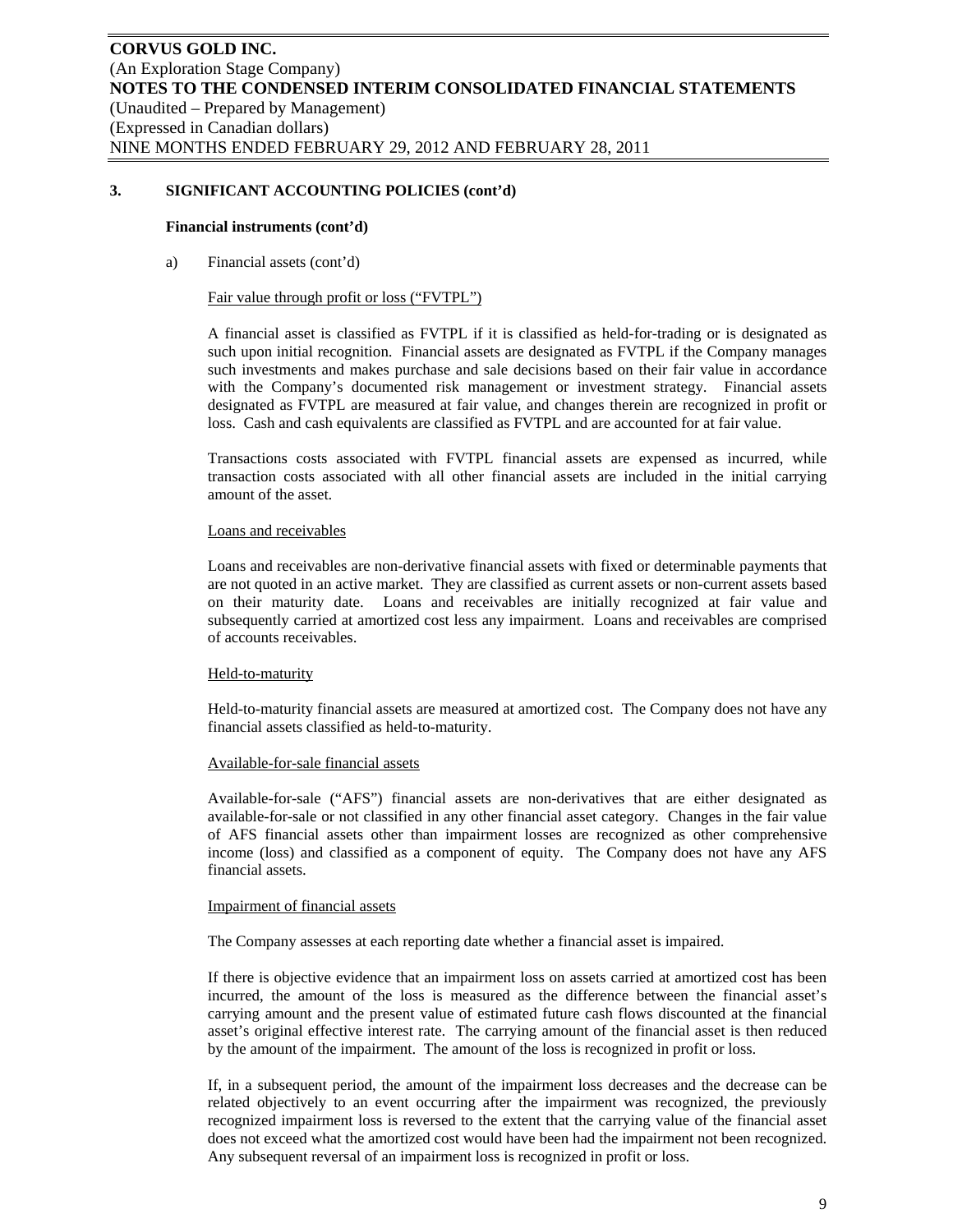## 3. SIGNIFICANT ACCOUNTING POLICIES (cont'd)

### Financial instruments (cont'd)

a) Financial assets (cont'd)

Fair value through profit or loss ("FVTPL")

A financial asset is classified as FVTPL if it is classified as held-for-trading or is designated as such upon initial recognition. Financial assets are designated as FVTPL if the Company manages such investments and makes purchase and sale decisions based on their fair value in accordance with the Company's documented risk management or investment strategy. Financial assets designated as FVTPL are measured at fair value, and changes therein are recognized in profit or loss. Cash and cash equivalents are classified as FVTPL and are accounted for at fair value.

Transactions costs associated with FVTPL financial assets are expensed as incurred, while transaction costs associated with all other financial assets are included in the initial carrying amount of the asset.

Loans and receivables

Loans and receivables are non-derivative financial assets with fixed or determinable payments that are not quoted in an active market. They are classified as current assets or non-current assets based on their maturity date. Loans and receivables are initially recognized at fair value and subsequently carried at amortized cost less any impairment. Loans and receivables are comprised of accounts receivables.

Held-to-maturity

Held-to-maturity financial assets are measured at amortized cost. The Company does not have any financial assets classified as held-to-maturity.

Available-for-sale financial assets

Available-for-sale ("AFS") financial assets are non-derivatives that are either designated as available-for-sale or not classified in any other financial asset category. Changes in the fair value of AFS financial assets other than impairment losses are recognized as other comprehensive income (loss) and classified as a component of equity. The Company does not have any AFS financial assets.

Impairment of financial assets

The Company assesses at each reporting date whether a financial asset is impaired.

If there is objective evidence that an impairment loss on assets carried at amortized cost has been incurred, the amount of the loss is measured as the difference between the financial asset's carrying amount and the present value of estimated future cash flows discounted at the financial asset's original effective interest rate. The carrying amount of the financial asset is then reduced by the amount of the impairment. The amount of the loss is recognized in profit or loss.

If, in a subsequent period, the amount of the impairment loss decreases and the decrease can be related objectively to an event occurring after the impairment was recognized, the previously recognized impairment loss is reversed to the extent that the carrying value of the financial asset does not exceed what the amortized cost would have been had the impairment not been recognized. Any subsequent reversal of an impairment loss is recognized in profit or loss.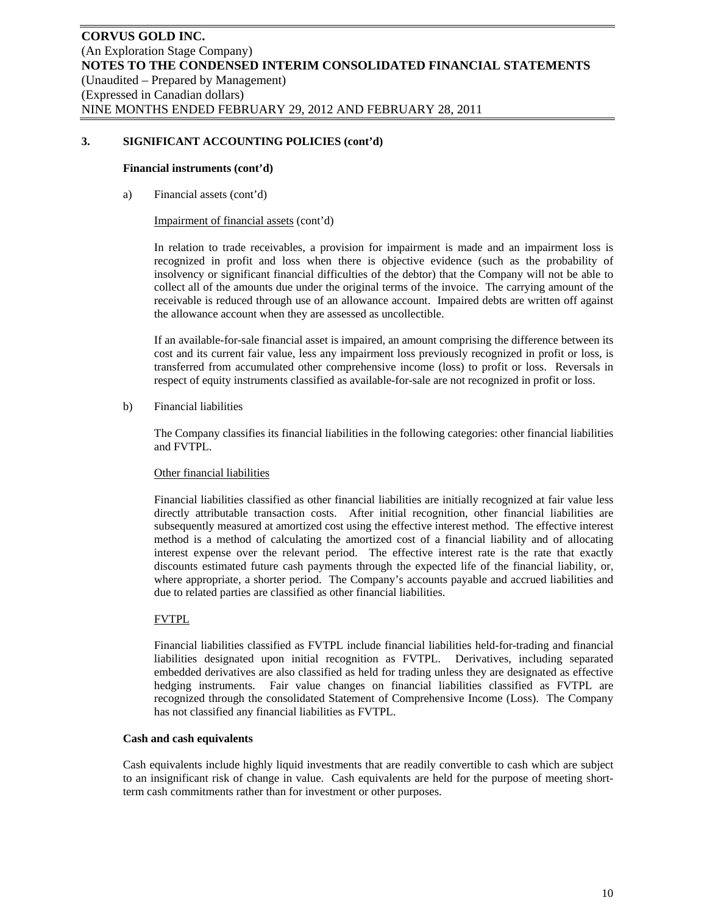## 3. SIGNIFICANT ACCOUNTING POLICIES (cont'd)

**Financial instruments (cont'd)**

a) Financial assets (cont'd)

Impairment of financial assets (cont'd)

In relation to trade receivables, a provision for impairment is made and an impairment loss is recognized in profit and loss when there is objective evidence (such as the probability of insolvency or significant financial difficulties of the debtor) that the Company will not be able to collect all of the amounts due under the original terms of the invoice. The carrying amount of the receivable is reduced through use of an allowance account. Impaired debts are written off against the allowance account when they are assessed as uncollectible.

If an available-for-sale financial asset is impaired, an amount comprising the difference between its cost and its current fair value, less any impairment loss previously recognized in profit or loss, is transferred from accumulated other comprehensive income (loss) to profit or loss. Reversals in respect of equity instruments classified as available-for-sale are not recognized in profit or loss.

b) Financial liabilities

The Company classifies its financial liabilities in the following categories: other financial liabilities and FVTPL.

Other financial liabilities

Financial liabilities classified as other financial liabilities are initially recognized at fair value less directly attributable transaction costs. After initial recognition, other financial liabilities are subsequently measured at amortized cost using the effective interest method. The effective interest method is a method of calculating the amortized cost of a financial liability and of allocating interest expense over the relevant period. The effective interest rate is the rate that exactly discounts estimated future cash payments through the expected life of the financial liability, or, where appropriate, a shorter period. The Company's accounts payable and accrued liabilities and due to related parties are classified as other financial liabilities.

FVTPL

Financial liabilities classified as FVTPL include financial liabilities held-for-trading and financial liabilities designated upon initial recognition as FVTPL. Derivatives, including separated embedded derivatives are also classified as held for trading unless they are designated as effective hedging instruments. Fair value changes on financial liabilities classified as FVTPL are recognized through the consolidated Statement of Comprehensive Income (Loss). The Company has not classified any financial liabilities as FVTPL.

**Cash and cash equivalents**

Cash equivalents include highly liquid investments that are readily convertible to cash which are subject to an insignificant risk of change in value. Cash equivalents are held for the purpose of meeting short-term cash commitments rather than for investment or other purposes.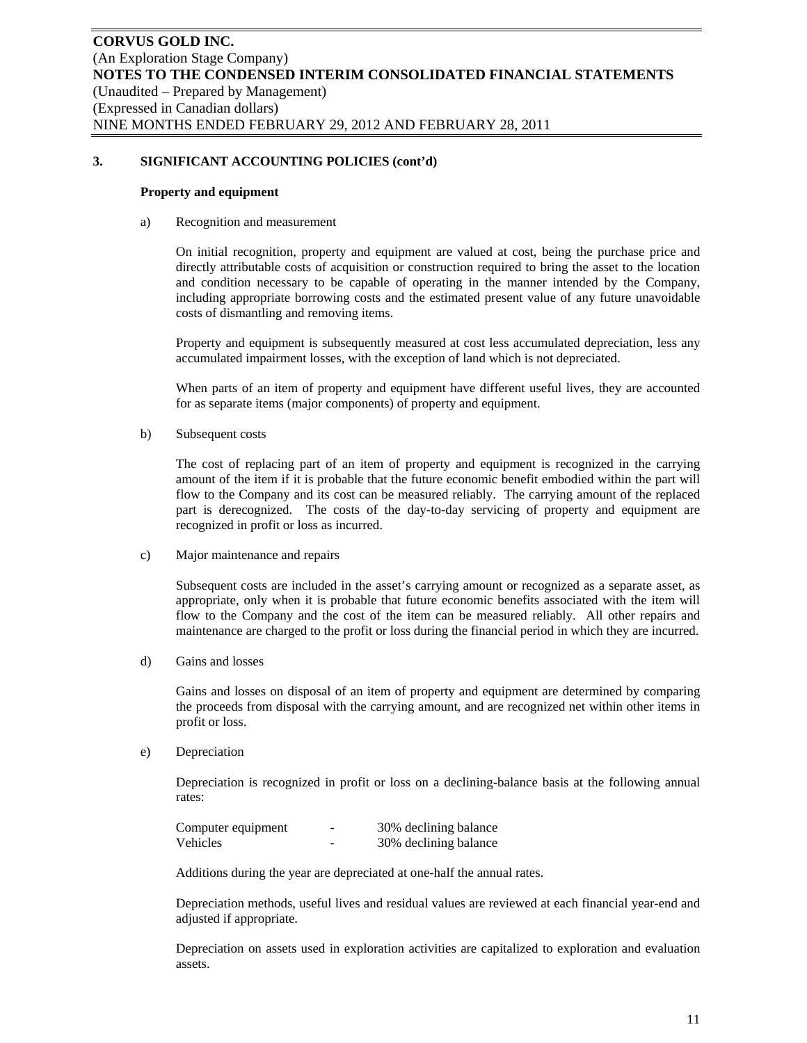## 3. SIGNIFICANT ACCOUNTING POLICIES (cont'd)

### Property and equipment

a) Recognition and measurement

On initial recognition, property and equipment are valued at cost, being the purchase price and directly attributable costs of acquisition or construction required to bring the asset to the location and condition necessary to be capable of operating in the manner intended by the Company, including appropriate borrowing costs and the estimated present value of any future unavoidable costs of dismantling and removing items.

Property and equipment is subsequently measured at cost less accumulated depreciation, less any accumulated impairment losses, with the exception of land which is not depreciated.

When parts of an item of property and equipment have different useful lives, they are accounted for as separate items (major components) of property and equipment.

b) Subsequent costs

The cost of replacing part of an item of property and equipment is recognized in the carrying amount of the item if it is probable that the future economic benefit embodied within the part will flow to the Company and its cost can be measured reliably. The carrying amount of the replaced part is derecognized. The costs of the day-to-day servicing of property and equipment are recognized in profit or loss as incurred.

c) Major maintenance and repairs

Subsequent costs are included in the asset's carrying amount or recognized as a separate asset, as appropriate, only when it is probable that future economic benefits associated with the item will flow to the Company and the cost of the item can be measured reliably. All other repairs and maintenance are charged to the profit or loss during the financial period in which they are incurred.

d) Gains and losses

Gains and losses on disposal of an item of property and equipment are determined by comparing the proceeds from disposal with the carrying amount, and are recognized net within other items in profit or loss.

e) Depreciation

Depreciation is recognized in profit or loss on a declining-balance basis at the following annual rates:

| | | |
|---|---|---|
| Computer equipment | - | 30% declining balance |
| Vehicles | - | 30% declining balance |

Additions during the year are depreciated at one-half the annual rates.

Depreciation methods, useful lives and residual values are reviewed at each financial year-end and adjusted if appropriate.

Depreciation on assets used in exploration activities are capitalized to exploration and evaluation assets.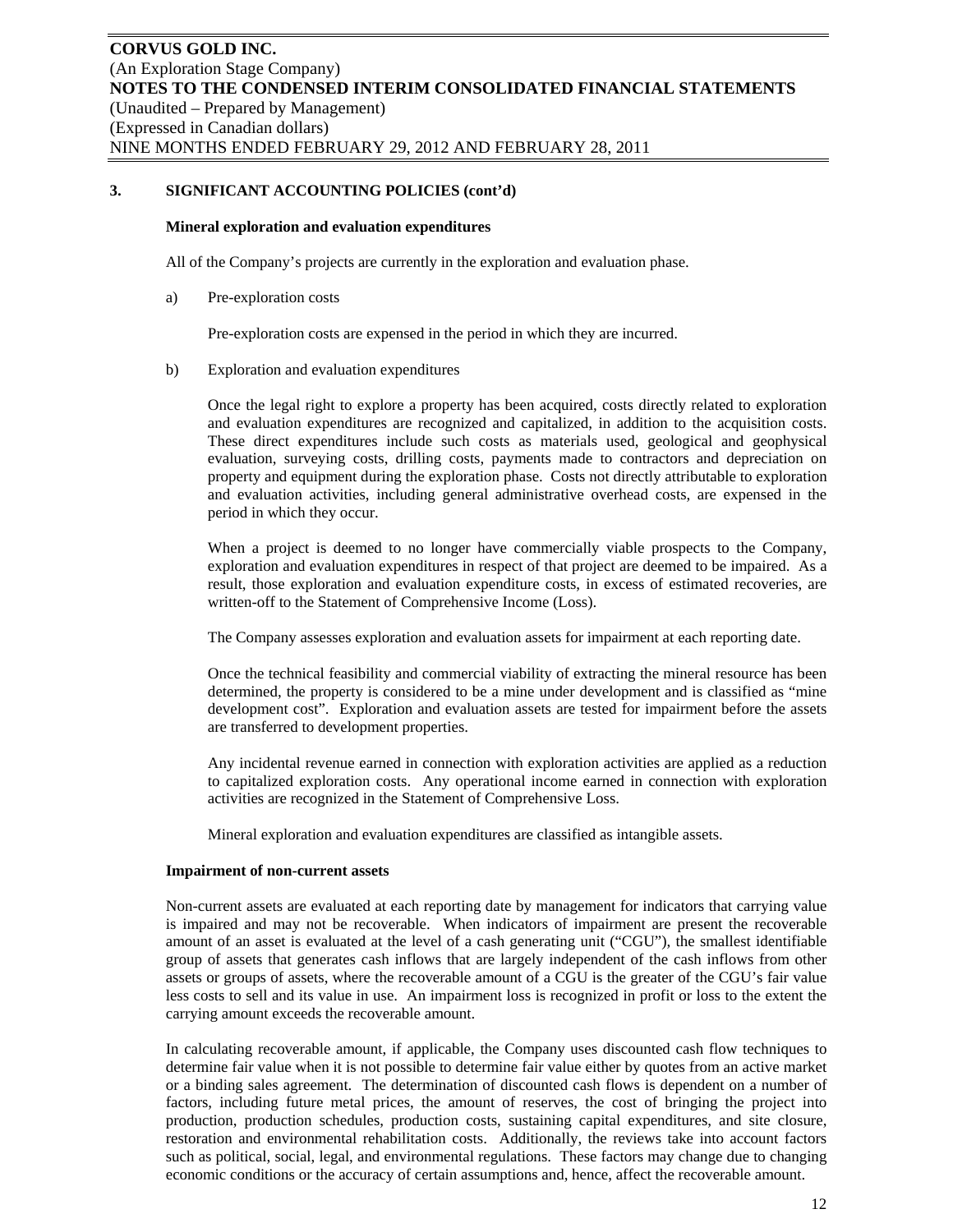## 3. SIGNIFICANT ACCOUNTING POLICIES (cont'd)

### Mineral exploration and evaluation expenditures

All of the Company's projects are currently in the exploration and evaluation phase.

a) Pre-exploration costs

Pre-exploration costs are expensed in the period in which they are incurred.

b) Exploration and evaluation expenditures

Once the legal right to explore a property has been acquired, costs directly related to exploration and evaluation expenditures are recognized and capitalized, in addition to the acquisition costs. These direct expenditures include such costs as materials used, geological and geophysical evaluation, surveying costs, drilling costs, payments made to contractors and depreciation on property and equipment during the exploration phase. Costs not directly attributable to exploration and evaluation activities, including general administrative overhead costs, are expensed in the period in which they occur.

When a project is deemed to no longer have commercially viable prospects to the Company, exploration and evaluation expenditures in respect of that project are deemed to be impaired. As a result, those exploration and evaluation expenditure costs, in excess of estimated recoveries, are written-off to the Statement of Comprehensive Income (Loss).

The Company assesses exploration and evaluation assets for impairment at each reporting date.

Once the technical feasibility and commercial viability of extracting the mineral resource has been determined, the property is considered to be a mine under development and is classified as "mine development cost". Exploration and evaluation assets are tested for impairment before the assets are transferred to development properties.

Any incidental revenue earned in connection with exploration activities are applied as a reduction to capitalized exploration costs. Any operational income earned in connection with exploration activities are recognized in the Statement of Comprehensive Loss.

Mineral exploration and evaluation expenditures are classified as intangible assets.

### Impairment of non-current assets

Non-current assets are evaluated at each reporting date by management for indicators that carrying value is impaired and may not be recoverable. When indicators of impairment are present the recoverable amount of an asset is evaluated at the level of a cash generating unit ("CGU"), the smallest identifiable group of assets that generates cash inflows that are largely independent of the cash inflows from other assets or groups of assets, where the recoverable amount of a CGU is the greater of the CGU's fair value less costs to sell and its value in use. An impairment loss is recognized in profit or loss to the extent the carrying amount exceeds the recoverable amount.

In calculating recoverable amount, if applicable, the Company uses discounted cash flow techniques to determine fair value when it is not possible to determine fair value either by quotes from an active market or a binding sales agreement. The determination of discounted cash flows is dependent on a number of factors, including future metal prices, the amount of reserves, the cost of bringing the project into production, production schedules, production costs, sustaining capital expenditures, and site closure, restoration and environmental rehabilitation costs. Additionally, the reviews take into account factors such as political, social, legal, and environmental regulations. These factors may change due to changing economic conditions or the accuracy of certain assumptions and, hence, affect the recoverable amount.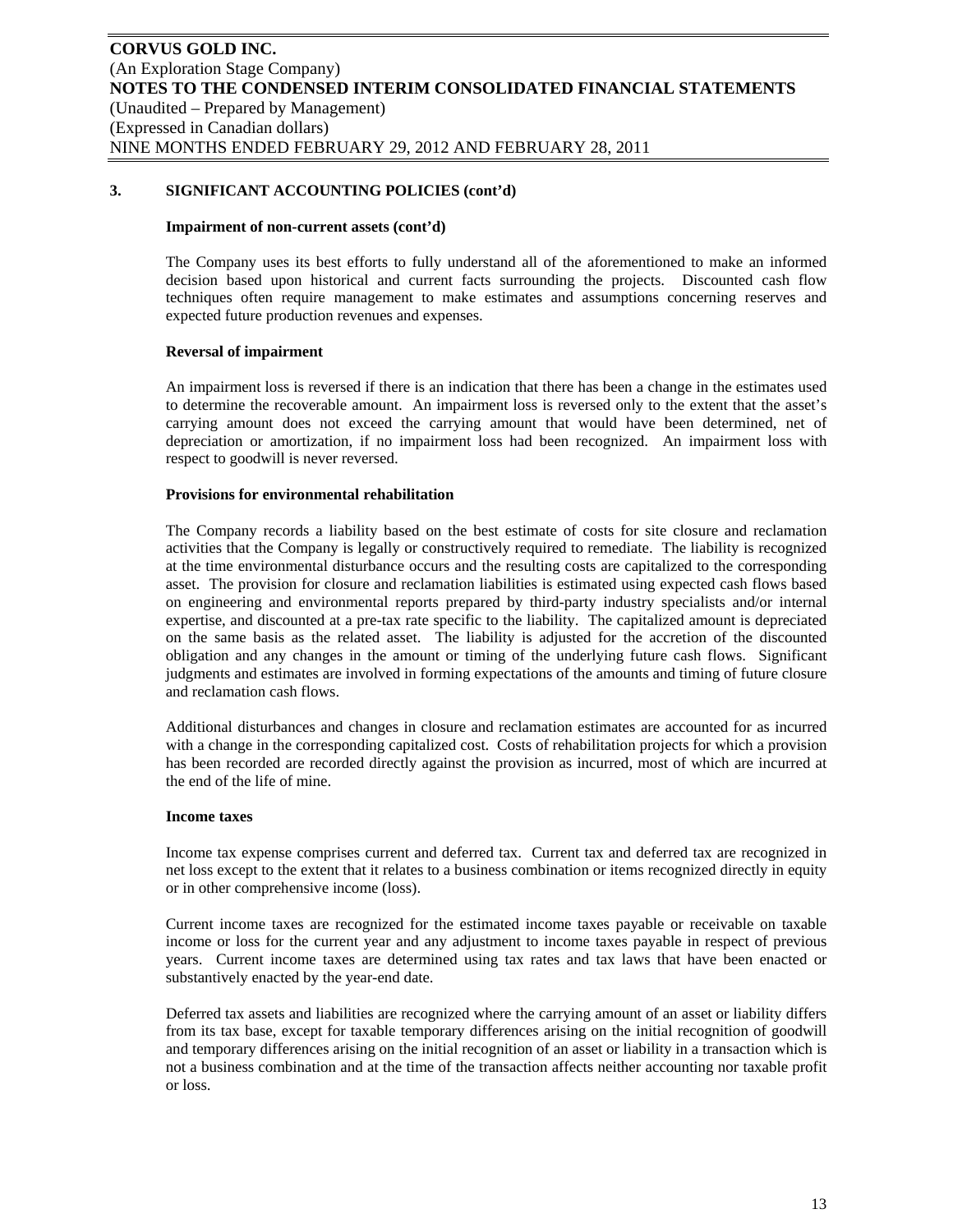## 3. SIGNIFICANT ACCOUNTING POLICIES (cont'd)

### Impairment of non-current assets (cont'd)

The Company uses its best efforts to fully understand all of the aforementioned to make an informed decision based upon historical and current facts surrounding the projects. Discounted cash flow techniques often require management to make estimates and assumptions concerning reserves and expected future production revenues and expenses.

### Reversal of impairment

An impairment loss is reversed if there is an indication that there has been a change in the estimates used to determine the recoverable amount. An impairment loss is reversed only to the extent that the asset's carrying amount does not exceed the carrying amount that would have been determined, net of depreciation or amortization, if no impairment loss had been recognized. An impairment loss with respect to goodwill is never reversed.

### Provisions for environmental rehabilitation

The Company records a liability based on the best estimate of costs for site closure and reclamation activities that the Company is legally or constructively required to remediate. The liability is recognized at the time environmental disturbance occurs and the resulting costs are capitalized to the corresponding asset. The provision for closure and reclamation liabilities is estimated using expected cash flows based on engineering and environmental reports prepared by third-party industry specialists and/or internal expertise, and discounted at a pre-tax rate specific to the liability. The capitalized amount is depreciated on the same basis as the related asset. The liability is adjusted for the accretion of the discounted obligation and any changes in the amount or timing of the underlying future cash flows. Significant judgments and estimates are involved in forming expectations of the amounts and timing of future closure and reclamation cash flows.

Additional disturbances and changes in closure and reclamation estimates are accounted for as incurred with a change in the corresponding capitalized cost. Costs of rehabilitation projects for which a provision has been recorded are recorded directly against the provision as incurred, most of which are incurred at the end of the life of mine.

### Income taxes

Income tax expense comprises current and deferred tax. Current tax and deferred tax are recognized in net loss except to the extent that it relates to a business combination or items recognized directly in equity or in other comprehensive income (loss).

Current income taxes are recognized for the estimated income taxes payable or receivable on taxable income or loss for the current year and any adjustment to income taxes payable in respect of previous years. Current income taxes are determined using tax rates and tax laws that have been enacted or substantively enacted by the year-end date.

Deferred tax assets and liabilities are recognized where the carrying amount of an asset or liability differs from its tax base, except for taxable temporary differences arising on the initial recognition of goodwill and temporary differences arising on the initial recognition of an asset or liability in a transaction which is not a business combination and at the time of the transaction affects neither accounting nor taxable profit or loss.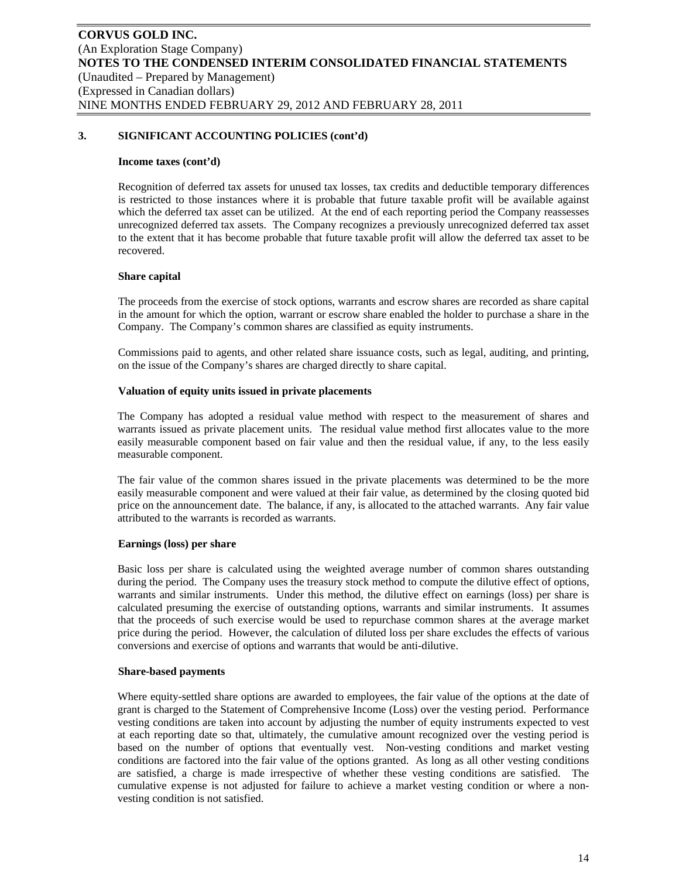## 3. SIGNIFICANT ACCOUNTING POLICIES (cont'd)

### Income taxes (cont'd)

Recognition of deferred tax assets for unused tax losses, tax credits and deductible temporary differences is restricted to those instances where it is probable that future taxable profit will be available against which the deferred tax asset can be utilized. At the end of each reporting period the Company reassesses unrecognized deferred tax assets. The Company recognizes a previously unrecognized deferred tax asset to the extent that it has become probable that future taxable profit will allow the deferred tax asset to be recovered.

### Share capital

The proceeds from the exercise of stock options, warrants and escrow shares are recorded as share capital in the amount for which the option, warrant or escrow share enabled the holder to purchase a share in the Company. The Company's common shares are classified as equity instruments.

Commissions paid to agents, and other related share issuance costs, such as legal, auditing, and printing, on the issue of the Company's shares are charged directly to share capital.

### Valuation of equity units issued in private placements

The Company has adopted a residual value method with respect to the measurement of shares and warrants issued as private placement units. The residual value method first allocates value to the more easily measurable component based on fair value and then the residual value, if any, to the less easily measurable component.

The fair value of the common shares issued in the private placements was determined to be the more easily measurable component and were valued at their fair value, as determined by the closing quoted bid price on the announcement date. The balance, if any, is allocated to the attached warrants. Any fair value attributed to the warrants is recorded as warrants.

### Earnings (loss) per share

Basic loss per share is calculated using the weighted average number of common shares outstanding during the period. The Company uses the treasury stock method to compute the dilutive effect of options, warrants and similar instruments. Under this method, the dilutive effect on earnings (loss) per share is calculated presuming the exercise of outstanding options, warrants and similar instruments. It assumes that the proceeds of such exercise would be used to repurchase common shares at the average market price during the period. However, the calculation of diluted loss per share excludes the effects of various conversions and exercise of options and warrants that would be anti-dilutive.

### Share-based payments

Where equity-settled share options are awarded to employees, the fair value of the options at the date of grant is charged to the Statement of Comprehensive Income (Loss) over the vesting period. Performance vesting conditions are taken into account by adjusting the number of equity instruments expected to vest at each reporting date so that, ultimately, the cumulative amount recognized over the vesting period is based on the number of options that eventually vest. Non-vesting conditions and market vesting conditions are factored into the fair value of the options granted. As long as all other vesting conditions are satisfied, a charge is made irrespective of whether these vesting conditions are satisfied. The cumulative expense is not adjusted for failure to achieve a market vesting condition or where a non-vesting condition is not satisfied.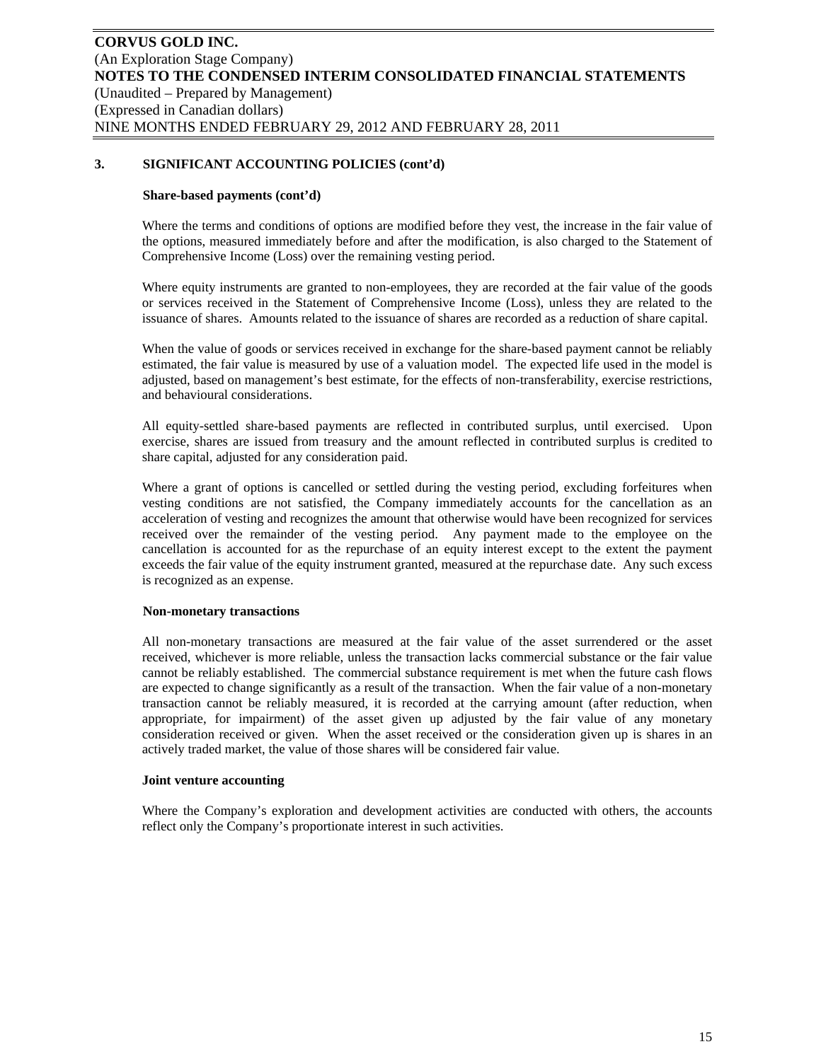## 3. SIGNIFICANT ACCOUNTING POLICIES (cont'd)

### Share-based payments (cont'd)

Where the terms and conditions of options are modified before they vest, the increase in the fair value of the options, measured immediately before and after the modification, is also charged to the Statement of Comprehensive Income (Loss) over the remaining vesting period.

Where equity instruments are granted to non-employees, they are recorded at the fair value of the goods or services received in the Statement of Comprehensive Income (Loss), unless they are related to the issuance of shares. Amounts related to the issuance of shares are recorded as a reduction of share capital.

When the value of goods or services received in exchange for the share-based payment cannot be reliably estimated, the fair value is measured by use of a valuation model. The expected life used in the model is adjusted, based on management's best estimate, for the effects of non-transferability, exercise restrictions, and behavioural considerations.

All equity-settled share-based payments are reflected in contributed surplus, until exercised. Upon exercise, shares are issued from treasury and the amount reflected in contributed surplus is credited to share capital, adjusted for any consideration paid.

Where a grant of options is cancelled or settled during the vesting period, excluding forfeitures when vesting conditions are not satisfied, the Company immediately accounts for the cancellation as an acceleration of vesting and recognizes the amount that otherwise would have been recognized for services received over the remainder of the vesting period. Any payment made to the employee on the cancellation is accounted for as the repurchase of an equity interest except to the extent the payment exceeds the fair value of the equity instrument granted, measured at the repurchase date. Any such excess is recognized as an expense.

### Non-monetary transactions

All non-monetary transactions are measured at the fair value of the asset surrendered or the asset received, whichever is more reliable, unless the transaction lacks commercial substance or the fair value cannot be reliably established. The commercial substance requirement is met when the future cash flows are expected to change significantly as a result of the transaction. When the fair value of a non-monetary transaction cannot be reliably measured, it is recorded at the carrying amount (after reduction, when appropriate, for impairment) of the asset given up adjusted by the fair value of any monetary consideration received or given. When the asset received or the consideration given up is shares in an actively traded market, the value of those shares will be considered fair value.

### Joint venture accounting

Where the Company's exploration and development activities are conducted with others, the accounts reflect only the Company's proportionate interest in such activities.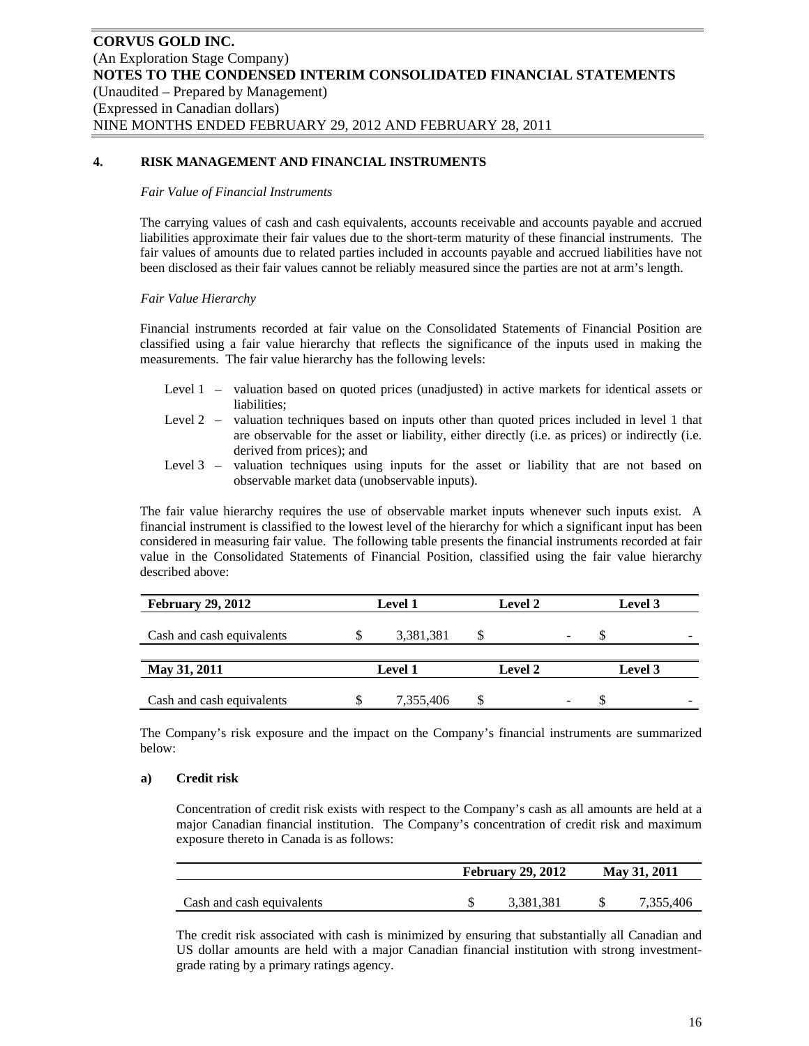## 4. RISK MANAGEMENT AND FINANCIAL INSTRUMENTS

*Fair Value of Financial Instruments*

The carrying values of cash and cash equivalents, accounts receivable and accounts payable and accrued liabilities approximate their fair values due to the short-term maturity of these financial instruments. The fair values of amounts due to related parties included in accounts payable and accrued liabilities have not been disclosed as their fair values cannot be reliably measured since the parties are not at arm's length.

*Fair Value Hierarchy*

Financial instruments recorded at fair value on the Consolidated Statements of Financial Position are classified using a fair value hierarchy that reflects the significance of the inputs used in making the measurements. The fair value hierarchy has the following levels:

- Level 1 – valuation based on quoted prices (unadjusted) in active markets for identical assets or liabilities;
- Level 2 – valuation techniques based on inputs other than quoted prices included in level 1 that are observable for the asset or liability, either directly (i.e. as prices) or indirectly (i.e. derived from prices); and
- Level 3 – valuation techniques using inputs for the asset or liability that are not based on observable market data (unobservable inputs).

The fair value hierarchy requires the use of observable market inputs whenever such inputs exist. A financial instrument is classified to the lowest level of the hierarchy for which a significant input has been considered in measuring fair value. The following table presents the financial instruments recorded at fair value in the Consolidated Statements of Financial Position, classified using the fair value hierarchy described above:

| **February 29, 2012** | **Level 1** | **Level 2** | **Level 3** |
|---|---|---|---|
| Cash and cash equivalents | $ 3,381,381 | $ - | $ - |
| **May 31, 2011** | **Level 1** | **Level 2** | **Level 3** |
| Cash and cash equivalents | $ 7,355,406 | $ - | $ - |

The Company's risk exposure and the impact on the Company's financial instruments are summarized below:

### a) Credit risk

Concentration of credit risk exists with respect to the Company's cash as all amounts are held at a major Canadian financial institution. The Company's concentration of credit risk and maximum exposure thereto in Canada is as follows:

| | **February 29, 2012** | **May 31, 2011** |
|---|---|---|
| Cash and cash equivalents | $ 3,381,381 | $ 7,355,406 |

The credit risk associated with cash is minimized by ensuring that substantially all Canadian and US dollar amounts are held with a major Canadian financial institution with strong investment-grade rating by a primary ratings agency.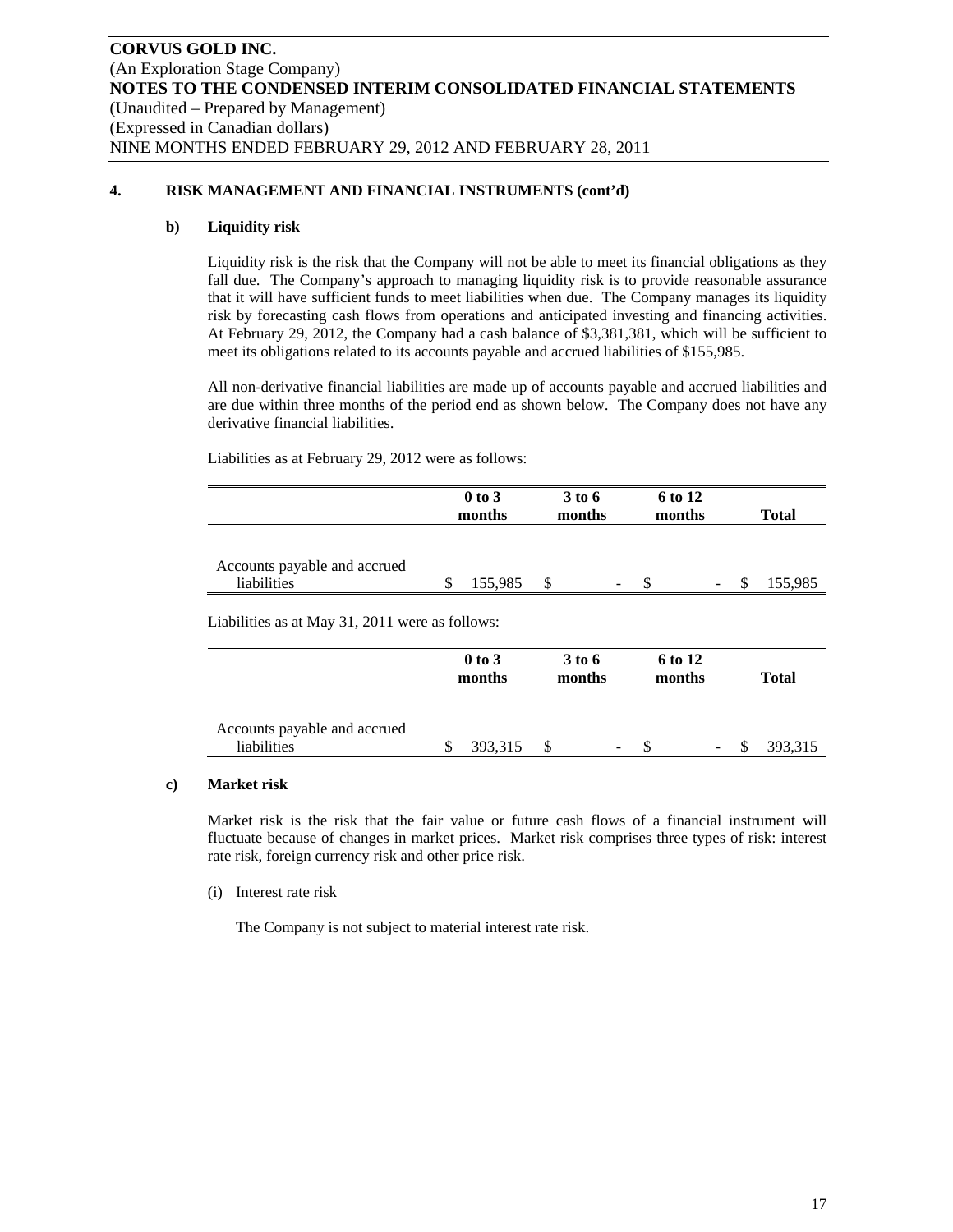## 4. RISK MANAGEMENT AND FINANCIAL INSTRUMENTS (cont'd)

### b) Liquidity risk

Liquidity risk is the risk that the Company will not be able to meet its financial obligations as they fall due. The Company's approach to managing liquidity risk is to provide reasonable assurance that it will have sufficient funds to meet liabilities when due. The Company manages its liquidity risk by forecasting cash flows from operations and anticipated investing and financing activities. At February 29, 2012, the Company had a cash balance of $3,381,381, which will be sufficient to meet its obligations related to its accounts payable and accrued liabilities of $155,985.

All non-derivative financial liabilities are made up of accounts payable and accrued liabilities and are due within three months of the period end as shown below. The Company does not have any derivative financial liabilities.

Liabilities as at February 29, 2012 were as follows:

| | 0 to 3 months | 3 to 6 months | 6 to 12 months | Total |
|---|---|---|---|---|
| Accounts payable and accrued liabilities | $ 155,985 | $ - | $ - | $ 155,985 |

Liabilities as at May 31, 2011 were as follows:

| | 0 to 3 months | 3 to 6 months | 6 to 12 months | Total |
|---|---|---|---|---|
| Accounts payable and accrued liabilities | $ 393,315 | $ - | $ - | $ 393,315 |

### c) Market risk

Market risk is the risk that the fair value or future cash flows of a financial instrument will fluctuate because of changes in market prices. Market risk comprises three types of risk: interest rate risk, foreign currency risk and other price risk.

(i) Interest rate risk

The Company is not subject to material interest rate risk.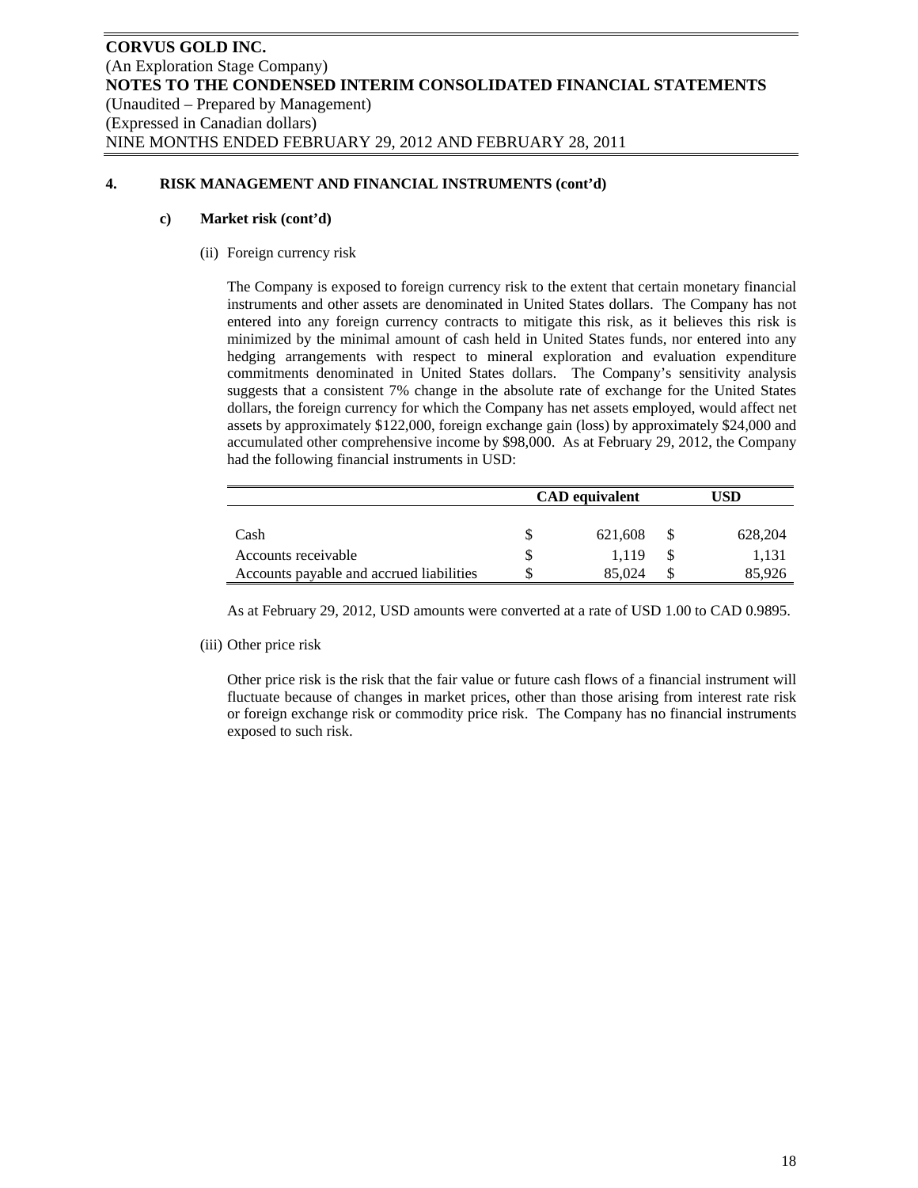## 4. RISK MANAGEMENT AND FINANCIAL INSTRUMENTS (cont'd)

### c) Market risk (cont'd)

(ii) Foreign currency risk

The Company is exposed to foreign currency risk to the extent that certain monetary financial instruments and other assets are denominated in United States dollars. The Company has not entered into any foreign currency contracts to mitigate this risk, as it believes this risk is minimized by the minimal amount of cash held in United States funds, nor entered into any hedging arrangements with respect to mineral exploration and evaluation expenditure commitments denominated in United States dollars. The Company's sensitivity analysis suggests that a consistent 7% change in the absolute rate of exchange for the United States dollars, the foreign currency for which the Company has net assets employed, would affect net assets by approximately $122,000, foreign exchange gain (loss) by approximately $24,000 and accumulated other comprehensive income by $98,000. As at February 29, 2012, the Company had the following financial instruments in USD:

| | CAD equivalent | USD |
|---|---|---|
| Cash | $ 621,608 | $ 628,204 |
| Accounts receivable | $ 1,119 | $ 1,131 |
| Accounts payable and accrued liabilities | $ 85,024 | $ 85,926 |

As at February 29, 2012, USD amounts were converted at a rate of USD 1.00 to CAD 0.9895.

(iii) Other price risk

Other price risk is the risk that the fair value or future cash flows of a financial instrument will fluctuate because of changes in market prices, other than those arising from interest rate risk or foreign exchange risk or commodity price risk. The Company has no financial instruments exposed to such risk.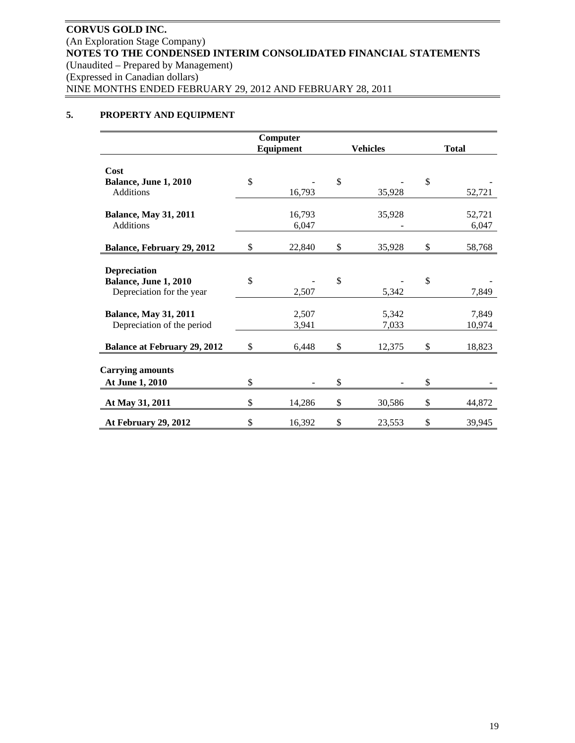**CORVUS GOLD INC.**
(An Exploration Stage Company)
**NOTES TO THE CONDENSED INTERIM CONSOLIDATED FINANCIAL STATEMENTS**
(Unaudited – Prepared by Management)
(Expressed in Canadian dollars)
NINE MONTHS ENDED FEBRUARY 29, 2012 AND FEBRUARY 28, 2011

## 5. PROPERTY AND EQUIPMENT

| | Computer Equipment | Vehicles | Total |
|---|---|---|---|
| **Cost** | | | |
| **Balance, June 1, 2010** | $ - | $ - | $ - |
| Additions | 16,793 | 35,928 | 52,721 |
| **Balance, May 31, 2011** | 16,793 | 35,928 | 52,721 |
| Additions | 6,047 | - | 6,047 |
| **Balance, February 29, 2012** | $ 22,840 | $ 35,928 | $ 58,768 |
| **Depreciation** | | | |
| **Balance, June 1, 2010** | $ - | $ - | $ - |
| Depreciation for the year | 2,507 | 5,342 | 7,849 |
| **Balance, May 31, 2011** | 2,507 | 5,342 | 7,849 |
| Depreciation of the period | 3,941 | 7,033 | 10,974 |
| **Balance at February 29, 2012** | $ 6,448 | $ 12,375 | $ 18,823 |
| **Carrying amounts** | | | |
| **At June 1, 2010** | $ - | $ - | $ - |
| **At May 31, 2011** | $ 14,286 | $ 30,586 | $ 44,872 |
| **At February 29, 2012** | $ 16,392 | $ 23,553 | $ 39,945 |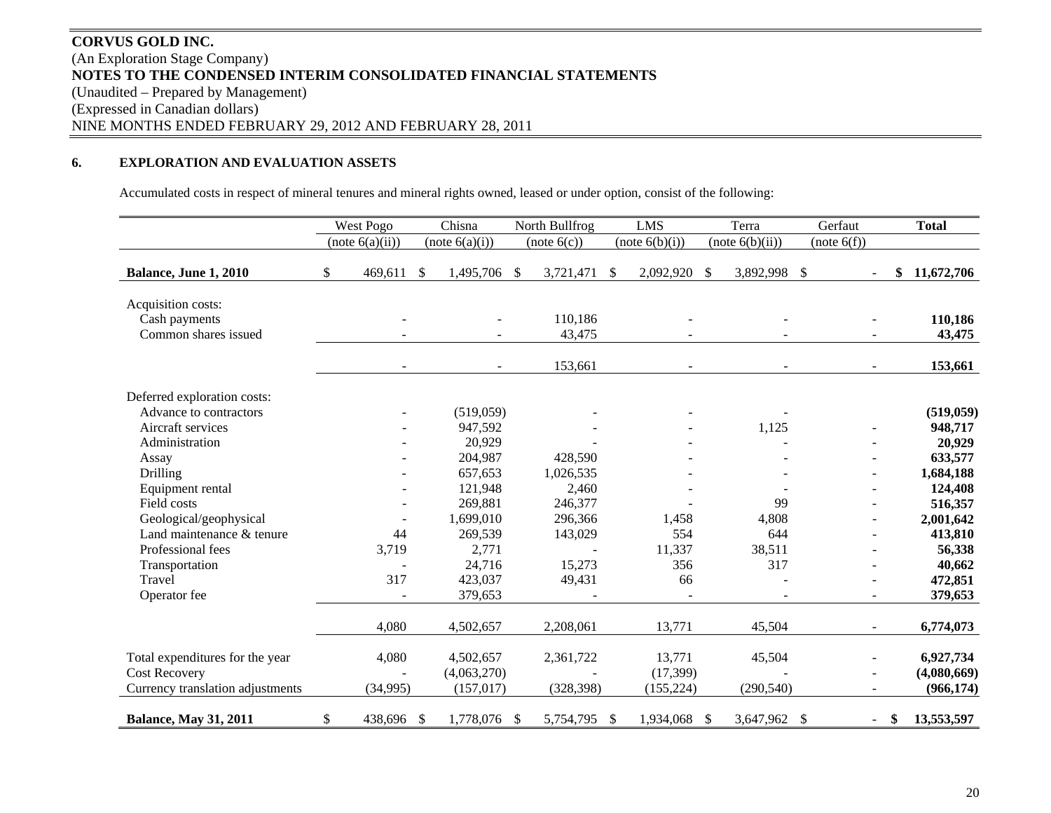**CORVUS GOLD INC.**
(An Exploration Stage Company)
**NOTES TO THE CONDENSED INTERIM CONSOLIDATED FINANCIAL STATEMENTS**
(Unaudited – Prepared by Management)
(Expressed in Canadian dollars)
NINE MONTHS ENDED FEBRUARY 29, 2012 AND FEBRUARY 28, 2011

**6. EXPLORATION AND EVALUATION ASSETS**

Accumulated costs in respect of mineral tenures and mineral rights owned, leased or under option, consist of the following:

| | West Pogo (note 6(a)(ii)) | Chisna (note 6(a)(i)) | North Bullfrog (note 6(c)) | LMS (note 6(b)(i)) | Terra (note 6(b)(ii)) | Gerfaut (note 6(f)) | **Total** |
|---|---|---|---|---|---|---|---|
| **Balance, June 1, 2010** | $ 469,611 | $ 1,495,706 | $ 3,721,471 | $ 2,092,920 | $ 3,892,998 | $ - | **$ 11,672,706** |
| Acquisition costs: | | | | | | | |
| Cash payments | - | - | 110,186 | - | - | - | **110,186** |
| Common shares issued | - | - | 43,475 | - | - | - | **43,475** |
| | - | - | 153,661 | - | - | - | **153,661** |
| Deferred exploration costs: | | | | | | | |
| Advance to contractors | - | (519,059) | - | - | - | | **(519,059)** |
| Aircraft services | - | 947,592 | - | - | 1,125 | - | **948,717** |
| Administration | - | 20,929 | - | - | - | - | **20,929** |
| Assay | - | 204,987 | 428,590 | - | - | - | **633,577** |
| Drilling | - | 657,653 | 1,026,535 | - | - | - | **1,684,188** |
| Equipment rental | - | 121,948 | 2,460 | - | - | - | **124,408** |
| Field costs | - | 269,881 | 246,377 | - | 99 | - | **516,357** |
| Geological/geophysical | - | 1,699,010 | 296,366 | 1,458 | 4,808 | - | **2,001,642** |
| Land maintenance & tenure | 44 | 269,539 | 143,029 | 554 | 644 | - | **413,810** |
| Professional fees | 3,719 | 2,771 | - | 11,337 | 38,511 | - | **56,338** |
| Transportation | - | 24,716 | 15,273 | 356 | 317 | - | **40,662** |
| Travel | 317 | 423,037 | 49,431 | 66 | - | - | **472,851** |
| Operator fee | - | 379,653 | - | - | - | - | **379,653** |
| | 4,080 | 4,502,657 | 2,208,061 | 13,771 | 45,504 | - | **6,774,073** |
| Total expenditures for the year | 4,080 | 4,502,657 | 2,361,722 | 13,771 | 45,504 | - | **6,927,734** |
| Cost Recovery | - | (4,063,270) | - | (17,399) | - | - | **(4,080,669)** |
| Currency translation adjustments | (34,995) | (157,017) | (328,398) | (155,224) | (290,540) | - | **(966,174)** |
| **Balance, May 31, 2011** | $ 438,696 | $ 1,778,076 | $ 5,754,795 | $ 1,934,068 | $ 3,647,962 | $ - | **$ 13,553,597** |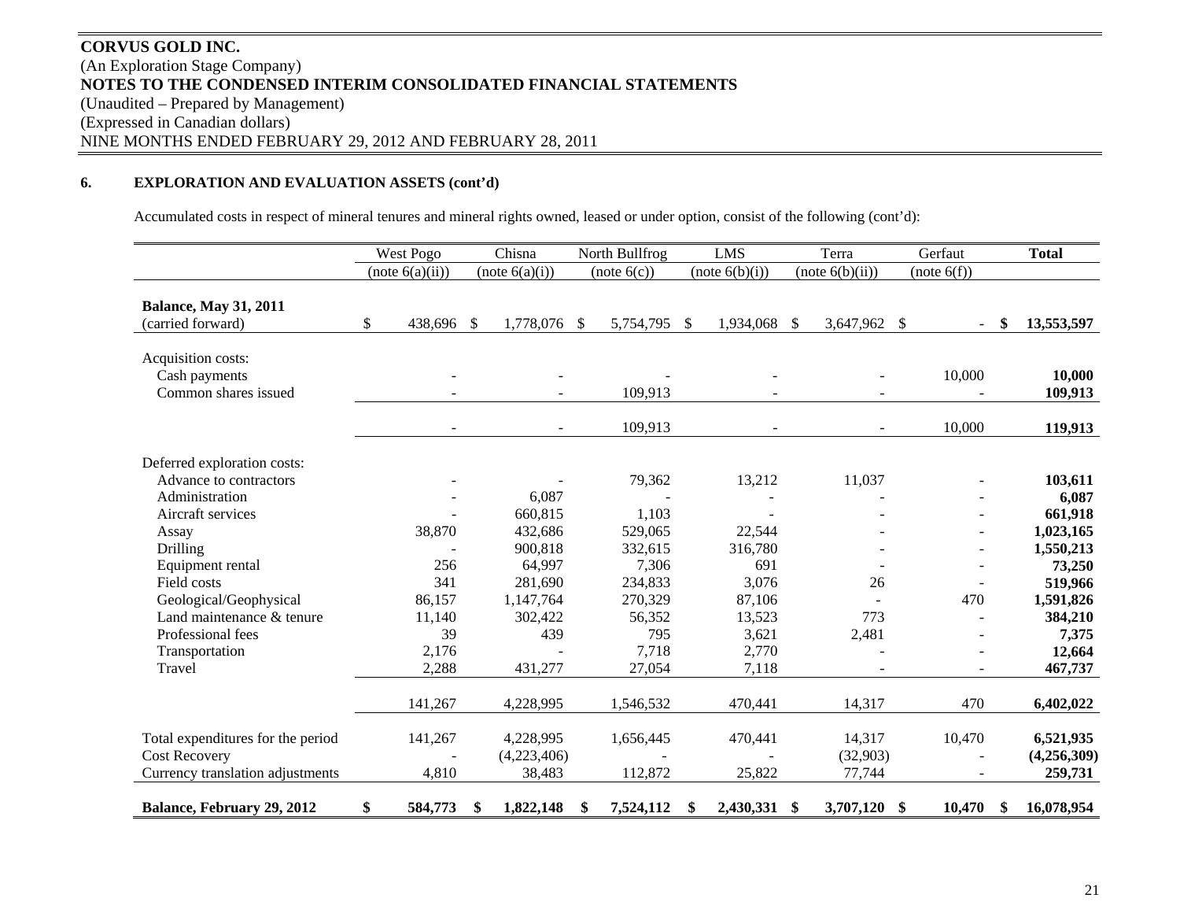**CORVUS GOLD INC.**
(An Exploration Stage Company)
**NOTES TO THE CONDENSED INTERIM CONSOLIDATED FINANCIAL STATEMENTS**
(Unaudited – Prepared by Management)
(Expressed in Canadian dollars)
NINE MONTHS ENDED FEBRUARY 29, 2012 AND FEBRUARY 28, 2011

## 6. EXPLORATION AND EVALUATION ASSETS (cont'd)

Accumulated costs in respect of mineral tenures and mineral rights owned, leased or under option, consist of the following (cont'd):

| | West Pogo (note 6(a)(ii)) | Chisna (note 6(a)(i)) | North Bullfrog (note 6(c)) | LMS (note 6(b)(i)) | Terra (note 6(b)(ii)) | Gerfaut (note 6(f)) | **Total** |
|---|---|---|---|---|---|---|---|
| **Balance, May 31, 2011** (carried forward) | $ 438,696 | $ 1,778,076 | $ 5,754,795 | $ 1,934,068 | $ 3,647,962 | $ - | **$ 13,553,597** |
| Acquisition costs: | | | | | | | |
| Cash payments | - | - | - | - | - | 10,000 | **10,000** |
| Common shares issued | - | - | 109,913 | - | - | - | **109,913** |
| | - | - | 109,913 | - | - | 10,000 | **119,913** |
| Deferred exploration costs: | | | | | | | |
| Advance to contractors | - | - | 79,362 | 13,212 | 11,037 | - | **103,611** |
| Administration | - | 6,087 | - | - | - | - | **6,087** |
| Aircraft services | - | 660,815 | 1,103 | - | - | - | **661,918** |
| Assay | 38,870 | 432,686 | 529,065 | 22,544 | - | - | **1,023,165** |
| Drilling | - | 900,818 | 332,615 | 316,780 | - | - | **1,550,213** |
| Equipment rental | 256 | 64,997 | 7,306 | 691 | - | - | **73,250** |
| Field costs | 341 | 281,690 | 234,833 | 3,076 | 26 | - | **519,966** |
| Geological/Geophysical | 86,157 | 1,147,764 | 270,329 | 87,106 | - | 470 | **1,591,826** |
| Land maintenance & tenure | 11,140 | 302,422 | 56,352 | 13,523 | 773 | - | **384,210** |
| Professional fees | 39 | 439 | 795 | 3,621 | 2,481 | - | **7,375** |
| Transportation | 2,176 | - | 7,718 | 2,770 | - | - | **12,664** |
| Travel | 2,288 | 431,277 | 27,054 | 7,118 | - | - | **467,737** |
| | 141,267 | 4,228,995 | 1,546,532 | 470,441 | 14,317 | 470 | **6,402,022** |
| Total expenditures for the period | 141,267 | 4,228,995 | 1,656,445 | 470,441 | 14,317 | 10,470 | **6,521,935** |
| Cost Recovery | - | (4,223,406) | - | - | (32,903) | - | **(4,256,309)** |
| Currency translation adjustments | 4,810 | 38,483 | 112,872 | 25,822 | 77,744 | - | **259,731** |
| **Balance, February 29, 2012** | **$ 584,773** | **$ 1,822,148** | **$ 7,524,112** | **$ 2,430,331** | **$ 3,707,120** | **$ 10,470** | **$ 16,078,954** |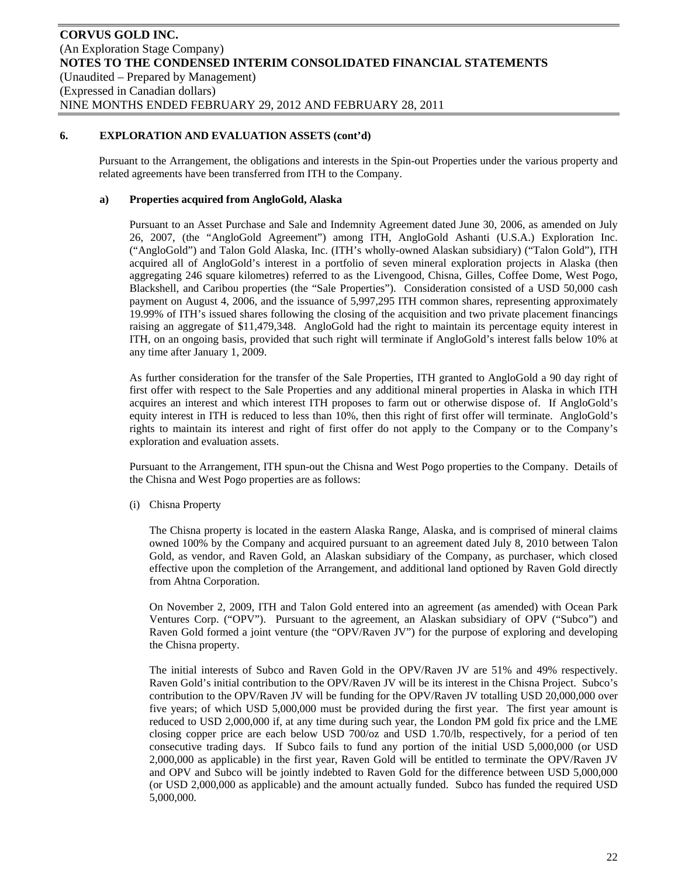## 6. EXPLORATION AND EVALUATION ASSETS (cont'd)

Pursuant to the Arrangement, the obligations and interests in the Spin-out Properties under the various property and related agreements have been transferred from ITH to the Company.

### a) Properties acquired from AngloGold, Alaska

Pursuant to an Asset Purchase and Sale and Indemnity Agreement dated June 30, 2006, as amended on July 26, 2007, (the "AngloGold Agreement") among ITH, AngloGold Ashanti (U.S.A.) Exploration Inc. ("AngloGold") and Talon Gold Alaska, Inc. (ITH's wholly-owned Alaskan subsidiary) ("Talon Gold"), ITH acquired all of AngloGold's interest in a portfolio of seven mineral exploration projects in Alaska (then aggregating 246 square kilometres) referred to as the Livengood, Chisna, Gilles, Coffee Dome, West Pogo, Blackshell, and Caribou properties (the "Sale Properties"). Consideration consisted of a USD 50,000 cash payment on August 4, 2006, and the issuance of 5,997,295 ITH common shares, representing approximately 19.99% of ITH's issued shares following the closing of the acquisition and two private placement financings raising an aggregate of $11,479,348. AngloGold had the right to maintain its percentage equity interest in ITH, on an ongoing basis, provided that such right will terminate if AngloGold's interest falls below 10% at any time after January 1, 2009.

As further consideration for the transfer of the Sale Properties, ITH granted to AngloGold a 90 day right of first offer with respect to the Sale Properties and any additional mineral properties in Alaska in which ITH acquires an interest and which interest ITH proposes to farm out or otherwise dispose of. If AngloGold's equity interest in ITH is reduced to less than 10%, then this right of first offer will terminate. AngloGold's rights to maintain its interest and right of first offer do not apply to the Company or to the Company's exploration and evaluation assets.

Pursuant to the Arrangement, ITH spun-out the Chisna and West Pogo properties to the Company. Details of the Chisna and West Pogo properties are as follows:

(i) Chisna Property

The Chisna property is located in the eastern Alaska Range, Alaska, and is comprised of mineral claims owned 100% by the Company and acquired pursuant to an agreement dated July 8, 2010 between Talon Gold, as vendor, and Raven Gold, an Alaskan subsidiary of the Company, as purchaser, which closed effective upon the completion of the Arrangement, and additional land optioned by Raven Gold directly from Ahtna Corporation.

On November 2, 2009, ITH and Talon Gold entered into an agreement (as amended) with Ocean Park Ventures Corp. ("OPV"). Pursuant to the agreement, an Alaskan subsidiary of OPV ("Subco") and Raven Gold formed a joint venture (the "OPV/Raven JV") for the purpose of exploring and developing the Chisna property.

The initial interests of Subco and Raven Gold in the OPV/Raven JV are 51% and 49% respectively. Raven Gold's initial contribution to the OPV/Raven JV will be its interest in the Chisna Project. Subco's contribution to the OPV/Raven JV will be funding for the OPV/Raven JV totalling USD 20,000,000 over five years; of which USD 5,000,000 must be provided during the first year. The first year amount is reduced to USD 2,000,000 if, at any time during such year, the London PM gold fix price and the LME closing copper price are each below USD 700/oz and USD 1.70/lb, respectively, for a period of ten consecutive trading days. If Subco fails to fund any portion of the initial USD 5,000,000 (or USD 2,000,000 as applicable) in the first year, Raven Gold will be entitled to terminate the OPV/Raven JV and OPV and Subco will be jointly indebted to Raven Gold for the difference between USD 5,000,000 (or USD 2,000,000 as applicable) and the amount actually funded. Subco has funded the required USD 5,000,000.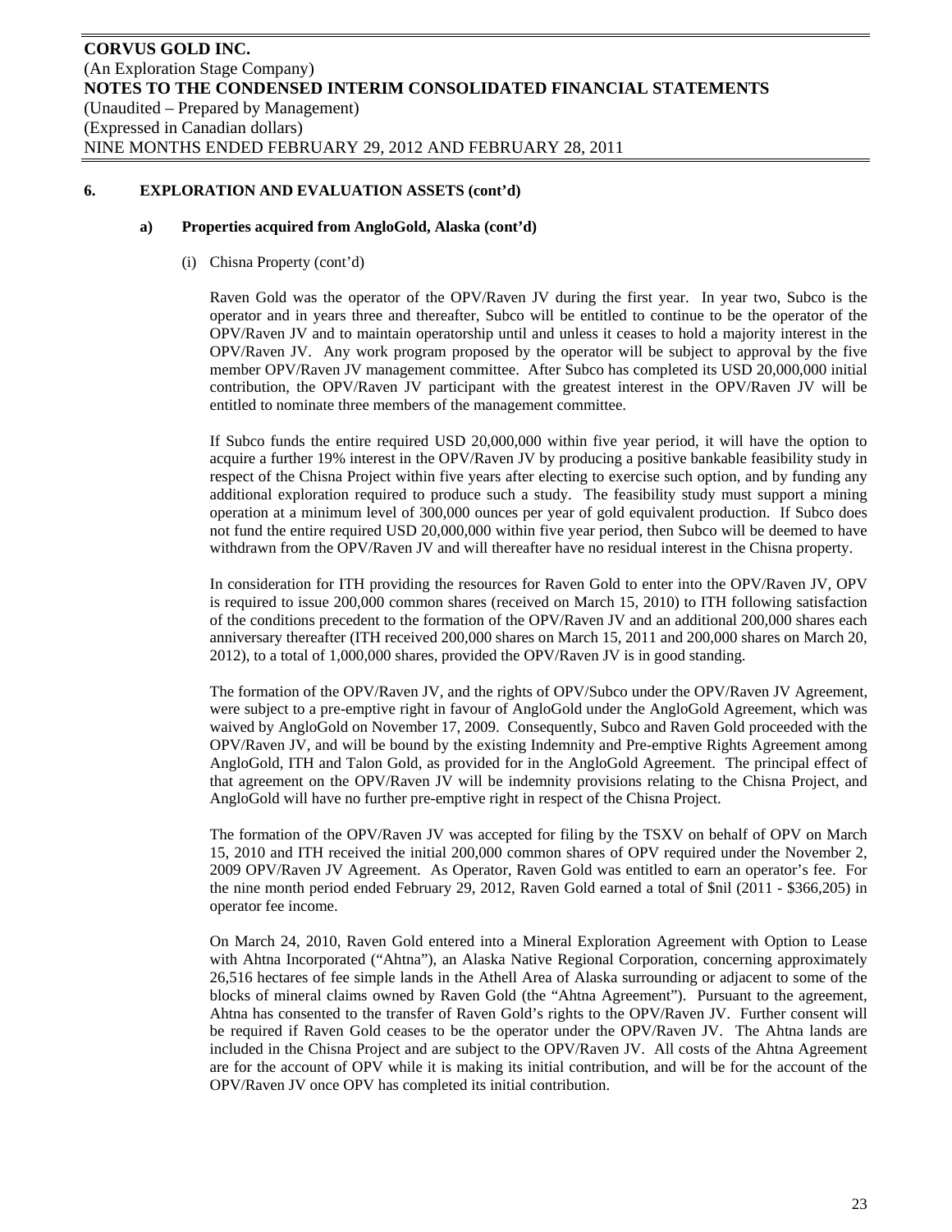## 6. EXPLORATION AND EVALUATION ASSETS (cont'd)

### a) Properties acquired from AngloGold, Alaska (cont'd)

(i) Chisna Property (cont'd)

Raven Gold was the operator of the OPV/Raven JV during the first year. In year two, Subco is the operator and in years three and thereafter, Subco will be entitled to continue to be the operator of the OPV/Raven JV and to maintain operatorship until and unless it ceases to hold a majority interest in the OPV/Raven JV. Any work program proposed by the operator will be subject to approval by the five member OPV/Raven JV management committee. After Subco has completed its USD 20,000,000 initial contribution, the OPV/Raven JV participant with the greatest interest in the OPV/Raven JV will be entitled to nominate three members of the management committee.

If Subco funds the entire required USD 20,000,000 within five year period, it will have the option to acquire a further 19% interest in the OPV/Raven JV by producing a positive bankable feasibility study in respect of the Chisna Project within five years after electing to exercise such option, and by funding any additional exploration required to produce such a study. The feasibility study must support a mining operation at a minimum level of 300,000 ounces per year of gold equivalent production. If Subco does not fund the entire required USD 20,000,000 within five year period, then Subco will be deemed to have withdrawn from the OPV/Raven JV and will thereafter have no residual interest in the Chisna property.

In consideration for ITH providing the resources for Raven Gold to enter into the OPV/Raven JV, OPV is required to issue 200,000 common shares (received on March 15, 2010) to ITH following satisfaction of the conditions precedent to the formation of the OPV/Raven JV and an additional 200,000 shares each anniversary thereafter (ITH received 200,000 shares on March 15, 2011 and 200,000 shares on March 20, 2012), to a total of 1,000,000 shares, provided the OPV/Raven JV is in good standing.

The formation of the OPV/Raven JV, and the rights of OPV/Subco under the OPV/Raven JV Agreement, were subject to a pre-emptive right in favour of AngloGold under the AngloGold Agreement, which was waived by AngloGold on November 17, 2009. Consequently, Subco and Raven Gold proceeded with the OPV/Raven JV, and will be bound by the existing Indemnity and Pre-emptive Rights Agreement among AngloGold, ITH and Talon Gold, as provided for in the AngloGold Agreement. The principal effect of that agreement on the OPV/Raven JV will be indemnity provisions relating to the Chisna Project, and AngloGold will have no further pre-emptive right in respect of the Chisna Project.

The formation of the OPV/Raven JV was accepted for filing by the TSXV on behalf of OPV on March 15, 2010 and ITH received the initial 200,000 common shares of OPV required under the November 2, 2009 OPV/Raven JV Agreement. As Operator, Raven Gold was entitled to earn an operator's fee. For the nine month period ended February 29, 2012, Raven Gold earned a total of $nil (2011 - $366,205) in operator fee income.

On March 24, 2010, Raven Gold entered into a Mineral Exploration Agreement with Option to Lease with Ahtna Incorporated ("Ahtna"), an Alaska Native Regional Corporation, concerning approximately 26,516 hectares of fee simple lands in the Athell Area of Alaska surrounding or adjacent to some of the blocks of mineral claims owned by Raven Gold (the "Ahtna Agreement"). Pursuant to the agreement, Ahtna has consented to the transfer of Raven Gold's rights to the OPV/Raven JV. Further consent will be required if Raven Gold ceases to be the operator under the OPV/Raven JV. The Ahtna lands are included in the Chisna Project and are subject to the OPV/Raven JV. All costs of the Ahtna Agreement are for the account of OPV while it is making its initial contribution, and will be for the account of the OPV/Raven JV once OPV has completed its initial contribution.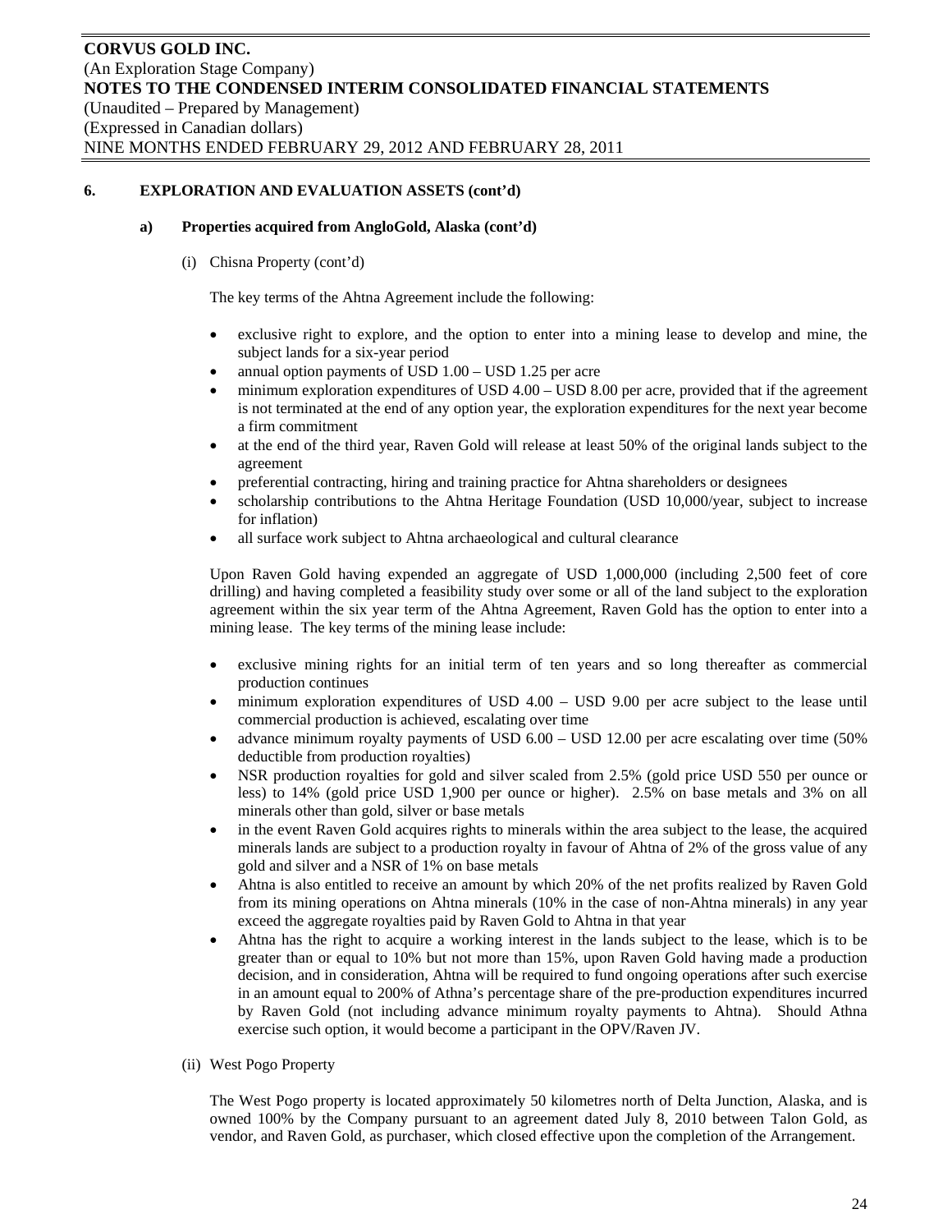### 6. EXPLORATION AND EVALUATION ASSETS (cont'd)

#### a) Properties acquired from AngloGold, Alaska (cont'd)

(i) Chisna Property (cont'd)

The key terms of the Ahtna Agreement include the following:

- exclusive right to explore, and the option to enter into a mining lease to develop and mine, the subject lands for a six-year period
- annual option payments of USD 1.00 – USD 1.25 per acre
- minimum exploration expenditures of USD 4.00 – USD 8.00 per acre, provided that if the agreement is not terminated at the end of any option year, the exploration expenditures for the next year become a firm commitment
- at the end of the third year, Raven Gold will release at least 50% of the original lands subject to the agreement
- preferential contracting, hiring and training practice for Ahtna shareholders or designees
- scholarship contributions to the Ahtna Heritage Foundation (USD 10,000/year, subject to increase for inflation)
- all surface work subject to Ahtna archaeological and cultural clearance

Upon Raven Gold having expended an aggregate of USD 1,000,000 (including 2,500 feet of core drilling) and having completed a feasibility study over some or all of the land subject to the exploration agreement within the six year term of the Ahtna Agreement, Raven Gold has the option to enter into a mining lease. The key terms of the mining lease include:

- exclusive mining rights for an initial term of ten years and so long thereafter as commercial production continues
- minimum exploration expenditures of USD 4.00 – USD 9.00 per acre subject to the lease until commercial production is achieved, escalating over time
- advance minimum royalty payments of USD 6.00 – USD 12.00 per acre escalating over time (50% deductible from production royalties)
- NSR production royalties for gold and silver scaled from 2.5% (gold price USD 550 per ounce or less) to 14% (gold price USD 1,900 per ounce or higher). 2.5% on base metals and 3% on all minerals other than gold, silver or base metals
- in the event Raven Gold acquires rights to minerals within the area subject to the lease, the acquired minerals lands are subject to a production royalty in favour of Ahtna of 2% of the gross value of any gold and silver and a NSR of 1% on base metals
- Ahtna is also entitled to receive an amount by which 20% of the net profits realized by Raven Gold from its mining operations on Ahtna minerals (10% in the case of non-Ahtna minerals) in any year exceed the aggregate royalties paid by Raven Gold to Ahtna in that year
- Ahtna has the right to acquire a working interest in the lands subject to the lease, which is to be greater than or equal to 10% but not more than 15%, upon Raven Gold having made a production decision, and in consideration, Ahtna will be required to fund ongoing operations after such exercise in an amount equal to 200% of Athna's percentage share of the pre-production expenditures incurred by Raven Gold (not including advance minimum royalty payments to Ahtna). Should Athna exercise such option, it would become a participant in the OPV/Raven JV.

(ii) West Pogo Property

The West Pogo property is located approximately 50 kilometres north of Delta Junction, Alaska, and is owned 100% by the Company pursuant to an agreement dated July 8, 2010 between Talon Gold, as vendor, and Raven Gold, as purchaser, which closed effective upon the completion of the Arrangement.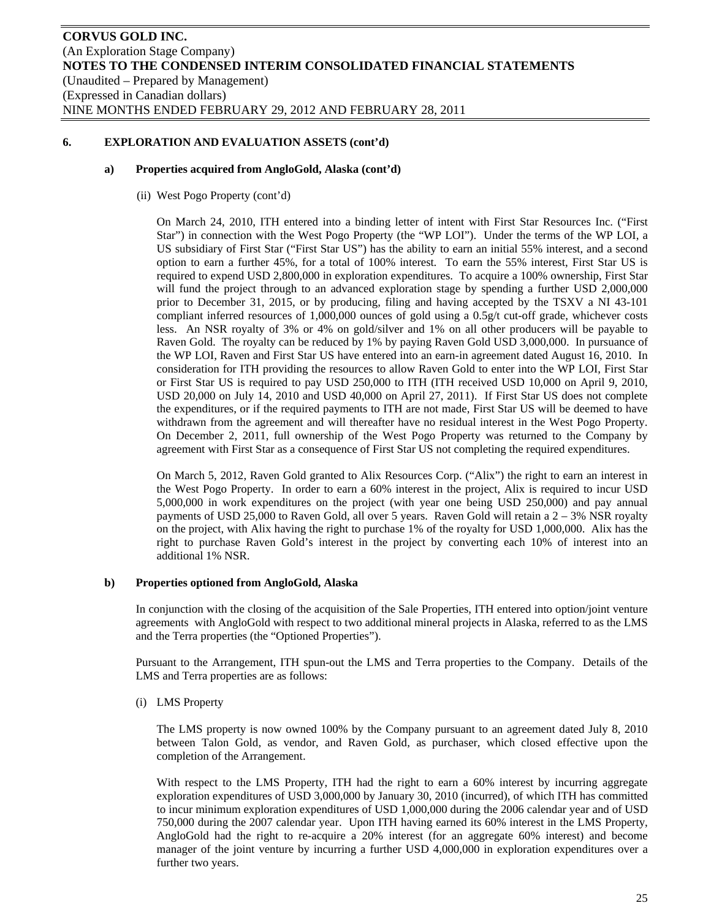## 6. EXPLORATION AND EVALUATION ASSETS (cont'd)

### a) Properties acquired from AngloGold, Alaska (cont'd)

(ii) West Pogo Property (cont'd)

On March 24, 2010, ITH entered into a binding letter of intent with First Star Resources Inc. ("First Star") in connection with the West Pogo Property (the "WP LOI"). Under the terms of the WP LOI, a US subsidiary of First Star ("First Star US") has the ability to earn an initial 55% interest, and a second option to earn a further 45%, for a total of 100% interest. To earn the 55% interest, First Star US is required to expend USD 2,800,000 in exploration expenditures. To acquire a 100% ownership, First Star will fund the project through to an advanced exploration stage by spending a further USD 2,000,000 prior to December 31, 2015, or by producing, filing and having accepted by the TSXV a NI 43-101 compliant inferred resources of 1,000,000 ounces of gold using a 0.5g/t cut-off grade, whichever costs less. An NSR royalty of 3% or 4% on gold/silver and 1% on all other producers will be payable to Raven Gold. The royalty can be reduced by 1% by paying Raven Gold USD 3,000,000. In pursuance of the WP LOI, Raven and First Star US have entered into an earn-in agreement dated August 16, 2010. In consideration for ITH providing the resources to allow Raven Gold to enter into the WP LOI, First Star or First Star US is required to pay USD 250,000 to ITH (ITH received USD 10,000 on April 9, 2010, USD 20,000 on July 14, 2010 and USD 40,000 on April 27, 2011). If First Star US does not complete the expenditures, or if the required payments to ITH are not made, First Star US will be deemed to have withdrawn from the agreement and will thereafter have no residual interest in the West Pogo Property. On December 2, 2011, full ownership of the West Pogo Property was returned to the Company by agreement with First Star as a consequence of First Star US not completing the required expenditures.

On March 5, 2012, Raven Gold granted to Alix Resources Corp. ("Alix") the right to earn an interest in the West Pogo Property. In order to earn a 60% interest in the project, Alix is required to incur USD 5,000,000 in work expenditures on the project (with year one being USD 250,000) and pay annual payments of USD 25,000 to Raven Gold, all over 5 years. Raven Gold will retain a 2 – 3% NSR royalty on the project, with Alix having the right to purchase 1% of the royalty for USD 1,000,000. Alix has the right to purchase Raven Gold's interest in the project by converting each 10% of interest into an additional 1% NSR.

### b) Properties optioned from AngloGold, Alaska

In conjunction with the closing of the acquisition of the Sale Properties, ITH entered into option/joint venture agreements with AngloGold with respect to two additional mineral projects in Alaska, referred to as the LMS and the Terra properties (the "Optioned Properties").

Pursuant to the Arrangement, ITH spun-out the LMS and Terra properties to the Company. Details of the LMS and Terra properties are as follows:

(i) LMS Property

The LMS property is now owned 100% by the Company pursuant to an agreement dated July 8, 2010 between Talon Gold, as vendor, and Raven Gold, as purchaser, which closed effective upon the completion of the Arrangement.

With respect to the LMS Property, ITH had the right to earn a 60% interest by incurring aggregate exploration expenditures of USD 3,000,000 by January 30, 2010 (incurred), of which ITH has committed to incur minimum exploration expenditures of USD 1,000,000 during the 2006 calendar year and of USD 750,000 during the 2007 calendar year. Upon ITH having earned its 60% interest in the LMS Property, AngloGold had the right to re-acquire a 20% interest (for an aggregate 60% interest) and become manager of the joint venture by incurring a further USD 4,000,000 in exploration expenditures over a further two years.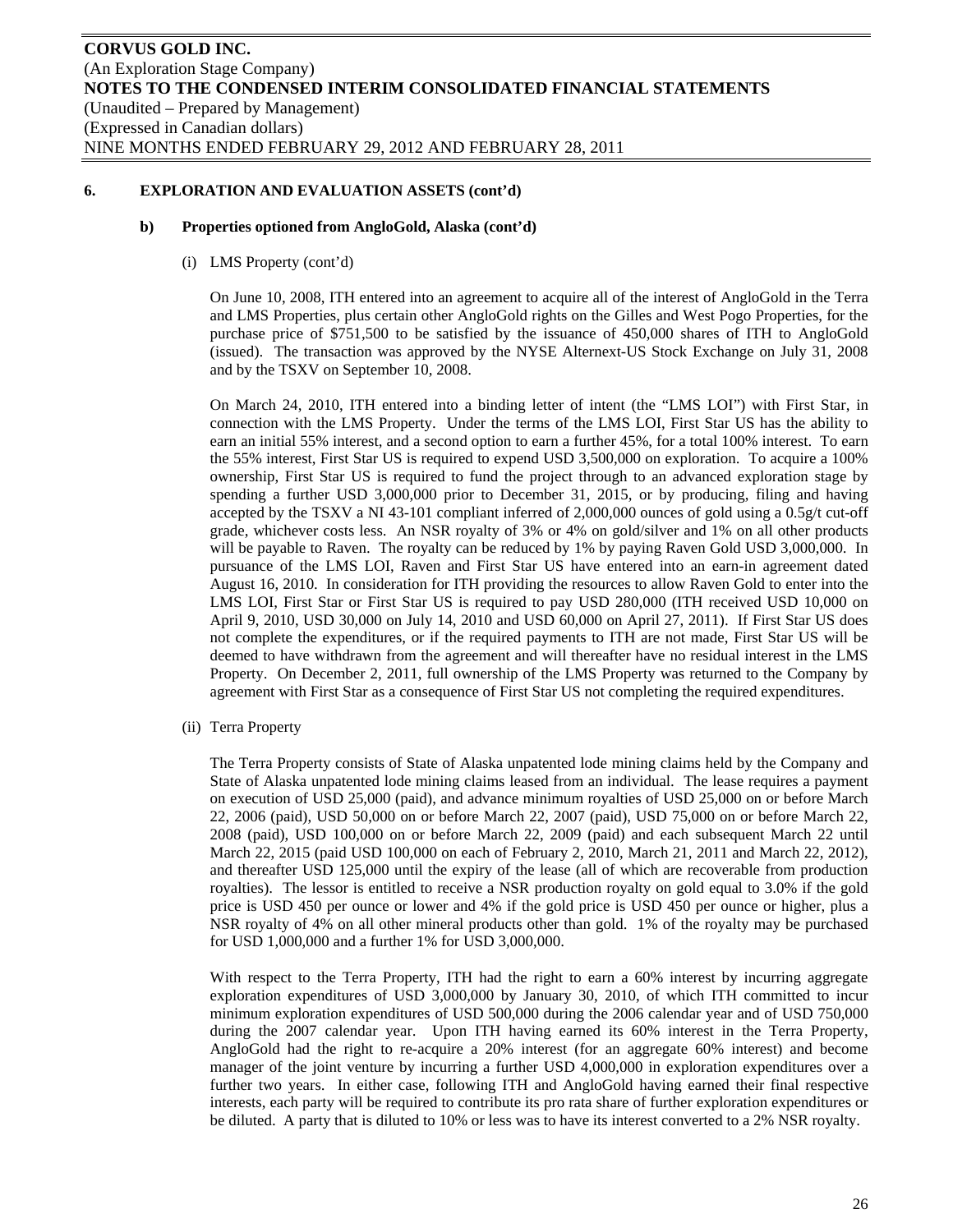## 6. EXPLORATION AND EVALUATION ASSETS (cont'd)

### b) Properties optioned from AngloGold, Alaska (cont'd)

(i) LMS Property (cont'd)

On June 10, 2008, ITH entered into an agreement to acquire all of the interest of AngloGold in the Terra and LMS Properties, plus certain other AngloGold rights on the Gilles and West Pogo Properties, for the purchase price of $751,500 to be satisfied by the issuance of 450,000 shares of ITH to AngloGold (issued). The transaction was approved by the NYSE Alternext-US Stock Exchange on July 31, 2008 and by the TSXV on September 10, 2008.

On March 24, 2010, ITH entered into a binding letter of intent (the "LMS LOI") with First Star, in connection with the LMS Property. Under the terms of the LMS LOI, First Star US has the ability to earn an initial 55% interest, and a second option to earn a further 45%, for a total 100% interest. To earn the 55% interest, First Star US is required to expend USD 3,500,000 on exploration. To acquire a 100% ownership, First Star US is required to fund the project through to an advanced exploration stage by spending a further USD 3,000,000 prior to December 31, 2015, or by producing, filing and having accepted by the TSXV a NI 43-101 compliant inferred of 2,000,000 ounces of gold using a 0.5g/t cut-off grade, whichever costs less. An NSR royalty of 3% or 4% on gold/silver and 1% on all other products will be payable to Raven. The royalty can be reduced by 1% by paying Raven Gold USD 3,000,000. In pursuance of the LMS LOI, Raven and First Star US have entered into an earn-in agreement dated August 16, 2010. In consideration for ITH providing the resources to allow Raven Gold to enter into the LMS LOI, First Star or First Star US is required to pay USD 280,000 (ITH received USD 10,000 on April 9, 2010, USD 30,000 on July 14, 2010 and USD 60,000 on April 27, 2011). If First Star US does not complete the expenditures, or if the required payments to ITH are not made, First Star US will be deemed to have withdrawn from the agreement and will thereafter have no residual interest in the LMS Property. On December 2, 2011, full ownership of the LMS Property was returned to the Company by agreement with First Star as a consequence of First Star US not completing the required expenditures.

(ii) Terra Property

The Terra Property consists of State of Alaska unpatented lode mining claims held by the Company and State of Alaska unpatented lode mining claims leased from an individual. The lease requires a payment on execution of USD 25,000 (paid), and advance minimum royalties of USD 25,000 on or before March 22, 2006 (paid), USD 50,000 on or before March 22, 2007 (paid), USD 75,000 on or before March 22, 2008 (paid), USD 100,000 on or before March 22, 2009 (paid) and each subsequent March 22 until March 22, 2015 (paid USD 100,000 on each of February 2, 2010, March 21, 2011 and March 22, 2012), and thereafter USD 125,000 until the expiry of the lease (all of which are recoverable from production royalties). The lessor is entitled to receive a NSR production royalty on gold equal to 3.0% if the gold price is USD 450 per ounce or lower and 4% if the gold price is USD 450 per ounce or higher, plus a NSR royalty of 4% on all other mineral products other than gold. 1% of the royalty may be purchased for USD 1,000,000 and a further 1% for USD 3,000,000.

With respect to the Terra Property, ITH had the right to earn a 60% interest by incurring aggregate exploration expenditures of USD 3,000,000 by January 30, 2010, of which ITH committed to incur minimum exploration expenditures of USD 500,000 during the 2006 calendar year and of USD 750,000 during the 2007 calendar year. Upon ITH having earned its 60% interest in the Terra Property, AngloGold had the right to re-acquire a 20% interest (for an aggregate 60% interest) and become manager of the joint venture by incurring a further USD 4,000,000 in exploration expenditures over a further two years. In either case, following ITH and AngloGold having earned their final respective interests, each party will be required to contribute its pro rata share of further exploration expenditures or be diluted. A party that is diluted to 10% or less was to have its interest converted to a 2% NSR royalty.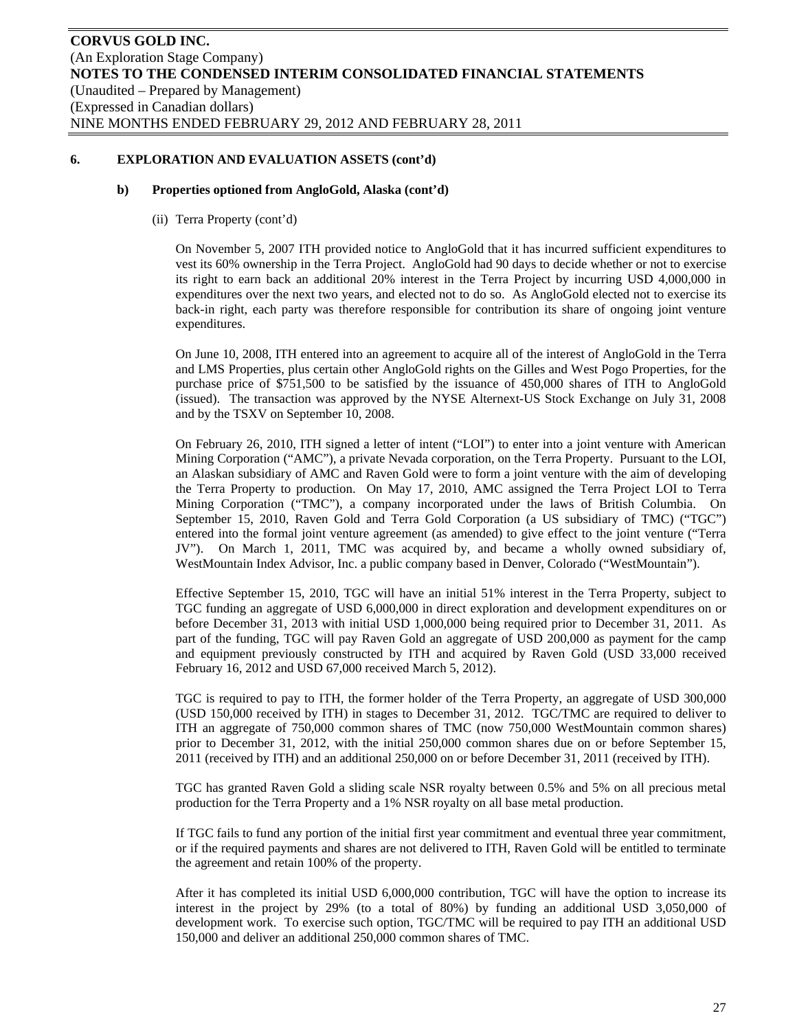### 6. EXPLORATION AND EVALUATION ASSETS (cont'd)

#### b) Properties optioned from AngloGold, Alaska (cont'd)

(ii) Terra Property (cont'd)

On November 5, 2007 ITH provided notice to AngloGold that it has incurred sufficient expenditures to vest its 60% ownership in the Terra Project. AngloGold had 90 days to decide whether or not to exercise its right to earn back an additional 20% interest in the Terra Project by incurring USD 4,000,000 in expenditures over the next two years, and elected not to do so. As AngloGold elected not to exercise its back-in right, each party was therefore responsible for contribution its share of ongoing joint venture expenditures.

On June 10, 2008, ITH entered into an agreement to acquire all of the interest of AngloGold in the Terra and LMS Properties, plus certain other AngloGold rights on the Gilles and West Pogo Properties, for the purchase price of $751,500 to be satisfied by the issuance of 450,000 shares of ITH to AngloGold (issued). The transaction was approved by the NYSE Alternext-US Stock Exchange on July 31, 2008 and by the TSXV on September 10, 2008.

On February 26, 2010, ITH signed a letter of intent ("LOI") to enter into a joint venture with American Mining Corporation ("AMC"), a private Nevada corporation, on the Terra Property. Pursuant to the LOI, an Alaskan subsidiary of AMC and Raven Gold were to form a joint venture with the aim of developing the Terra Property to production. On May 17, 2010, AMC assigned the Terra Project LOI to Terra Mining Corporation ("TMC"), a company incorporated under the laws of British Columbia. On September 15, 2010, Raven Gold and Terra Gold Corporation (a US subsidiary of TMC) ("TGC") entered into the formal joint venture agreement (as amended) to give effect to the joint venture ("Terra JV"). On March 1, 2011, TMC was acquired by, and became a wholly owned subsidiary of, WestMountain Index Advisor, Inc. a public company based in Denver, Colorado ("WestMountain").

Effective September 15, 2010, TGC will have an initial 51% interest in the Terra Property, subject to TGC funding an aggregate of USD 6,000,000 in direct exploration and development expenditures on or before December 31, 2013 with initial USD 1,000,000 being required prior to December 31, 2011. As part of the funding, TGC will pay Raven Gold an aggregate of USD 200,000 as payment for the camp and equipment previously constructed by ITH and acquired by Raven Gold (USD 33,000 received February 16, 2012 and USD 67,000 received March 5, 2012).

TGC is required to pay to ITH, the former holder of the Terra Property, an aggregate of USD 300,000 (USD 150,000 received by ITH) in stages to December 31, 2012. TGC/TMC are required to deliver to ITH an aggregate of 750,000 common shares of TMC (now 750,000 WestMountain common shares) prior to December 31, 2012, with the initial 250,000 common shares due on or before September 15, 2011 (received by ITH) and an additional 250,000 on or before December 31, 2011 (received by ITH).

TGC has granted Raven Gold a sliding scale NSR royalty between 0.5% and 5% on all precious metal production for the Terra Property and a 1% NSR royalty on all base metal production.

If TGC fails to fund any portion of the initial first year commitment and eventual three year commitment, or if the required payments and shares are not delivered to ITH, Raven Gold will be entitled to terminate the agreement and retain 100% of the property.

After it has completed its initial USD 6,000,000 contribution, TGC will have the option to increase its interest in the project by 29% (to a total of 80%) by funding an additional USD 3,050,000 of development work. To exercise such option, TGC/TMC will be required to pay ITH an additional USD 150,000 and deliver an additional 250,000 common shares of TMC.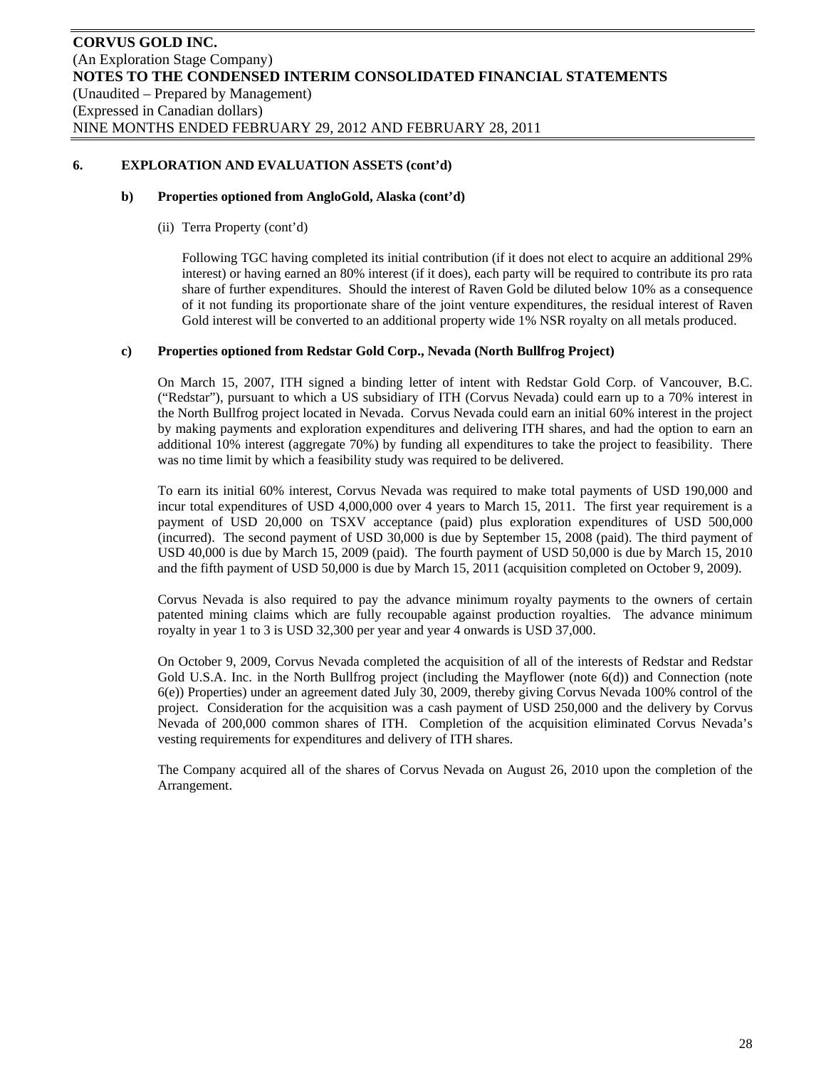## 6. EXPLORATION AND EVALUATION ASSETS (cont'd)

### b) Properties optioned from AngloGold, Alaska (cont'd)

(ii) Terra Property (cont'd)

Following TGC having completed its initial contribution (if it does not elect to acquire an additional 29% interest) or having earned an 80% interest (if it does), each party will be required to contribute its pro rata share of further expenditures. Should the interest of Raven Gold be diluted below 10% as a consequence of it not funding its proportionate share of the joint venture expenditures, the residual interest of Raven Gold interest will be converted to an additional property wide 1% NSR royalty on all metals produced.

### c) Properties optioned from Redstar Gold Corp., Nevada (North Bullfrog Project)

On March 15, 2007, ITH signed a binding letter of intent with Redstar Gold Corp. of Vancouver, B.C. ("Redstar"), pursuant to which a US subsidiary of ITH (Corvus Nevada) could earn up to a 70% interest in the North Bullfrog project located in Nevada. Corvus Nevada could earn an initial 60% interest in the project by making payments and exploration expenditures and delivering ITH shares, and had the option to earn an additional 10% interest (aggregate 70%) by funding all expenditures to take the project to feasibility. There was no time limit by which a feasibility study was required to be delivered.

To earn its initial 60% interest, Corvus Nevada was required to make total payments of USD 190,000 and incur total expenditures of USD 4,000,000 over 4 years to March 15, 2011. The first year requirement is a payment of USD 20,000 on TSXV acceptance (paid) plus exploration expenditures of USD 500,000 (incurred). The second payment of USD 30,000 is due by September 15, 2008 (paid). The third payment of USD 40,000 is due by March 15, 2009 (paid). The fourth payment of USD 50,000 is due by March 15, 2010 and the fifth payment of USD 50,000 is due by March 15, 2011 (acquisition completed on October 9, 2009).

Corvus Nevada is also required to pay the advance minimum royalty payments to the owners of certain patented mining claims which are fully recoupable against production royalties. The advance minimum royalty in year 1 to 3 is USD 32,300 per year and year 4 onwards is USD 37,000.

On October 9, 2009, Corvus Nevada completed the acquisition of all of the interests of Redstar and Redstar Gold U.S.A. Inc. in the North Bullfrog project (including the Mayflower (note 6(d)) and Connection (note 6(e)) Properties) under an agreement dated July 30, 2009, thereby giving Corvus Nevada 100% control of the project. Consideration for the acquisition was a cash payment of USD 250,000 and the delivery by Corvus Nevada of 200,000 common shares of ITH. Completion of the acquisition eliminated Corvus Nevada's vesting requirements for expenditures and delivery of ITH shares.

The Company acquired all of the shares of Corvus Nevada on August 26, 2010 upon the completion of the Arrangement.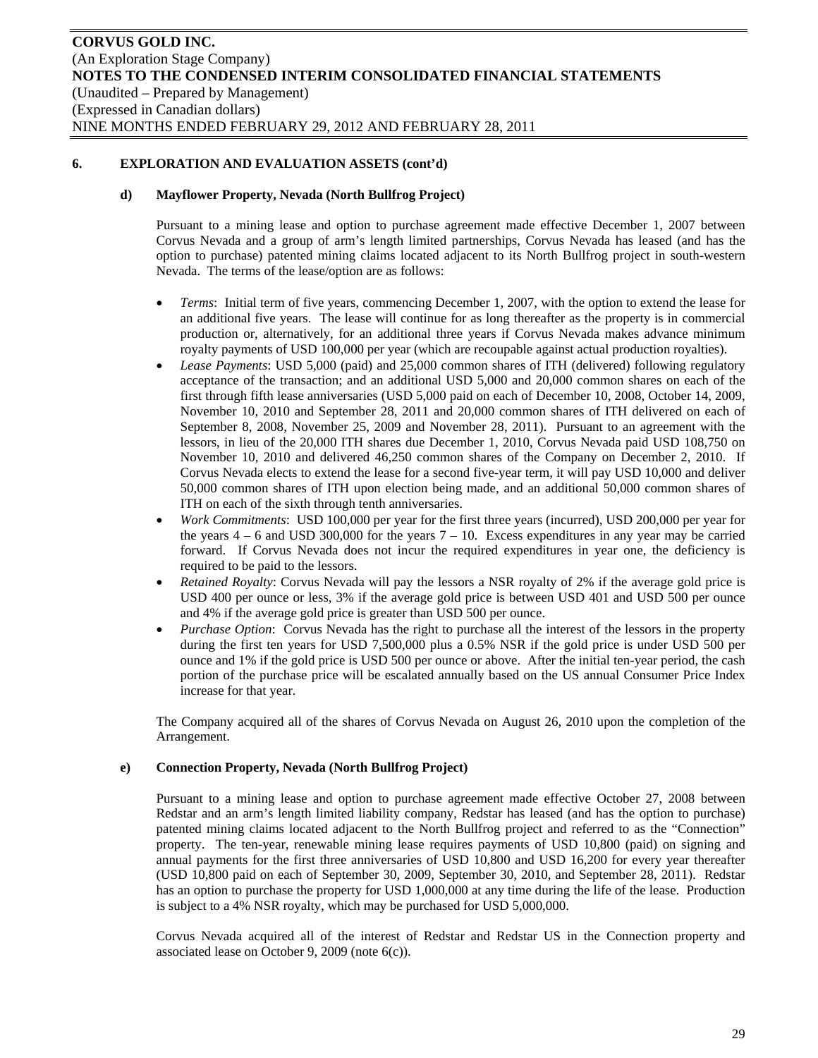## 6. EXPLORATION AND EVALUATION ASSETS (cont'd)

### d) Mayflower Property, Nevada (North Bullfrog Project)

Pursuant to a mining lease and option to purchase agreement made effective December 1, 2007 between Corvus Nevada and a group of arm's length limited partnerships, Corvus Nevada has leased (and has the option to purchase) patented mining claims located adjacent to its North Bullfrog project in south-western Nevada. The terms of the lease/option are as follows:

- *Terms*: Initial term of five years, commencing December 1, 2007, with the option to extend the lease for an additional five years. The lease will continue for as long thereafter as the property is in commercial production or, alternatively, for an additional three years if Corvus Nevada makes advance minimum royalty payments of USD 100,000 per year (which are recoupable against actual production royalties).
- *Lease Payments*: USD 5,000 (paid) and 25,000 common shares of ITH (delivered) following regulatory acceptance of the transaction; and an additional USD 5,000 and 20,000 common shares on each of the first through fifth lease anniversaries (USD 5,000 paid on each of December 10, 2008, October 14, 2009, November 10, 2010 and September 28, 2011 and 20,000 common shares of ITH delivered on each of September 8, 2008, November 25, 2009 and November 28, 2011). Pursuant to an agreement with the lessors, in lieu of the 20,000 ITH shares due December 1, 2010, Corvus Nevada paid USD 108,750 on November 10, 2010 and delivered 46,250 common shares of the Company on December 2, 2010. If Corvus Nevada elects to extend the lease for a second five-year term, it will pay USD 10,000 and deliver 50,000 common shares of ITH upon election being made, and an additional 50,000 common shares of ITH on each of the sixth through tenth anniversaries.
- *Work Commitments*: USD 100,000 per year for the first three years (incurred), USD 200,000 per year for the years 4 – 6 and USD 300,000 for the years 7 – 10. Excess expenditures in any year may be carried forward. If Corvus Nevada does not incur the required expenditures in year one, the deficiency is required to be paid to the lessors.
- *Retained Royalty*: Corvus Nevada will pay the lessors a NSR royalty of 2% if the average gold price is USD 400 per ounce or less, 3% if the average gold price is between USD 401 and USD 500 per ounce and 4% if the average gold price is greater than USD 500 per ounce.
- *Purchase Option*: Corvus Nevada has the right to purchase all the interest of the lessors in the property during the first ten years for USD 7,500,000 plus a 0.5% NSR if the gold price is under USD 500 per ounce and 1% if the gold price is USD 500 per ounce or above. After the initial ten-year period, the cash portion of the purchase price will be escalated annually based on the US annual Consumer Price Index increase for that year.

The Company acquired all of the shares of Corvus Nevada on August 26, 2010 upon the completion of the Arrangement.

### e) Connection Property, Nevada (North Bullfrog Project)

Pursuant to a mining lease and option to purchase agreement made effective October 27, 2008 between Redstar and an arm's length limited liability company, Redstar has leased (and has the option to purchase) patented mining claims located adjacent to the North Bullfrog project and referred to as the "Connection" property. The ten-year, renewable mining lease requires payments of USD 10,800 (paid) on signing and annual payments for the first three anniversaries of USD 10,800 and USD 16,200 for every year thereafter (USD 10,800 paid on each of September 30, 2009, September 30, 2010, and September 28, 2011). Redstar has an option to purchase the property for USD 1,000,000 at any time during the life of the lease. Production is subject to a 4% NSR royalty, which may be purchased for USD 5,000,000.

Corvus Nevada acquired all of the interest of Redstar and Redstar US in the Connection property and associated lease on October 9, 2009 (note 6(c)).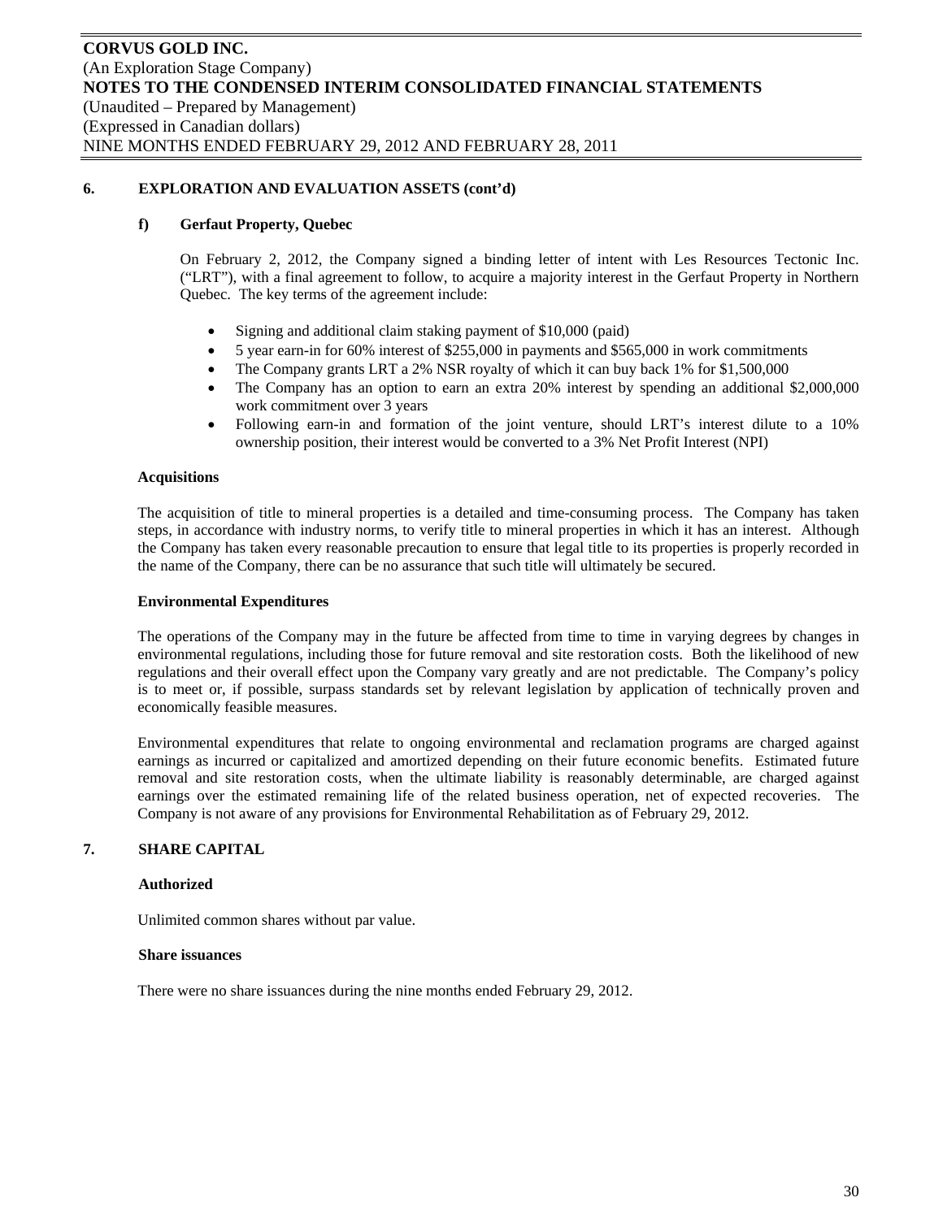## 6. EXPLORATION AND EVALUATION ASSETS (cont'd)

### f) Gerfaut Property, Quebec

On February 2, 2012, the Company signed a binding letter of intent with Les Resources Tectonic Inc. ("LRT"), with a final agreement to follow, to acquire a majority interest in the Gerfaut Property in Northern Quebec. The key terms of the agreement include:

- Signing and additional claim staking payment of $10,000 (paid)
- 5 year earn-in for 60% interest of $255,000 in payments and $565,000 in work commitments
- The Company grants LRT a 2% NSR royalty of which it can buy back 1% for $1,500,000
- The Company has an option to earn an extra 20% interest by spending an additional $2,000,000 work commitment over 3 years
- Following earn-in and formation of the joint venture, should LRT's interest dilute to a 10% ownership position, their interest would be converted to a 3% Net Profit Interest (NPI)

**Acquisitions**

The acquisition of title to mineral properties is a detailed and time-consuming process. The Company has taken steps, in accordance with industry norms, to verify title to mineral properties in which it has an interest. Although the Company has taken every reasonable precaution to ensure that legal title to its properties is properly recorded in the name of the Company, there can be no assurance that such title will ultimately be secured.

**Environmental Expenditures**

The operations of the Company may in the future be affected from time to time in varying degrees by changes in environmental regulations, including those for future removal and site restoration costs. Both the likelihood of new regulations and their overall effect upon the Company vary greatly and are not predictable. The Company's policy is to meet or, if possible, surpass standards set by relevant legislation by application of technically proven and economically feasible measures.

Environmental expenditures that relate to ongoing environmental and reclamation programs are charged against earnings as incurred or capitalized and amortized depending on their future economic benefits. Estimated future removal and site restoration costs, when the ultimate liability is reasonably determinable, are charged against earnings over the estimated remaining life of the related business operation, net of expected recoveries. The Company is not aware of any provisions for Environmental Rehabilitation as of February 29, 2012.

## 7. SHARE CAPITAL

**Authorized**

Unlimited common shares without par value.

**Share issuances**

There were no share issuances during the nine months ended February 29, 2012.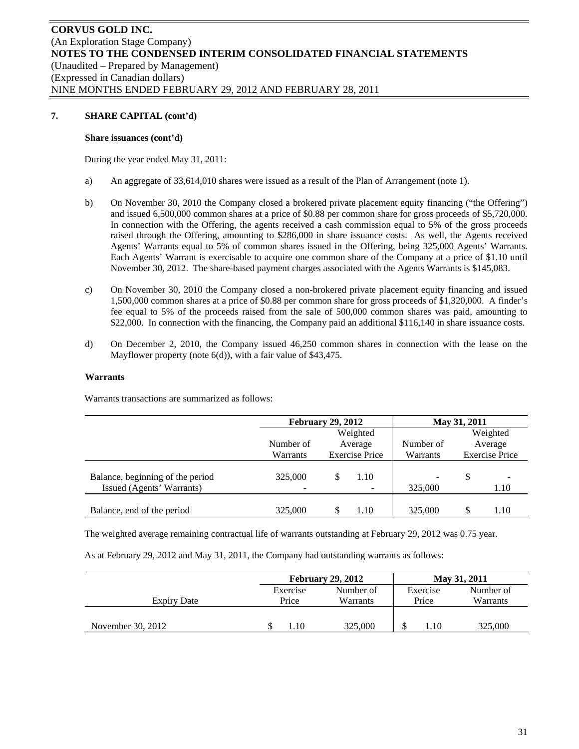**CORVUS GOLD INC.**
(An Exploration Stage Company)
**NOTES TO THE CONDENSED INTERIM CONSOLIDATED FINANCIAL STATEMENTS**
(Unaudited – Prepared by Management)
(Expressed in Canadian dollars)
NINE MONTHS ENDED FEBRUARY 29, 2012 AND FEBRUARY 28, 2011

## 7. SHARE CAPITAL (cont'd)

### Share issuances (cont'd)

During the year ended May 31, 2011:

a) An aggregate of 33,614,010 shares were issued as a result of the Plan of Arrangement (note 1).

b) On November 30, 2010 the Company closed a brokered private placement equity financing ("the Offering") and issued 6,500,000 common shares at a price of $0.88 per common share for gross proceeds of $5,720,000. In connection with the Offering, the agents received a cash commission equal to 5% of the gross proceeds raised through the Offering, amounting to $286,000 in share issuance costs. As well, the Agents received Agents' Warrants equal to 5% of common shares issued in the Offering, being 325,000 Agents' Warrants. Each Agents' Warrant is exercisable to acquire one common share of the Company at a price of $1.10 until November 30, 2012. The share-based payment charges associated with the Agents Warrants is $145,083.

c) On November 30, 2010 the Company closed a non-brokered private placement equity financing and issued 1,500,000 common shares at a price of $0.88 per common share for gross proceeds of $1,320,000. A finder's fee equal to 5% of the proceeds raised from the sale of 500,000 common shares was paid, amounting to $22,000. In connection with the financing, the Company paid an additional $116,140 in share issuance costs.

d) On December 2, 2010, the Company issued 46,250 common shares in connection with the lease on the Mayflower property (note 6(d)), with a fair value of $43,475.

### Warrants

Warrants transactions are summarized as follows:

| | February 29, 2012 | | May 31, 2011 | |
|---|---|---|---|---|
| | Number of Warrants | Weighted Average Exercise Price | Number of Warrants | Weighted Average Exercise Price |
| Balance, beginning of the period | 325,000 | $ 1.10 | - | $ - |
| Issued (Agents' Warrants) | - | - | 325,000 | 1.10 |
| Balance, end of the period | 325,000 | $ 1.10 | 325,000 | $ 1.10 |

The weighted average remaining contractual life of warrants outstanding at February 29, 2012 was 0.75 year.

As at February 29, 2012 and May 31, 2011, the Company had outstanding warrants as follows:

| | February 29, 2012 | | May 31, 2011 | |
|---|---|---|---|---|
| Expiry Date | Exercise Price | Number of Warrants | Exercise Price | Number of Warrants |
| November 30, 2012 | $ 1.10 | 325,000 | $ 1.10 | 325,000 |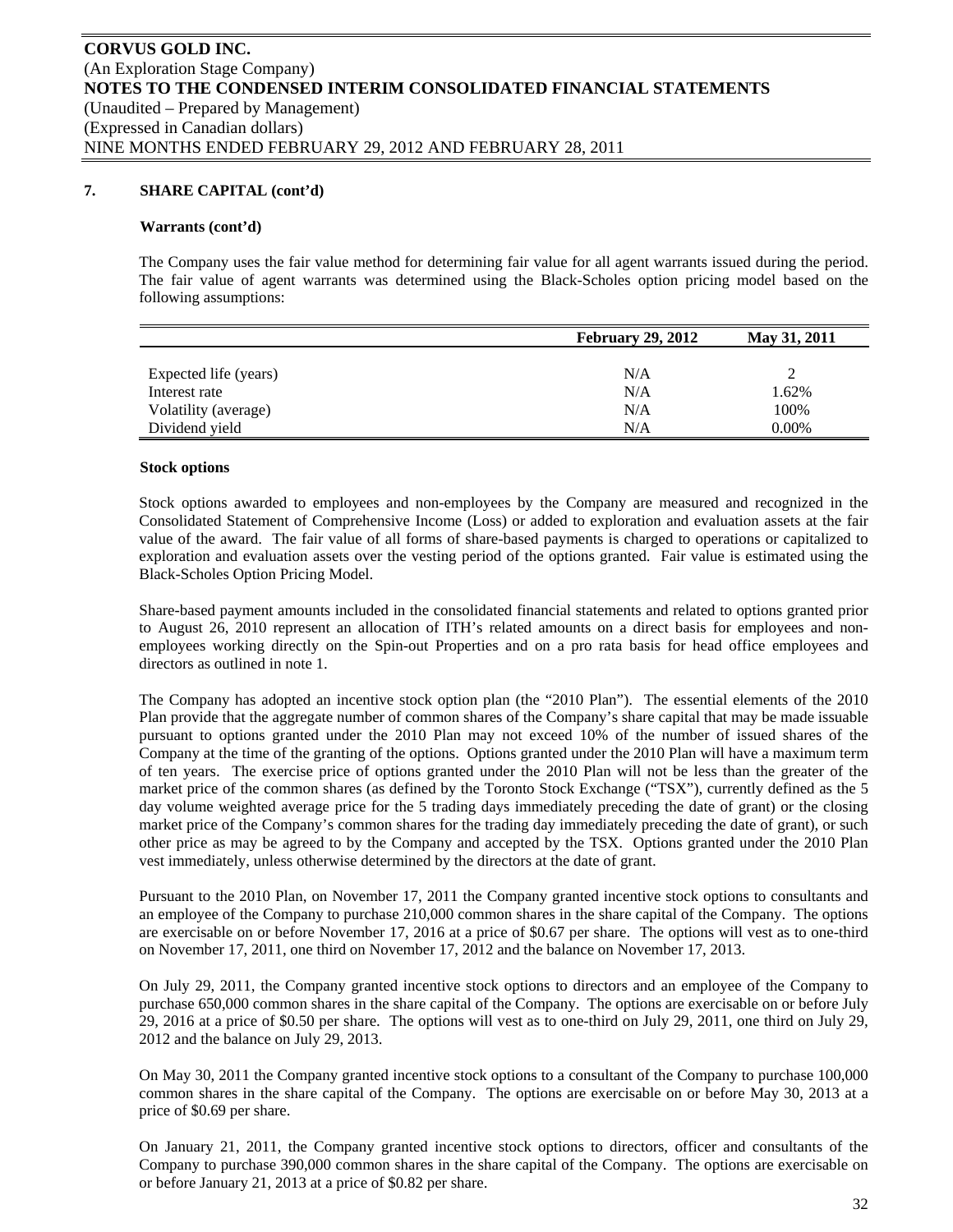## 7. SHARE CAPITAL (cont'd)

### Warrants (cont'd)

The Company uses the fair value method for determining fair value for all agent warrants issued during the period. The fair value of agent warrants was determined using the Black-Scholes option pricing model based on the following assumptions:

| | February 29, 2012 | May 31, 2011 |
|---|---|---|
| Expected life (years) | N/A | 2 |
| Interest rate | N/A | 1.62% |
| Volatility (average) | N/A | 100% |
| Dividend yield | N/A | 0.00% |

### Stock options

Stock options awarded to employees and non-employees by the Company are measured and recognized in the Consolidated Statement of Comprehensive Income (Loss) or added to exploration and evaluation assets at the fair value of the award. The fair value of all forms of share-based payments is charged to operations or capitalized to exploration and evaluation assets over the vesting period of the options granted. Fair value is estimated using the Black-Scholes Option Pricing Model.

Share-based payment amounts included in the consolidated financial statements and related to options granted prior to August 26, 2010 represent an allocation of ITH's related amounts on a direct basis for employees and non-employees working directly on the Spin-out Properties and on a pro rata basis for head office employees and directors as outlined in note 1.

The Company has adopted an incentive stock option plan (the "2010 Plan"). The essential elements of the 2010 Plan provide that the aggregate number of common shares of the Company's share capital that may be made issuable pursuant to options granted under the 2010 Plan may not exceed 10% of the number of issued shares of the Company at the time of the granting of the options. Options granted under the 2010 Plan will have a maximum term of ten years. The exercise price of options granted under the 2010 Plan will not be less than the greater of the market price of the common shares (as defined by the Toronto Stock Exchange ("TSX"), currently defined as the 5 day volume weighted average price for the 5 trading days immediately preceding the date of grant) or the closing market price of the Company's common shares for the trading day immediately preceding the date of grant), or such other price as may be agreed to by the Company and accepted by the TSX. Options granted under the 2010 Plan vest immediately, unless otherwise determined by the directors at the date of grant.

Pursuant to the 2010 Plan, on November 17, 2011 the Company granted incentive stock options to consultants and an employee of the Company to purchase 210,000 common shares in the share capital of the Company. The options are exercisable on or before November 17, 2016 at a price of $0.67 per share. The options will vest as to one-third on November 17, 2011, one third on November 17, 2012 and the balance on November 17, 2013.

On July 29, 2011, the Company granted incentive stock options to directors and an employee of the Company to purchase 650,000 common shares in the share capital of the Company. The options are exercisable on or before July 29, 2016 at a price of $0.50 per share. The options will vest as to one-third on July 29, 2011, one third on July 29, 2012 and the balance on July 29, 2013.

On May 30, 2011 the Company granted incentive stock options to a consultant of the Company to purchase 100,000 common shares in the share capital of the Company. The options are exercisable on or before May 30, 2013 at a price of $0.69 per share.

On January 21, 2011, the Company granted incentive stock options to directors, officer and consultants of the Company to purchase 390,000 common shares in the share capital of the Company. The options are exercisable on or before January 21, 2013 at a price of $0.82 per share.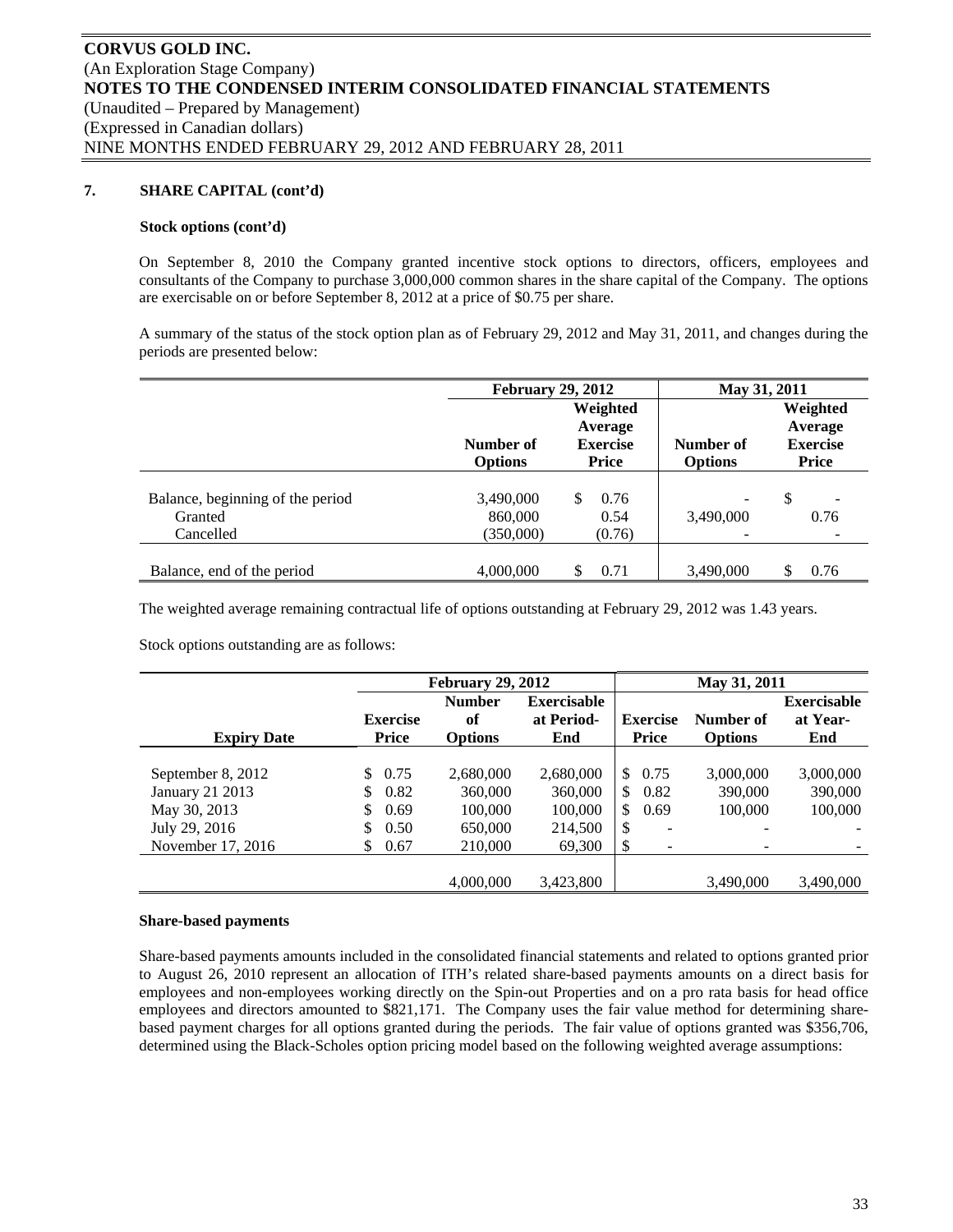## 7. SHARE CAPITAL (cont'd)

### Stock options (cont'd)

On September 8, 2010 the Company granted incentive stock options to directors, officers, employees and consultants of the Company to purchase 3,000,000 common shares in the share capital of the Company. The options are exercisable on or before September 8, 2012 at a price of $0.75 per share.

A summary of the status of the stock option plan as of February 29, 2012 and May 31, 2011, and changes during the periods are presented below:

| | February 29, 2012 | | May 31, 2011 | |
|---|---|---|---|---|
| | Number of Options | Weighted Average Exercise Price | Number of Options | Weighted Average Exercise Price |
| Balance, beginning of the period | 3,490,000 | $ 0.76 | - | $ - |
| Granted | 860,000 | 0.54 | 3,490,000 | 0.76 |
| Cancelled | (350,000) | (0.76) | - | - |
| Balance, end of the period | 4,000,000 | $ 0.71 | 3,490,000 | $ 0.76 |

The weighted average remaining contractual life of options outstanding at February 29, 2012 was 1.43 years.

Stock options outstanding are as follows:

| | February 29, 2012 | | | May 31, 2011 | | |
|---|---|---|---|---|---|---|
| Expiry Date | Exercise Price | Number of Options | Exercisable at Period-End | Exercise Price | Number of Options | Exercisable at Year-End |
| September 8, 2012 | $ 0.75 | 2,680,000 | 2,680,000 | $ 0.75 | 3,000,000 | 3,000,000 |
| January 21 2013 | $ 0.82 | 360,000 | 360,000 | $ 0.82 | 390,000 | 390,000 |
| May 30, 2013 | $ 0.69 | 100,000 | 100,000 | $ 0.69 | 100,000 | 100,000 |
| July 29, 2016 | $ 0.50 | 650,000 | 214,500 | $ - | - | - |
| November 17, 2016 | $ 0.67 | 210,000 | 69,300 | $ - | - | - |
| | | 4,000,000 | 3,423,800 | | 3,490,000 | 3,490,000 |

### Share-based payments

Share-based payments amounts included in the consolidated financial statements and related to options granted prior to August 26, 2010 represent an allocation of ITH's related share-based payments amounts on a direct basis for employees and non-employees working directly on the Spin-out Properties and on a pro rata basis for head office employees and directors amounted to $821,171. The Company uses the fair value method for determining share-based payment charges for all options granted during the periods. The fair value of options granted was $356,706, determined using the Black-Scholes option pricing model based on the following weighted average assumptions: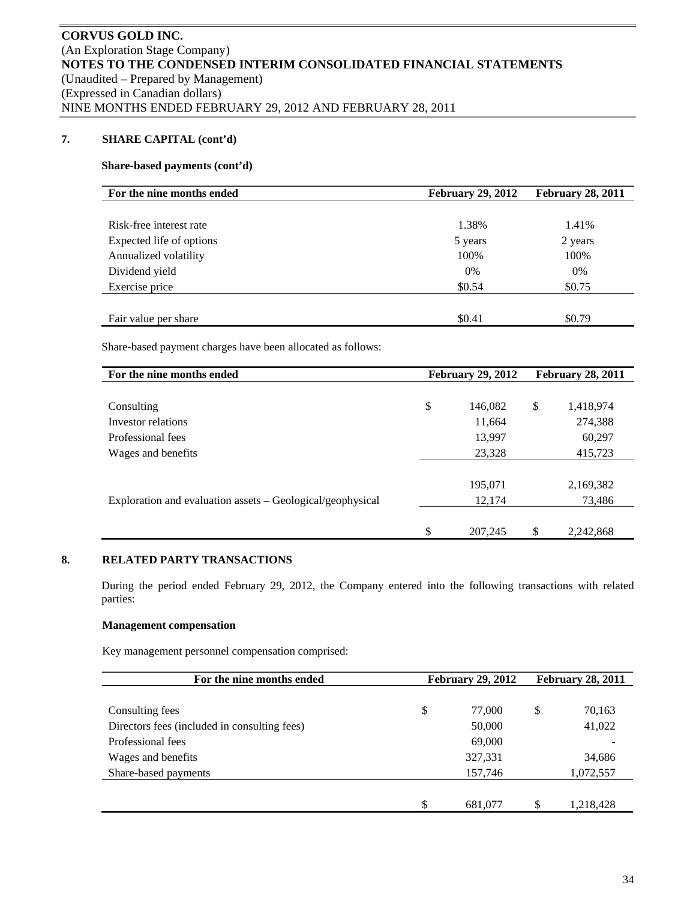**CORVUS GOLD INC.**
(An Exploration Stage Company)
**NOTES TO THE CONDENSED INTERIM CONSOLIDATED FINANCIAL STATEMENTS**
(Unaudited – Prepared by Management)
(Expressed in Canadian dollars)
NINE MONTHS ENDED FEBRUARY 29, 2012 AND FEBRUARY 28, 2011

## 7. SHARE CAPITAL (cont'd)

**Share-based payments (cont'd)**

| For the nine months ended | February 29, 2012 | February 28, 2011 |
|---|---|---|
| Risk-free interest rate | 1.38% | 1.41% |
| Expected life of options | 5 years | 2 years |
| Annualized volatility | 100% | 100% |
| Dividend yield | 0% | 0% |
| Exercise price | $0.54 | $0.75 |
| Fair value per share | $0.41 | $0.79 |

Share-based payment charges have been allocated as follows:

| For the nine months ended | February 29, 2012 | February 28, 2011 |
|---|---|---|
| Consulting | $ 146,082 | $ 1,418,974 |
| Investor relations | 11,664 | 274,388 |
| Professional fees | 13,997 | 60,297 |
| Wages and benefits | 23,328 | 415,723 |
| | 195,071 | 2,169,382 |
| Exploration and evaluation assets – Geological/geophysical | 12,174 | 73,486 |
| | $ 207,245 | $ 2,242,868 |

## 8. RELATED PARTY TRANSACTIONS

During the period ended February 29, 2012, the Company entered into the following transactions with related parties:

**Management compensation**

Key management personnel compensation comprised:

| For the nine months ended | February 29, 2012 | February 28, 2011 |
|---|---|---|
| Consulting fees | $ 77,000 | $ 70,163 |
| Directors fees (included in consulting fees) | 50,000 | 41,022 |
| Professional fees | 69,000 | - |
| Wages and benefits | 327,331 | 34,686 |
| Share-based payments | 157,746 | 1,072,557 |
| | $ 681,077 | $ 1,218,428 |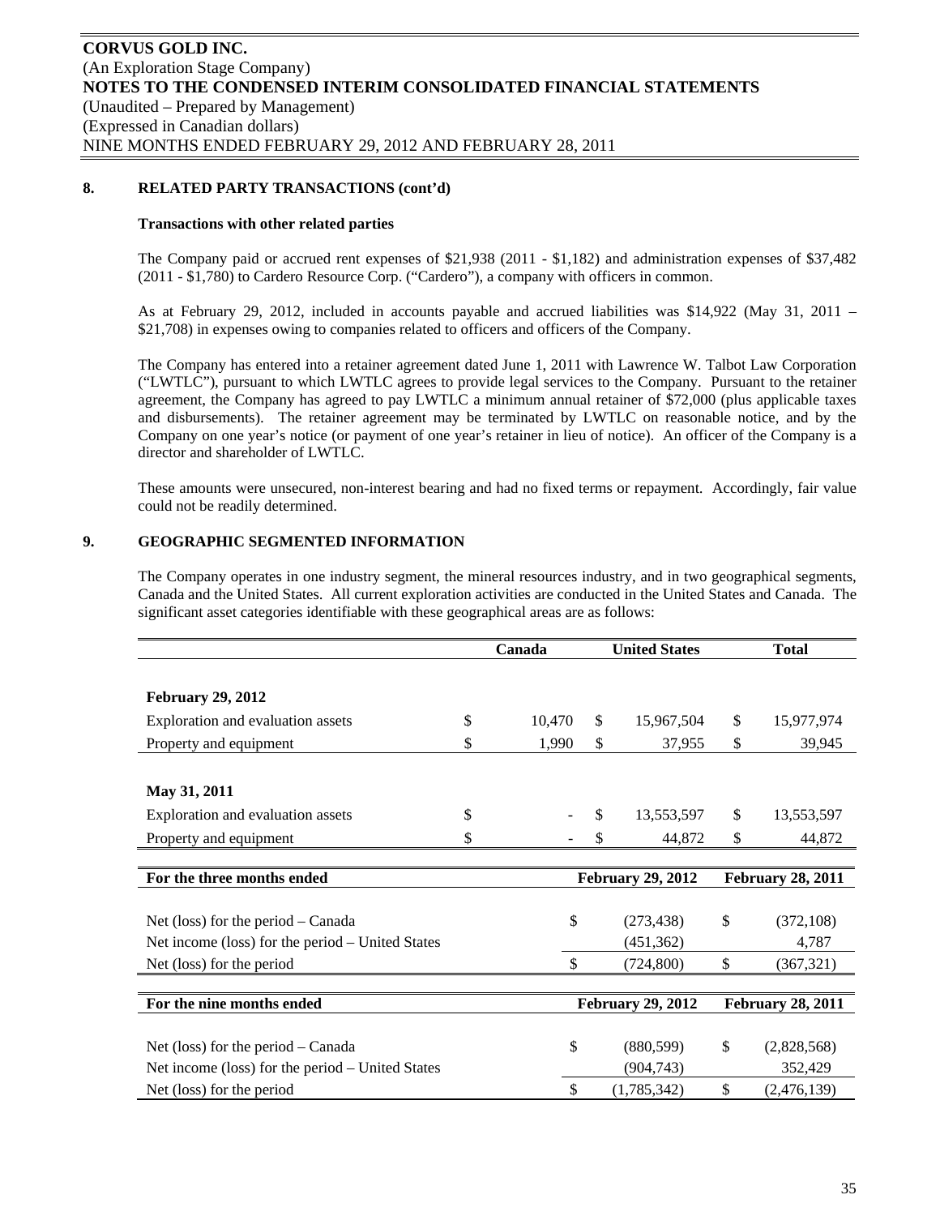**CORVUS GOLD INC.**
(An Exploration Stage Company)
**NOTES TO THE CONDENSED INTERIM CONSOLIDATED FINANCIAL STATEMENTS**
(Unaudited – Prepared by Management)
(Expressed in Canadian dollars)
NINE MONTHS ENDED FEBRUARY 29, 2012 AND FEBRUARY 28, 2011

## 8. RELATED PARTY TRANSACTIONS (cont'd)

**Transactions with other related parties**

The Company paid or accrued rent expenses of $21,938 (2011 - $1,182) and administration expenses of $37,482 (2011 - $1,780) to Cardero Resource Corp. ("Cardero"), a company with officers in common.

As at February 29, 2012, included in accounts payable and accrued liabilities was $14,922 (May 31, 2011 – $21,708) in expenses owing to companies related to officers and officers of the Company.

The Company has entered into a retainer agreement dated June 1, 2011 with Lawrence W. Talbot Law Corporation ("LWTLC"), pursuant to which LWTLC agrees to provide legal services to the Company. Pursuant to the retainer agreement, the Company has agreed to pay LWTLC a minimum annual retainer of $72,000 (plus applicable taxes and disbursements). The retainer agreement may be terminated by LWTLC on reasonable notice, and by the Company on one year's notice (or payment of one year's retainer in lieu of notice). An officer of the Company is a director and shareholder of LWTLC.

These amounts were unsecured, non-interest bearing and had no fixed terms or repayment. Accordingly, fair value could not be readily determined.

## 9. GEOGRAPHIC SEGMENTED INFORMATION

The Company operates in one industry segment, the mineral resources industry, and in two geographical segments, Canada and the United States. All current exploration activities are conducted in the United States and Canada. The significant asset categories identifiable with these geographical areas are as follows:

| | Canada | United States | Total |
|---|---|---|---|
| **February 29, 2012** | | | |
| Exploration and evaluation assets | $ 10,470 | $ 15,967,504 | $ 15,977,974 |
| Property and equipment | $ 1,990 | $ 37,955 | $ 39,945 |
| **May 31, 2011** | | | |
| Exploration and evaluation assets | $ - | $ 13,553,597 | $ 13,553,597 |
| Property and equipment | $ - | $ 44,872 | $ 44,872 |

| For the three months ended | February 29, 2012 | February 28, 2011 |
|---|---|---|
| Net (loss) for the period – Canada | $ (273,438) | $ (372,108) |
| Net income (loss) for the period – United States | (451,362) | 4,787 |
| Net (loss) for the period | $ (724,800) | $ (367,321) |

| For the nine months ended | February 29, 2012 | February 28, 2011 |
|---|---|---|
| Net (loss) for the period – Canada | $ (880,599) | $ (2,828,568) |
| Net income (loss) for the period – United States | (904,743) | 352,429 |
| Net (loss) for the period | $ (1,785,342) | $ (2,476,139) |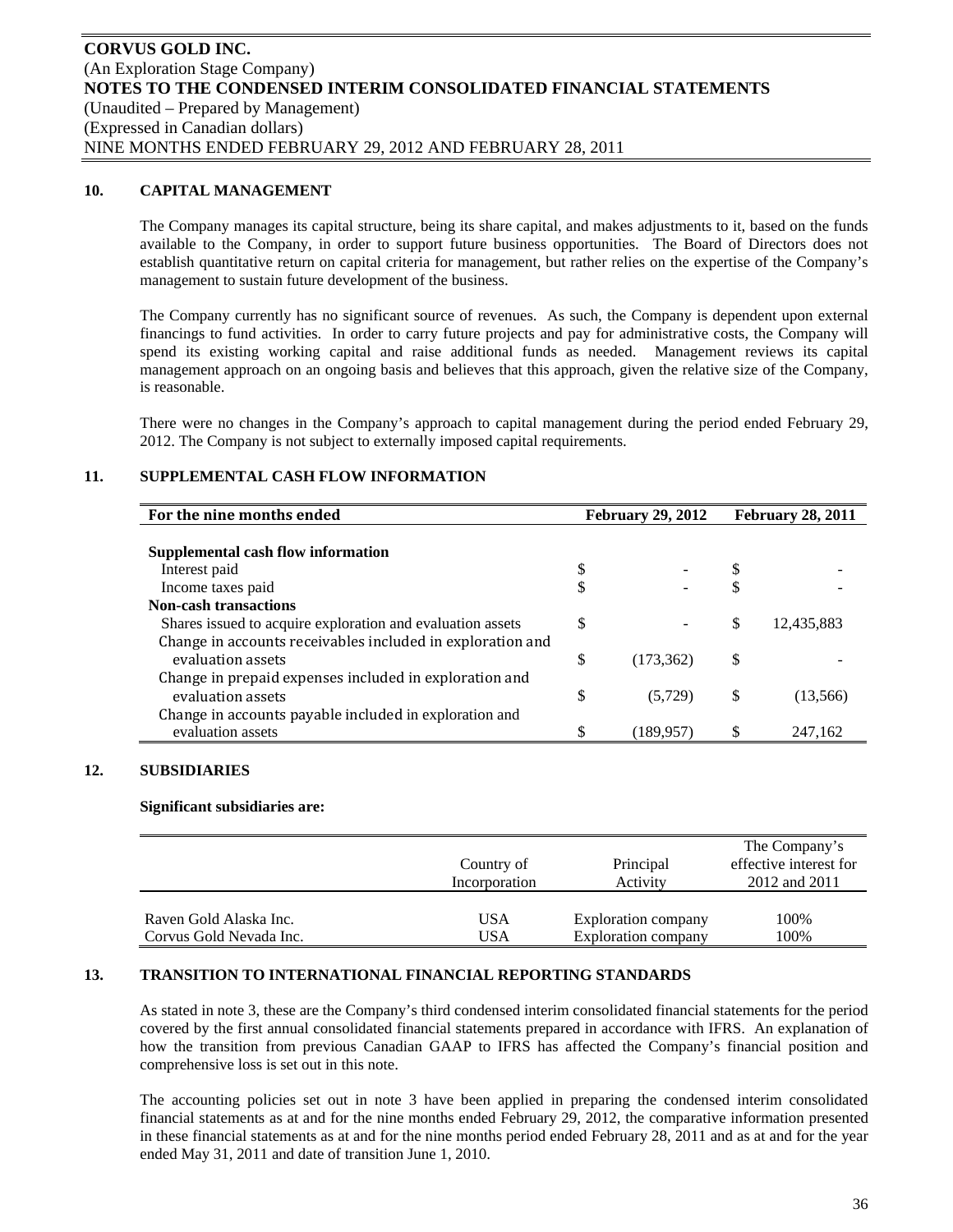## 10. CAPITAL MANAGEMENT

The Company manages its capital structure, being its share capital, and makes adjustments to it, based on the funds available to the Company, in order to support future business opportunities. The Board of Directors does not establish quantitative return on capital criteria for management, but rather relies on the expertise of the Company's management to sustain future development of the business.

The Company currently has no significant source of revenues. As such, the Company is dependent upon external financings to fund activities. In order to carry future projects and pay for administrative costs, the Company will spend its existing working capital and raise additional funds as needed. Management reviews its capital management approach on an ongoing basis and believes that this approach, given the relative size of the Company, is reasonable.

There were no changes in the Company's approach to capital management during the period ended February 29, 2012. The Company is not subject to externally imposed capital requirements.

## 11. SUPPLEMENTAL CASH FLOW INFORMATION

| For the nine months ended | February 29, 2012 | February 28, 2011 |
|---|---|---|
| **Supplemental cash flow information** | | |
| Interest paid | $ - | $ - |
| Income taxes paid | $ - | $ - |
| **Non-cash transactions** | | |
| Shares issued to acquire exploration and evaluation assets | $ - | $ 12,435,883 |
| Change in accounts receivables included in exploration and evaluation assets | $ (173,362) | $ - |
| Change in prepaid expenses included in exploration and evaluation assets | $ (5,729) | $ (13,566) |
| Change in accounts payable included in exploration and evaluation assets | $ (189,957) | $ 247,162 |

## 12. SUBSIDIARIES

**Significant subsidiaries are:**

| | Country of Incorporation | Principal Activity | The Company's effective interest for 2012 and 2011 |
|---|---|---|---|
| Raven Gold Alaska Inc. | USA | Exploration company | 100% |
| Corvus Gold Nevada Inc. | USA | Exploration company | 100% |

## 13. TRANSITION TO INTERNATIONAL FINANCIAL REPORTING STANDARDS

As stated in note 3, these are the Company's third condensed interim consolidated financial statements for the period covered by the first annual consolidated financial statements prepared in accordance with IFRS. An explanation of how the transition from previous Canadian GAAP to IFRS has affected the Company's financial position and comprehensive loss is set out in this note.

The accounting policies set out in note 3 have been applied in preparing the condensed interim consolidated financial statements as at and for the nine months ended February 29, 2012, the comparative information presented in these financial statements as at and for the nine months period ended February 28, 2011 and as at and for the year ended May 31, 2011 and date of transition June 1, 2010.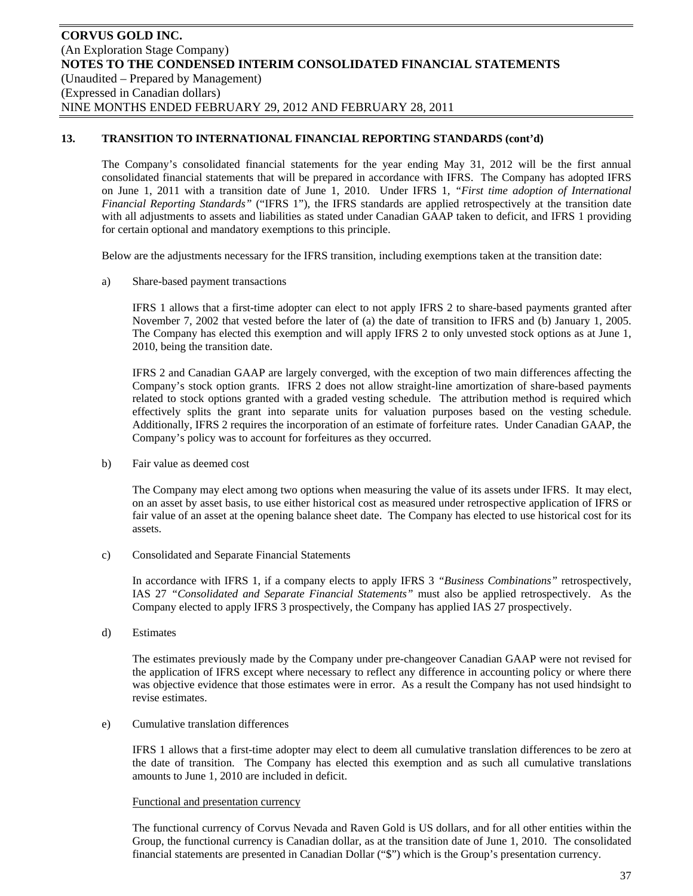## 13. TRANSITION TO INTERNATIONAL FINANCIAL REPORTING STANDARDS (cont'd)

The Company's consolidated financial statements for the year ending May 31, 2012 will be the first annual consolidated financial statements that will be prepared in accordance with IFRS. The Company has adopted IFRS on June 1, 2011 with a transition date of June 1, 2010. Under IFRS 1, *"First time adoption of International Financial Reporting Standards"* ("IFRS 1"), the IFRS standards are applied retrospectively at the transition date with all adjustments to assets and liabilities as stated under Canadian GAAP taken to deficit, and IFRS 1 providing for certain optional and mandatory exemptions to this principle.

Below are the adjustments necessary for the IFRS transition, including exemptions taken at the transition date:

a) Share-based payment transactions

IFRS 1 allows that a first-time adopter can elect to not apply IFRS 2 to share-based payments granted after November 7, 2002 that vested before the later of (a) the date of transition to IFRS and (b) January 1, 2005. The Company has elected this exemption and will apply IFRS 2 to only unvested stock options as at June 1, 2010, being the transition date.

IFRS 2 and Canadian GAAP are largely converged, with the exception of two main differences affecting the Company's stock option grants. IFRS 2 does not allow straight-line amortization of share-based payments related to stock options granted with a graded vesting schedule. The attribution method is required which effectively splits the grant into separate units for valuation purposes based on the vesting schedule. Additionally, IFRS 2 requires the incorporation of an estimate of forfeiture rates. Under Canadian GAAP, the Company's policy was to account for forfeitures as they occurred.

b) Fair value as deemed cost

The Company may elect among two options when measuring the value of its assets under IFRS. It may elect, on an asset by asset basis, to use either historical cost as measured under retrospective application of IFRS or fair value of an asset at the opening balance sheet date. The Company has elected to use historical cost for its assets.

c) Consolidated and Separate Financial Statements

In accordance with IFRS 1, if a company elects to apply IFRS 3 *"Business Combinations"* retrospectively, IAS 27 *"Consolidated and Separate Financial Statements"* must also be applied retrospectively. As the Company elected to apply IFRS 3 prospectively, the Company has applied IAS 27 prospectively.

d) Estimates

The estimates previously made by the Company under pre-changeover Canadian GAAP were not revised for the application of IFRS except where necessary to reflect any difference in accounting policy or where there was objective evidence that those estimates were in error. As a result the Company has not used hindsight to revise estimates.

e) Cumulative translation differences

IFRS 1 allows that a first-time adopter may elect to deem all cumulative translation differences to be zero at the date of transition. The Company has elected this exemption and as such all cumulative translations amounts to June 1, 2010 are included in deficit.

<u>Functional and presentation currency</u>

The functional currency of Corvus Nevada and Raven Gold is US dollars, and for all other entities within the Group, the functional currency is Canadian dollar, as at the transition date of June 1, 2010. The consolidated financial statements are presented in Canadian Dollar ("$") which is the Group's presentation currency.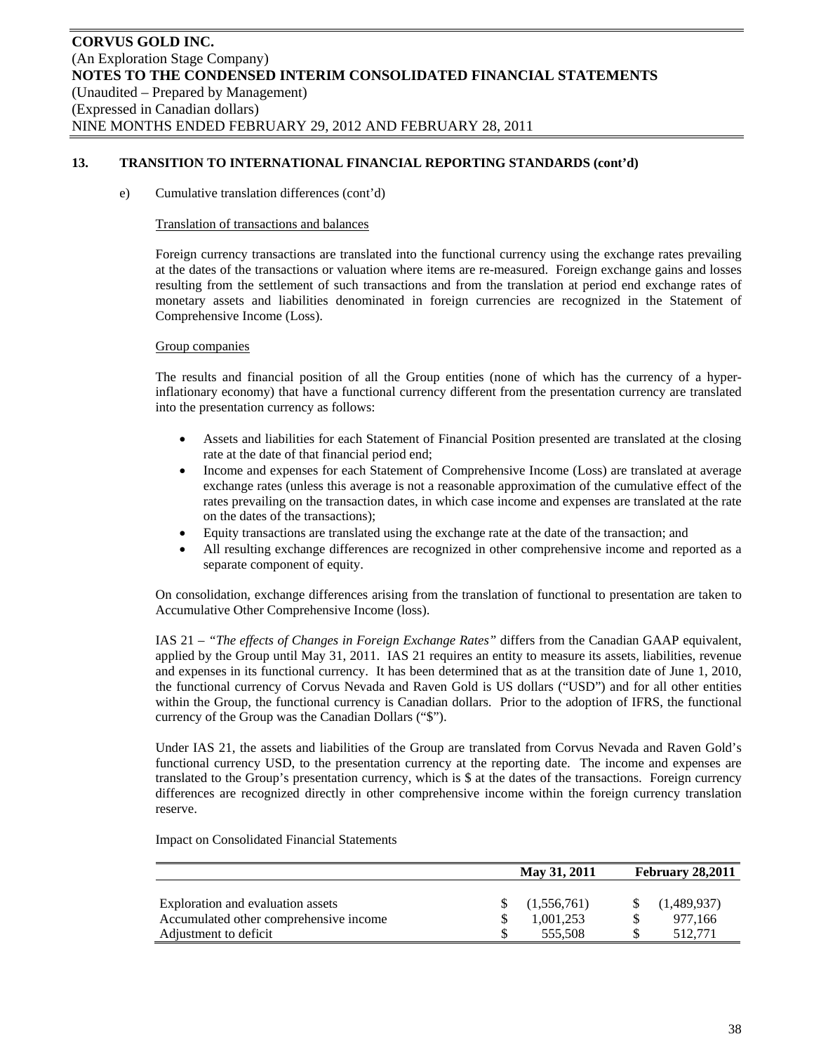## 13. TRANSITION TO INTERNATIONAL FINANCIAL REPORTING STANDARDS (cont'd)

e) Cumulative translation differences (cont'd)

Translation of transactions and balances

Foreign currency transactions are translated into the functional currency using the exchange rates prevailing at the dates of the transactions or valuation where items are re-measured. Foreign exchange gains and losses resulting from the settlement of such transactions and from the translation at period end exchange rates of monetary assets and liabilities denominated in foreign currencies are recognized in the Statement of Comprehensive Income (Loss).

Group companies

The results and financial position of all the Group entities (none of which has the currency of a hyper-inflationary economy) that have a functional currency different from the presentation currency are translated into the presentation currency as follows:

- Assets and liabilities for each Statement of Financial Position presented are translated at the closing rate at the date of that financial period end;
- Income and expenses for each Statement of Comprehensive Income (Loss) are translated at average exchange rates (unless this average is not a reasonable approximation of the cumulative effect of the rates prevailing on the transaction dates, in which case income and expenses are translated at the rate on the dates of the transactions);
- Equity transactions are translated using the exchange rate at the date of the transaction; and
- All resulting exchange differences are recognized in other comprehensive income and reported as a separate component of equity.

On consolidation, exchange differences arising from the translation of functional to presentation are taken to Accumulative Other Comprehensive Income (loss).

IAS 21 – *"The effects of Changes in Foreign Exchange Rates"* differs from the Canadian GAAP equivalent, applied by the Group until May 31, 2011. IAS 21 requires an entity to measure its assets, liabilities, revenue and expenses in its functional currency. It has been determined that as at the transition date of June 1, 2010, the functional currency of Corvus Nevada and Raven Gold is US dollars ("USD") and for all other entities within the Group, the functional currency is Canadian dollars. Prior to the adoption of IFRS, the functional currency of the Group was the Canadian Dollars ("$").

Under IAS 21, the assets and liabilities of the Group are translated from Corvus Nevada and Raven Gold's functional currency USD, to the presentation currency at the reporting date. The income and expenses are translated to the Group's presentation currency, which is $ at the dates of the transactions. Foreign currency differences are recognized directly in other comprehensive income within the foreign currency translation reserve.

Impact on Consolidated Financial Statements

| | May 31, 2011 | February 28,2011 |
|---|---|---|
| Exploration and evaluation assets | $ (1,556,761) | $ (1,489,937) |
| Accumulated other comprehensive income | $ 1,001,253 | $ 977,166 |
| Adjustment to deficit | $ 555,508 | $ 512,771 |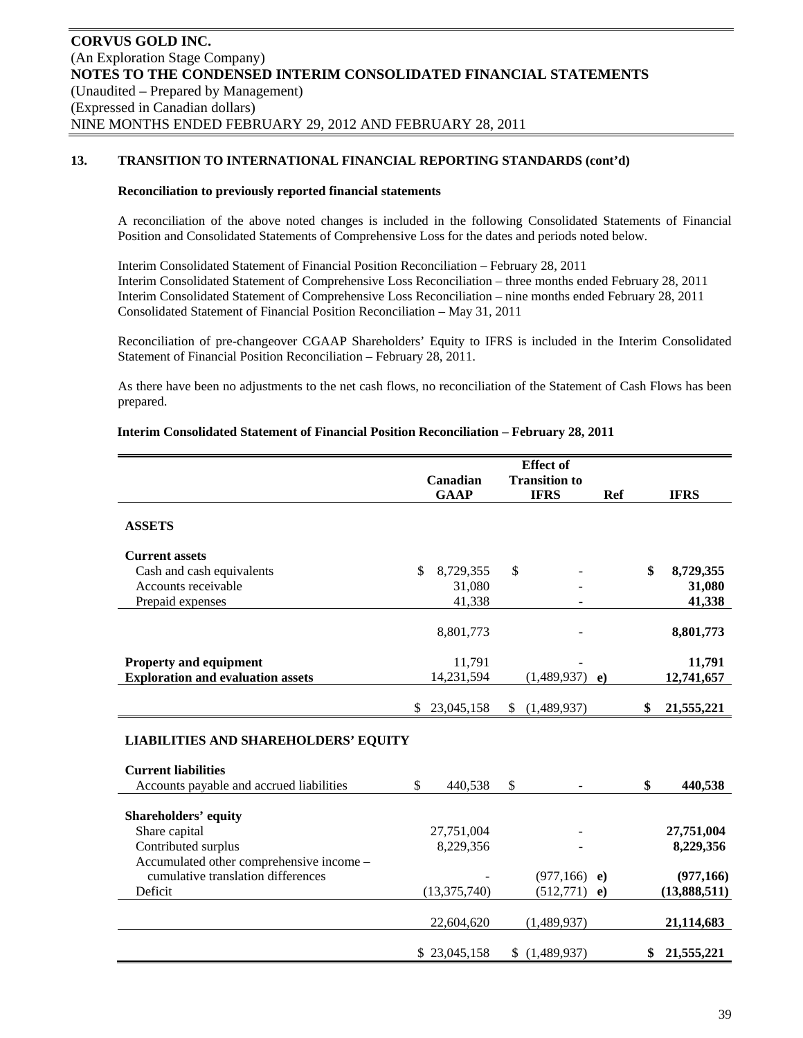**CORVUS GOLD INC.**
(An Exploration Stage Company)
**NOTES TO THE CONDENSED INTERIM CONSOLIDATED FINANCIAL STATEMENTS**
(Unaudited – Prepared by Management)
(Expressed in Canadian dollars)
NINE MONTHS ENDED FEBRUARY 29, 2012 AND FEBRUARY 28, 2011

## 13. TRANSITION TO INTERNATIONAL FINANCIAL REPORTING STANDARDS (cont'd)

**Reconciliation to previously reported financial statements**

A reconciliation of the above noted changes is included in the following Consolidated Statements of Financial Position and Consolidated Statements of Comprehensive Loss for the dates and periods noted below.

Interim Consolidated Statement of Financial Position Reconciliation – February 28, 2011
Interim Consolidated Statement of Comprehensive Loss Reconciliation – three months ended February 28, 2011
Interim Consolidated Statement of Comprehensive Loss Reconciliation – nine months ended February 28, 2011
Consolidated Statement of Financial Position Reconciliation – May 31, 2011

Reconciliation of pre-changeover CGAAP Shareholders' Equity to IFRS is included in the Interim Consolidated Statement of Financial Position Reconciliation – February 28, 2011.

As there have been no adjustments to the net cash flows, no reconciliation of the Statement of Cash Flows has been prepared.

**Interim Consolidated Statement of Financial Position Reconciliation – February 28, 2011**

| | Canadian GAAP | Effect of Transition to IFRS | Ref | IFRS |
|---|---|---|---|---|
| **ASSETS** | | | | |
| **Current assets** | | | | |
| Cash and cash equivalents | $ 8,729,355 | $ - | | **$ 8,729,355** |
| Accounts receivable | 31,080 | - | | **31,080** |
| Prepaid expenses | 41,338 | - | | **41,338** |
| | 8,801,773 | - | | **8,801,773** |
| **Property and equipment** | 11,791 | - | | **11,791** |
| **Exploration and evaluation assets** | 14,231,594 | (1,489,937) | e) | **12,741,657** |
| | $ 23,045,158 | $ (1,489,937) | | **$ 21,555,221** |
| **LIABILITIES AND SHAREHOLDERS' EQUITY** | | | | |
| **Current liabilities** | | | | |
| Accounts payable and accrued liabilities | $ 440,538 | $ - | | **$ 440,538** |
| **Shareholders' equity** | | | | |
| Share capital | 27,751,004 | - | | **27,751,004** |
| Contributed surplus | 8,229,356 | - | | **8,229,356** |
| Accumulated other comprehensive income – cumulative translation differences | - | (977,166) | e) | **(977,166)** |
| Deficit | (13,375,740) | (512,771) | e) | **(13,888,511)** |
| | 22,604,620 | (1,489,937) | | **21,114,683** |
| | $ 23,045,158 | $ (1,489,937) | | **$ 21,555,221** |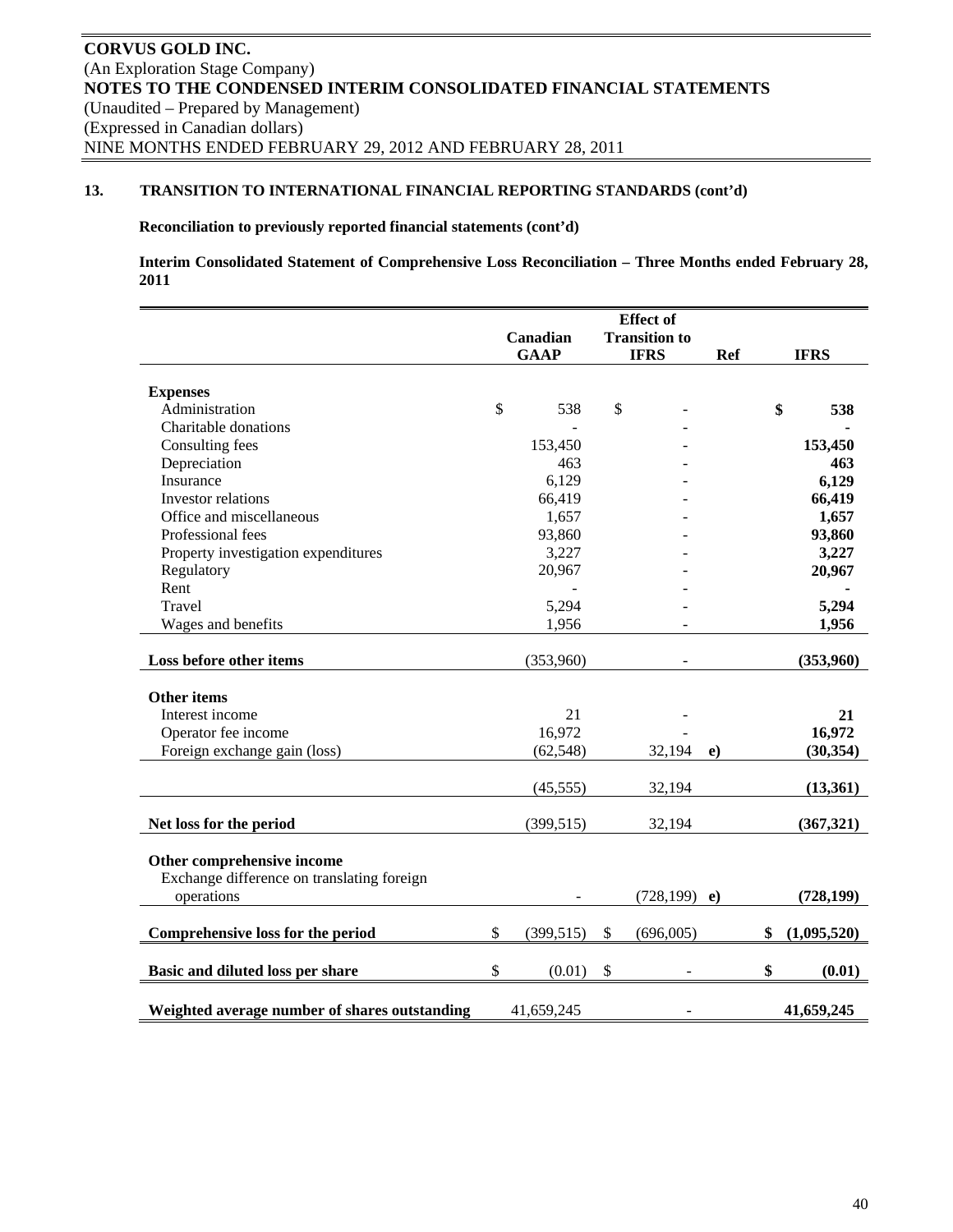## 13. TRANSITION TO INTERNATIONAL FINANCIAL REPORTING STANDARDS (cont'd)

**Reconciliation to previously reported financial statements (cont'd)**

**Interim Consolidated Statement of Comprehensive Loss Reconciliation – Three Months ended February 28, 2011**

| | Canadian GAAP | Effect of Transition to IFRS | Ref | IFRS |
|---|---|---|---|---|
| **Expenses** | | | | |
| Administration | $ 538 | $ - | | **$ 538** |
| Charitable donations | - | - | | **-** |
| Consulting fees | 153,450 | - | | **153,450** |
| Depreciation | 463 | - | | **463** |
| Insurance | 6,129 | - | | **6,129** |
| Investor relations | 66,419 | - | | **66,419** |
| Office and miscellaneous | 1,657 | - | | **1,657** |
| Professional fees | 93,860 | - | | **93,860** |
| Property investigation expenditures | 3,227 | - | | **3,227** |
| Regulatory | 20,967 | - | | **20,967** |
| Rent | - | - | | **-** |
| Travel | 5,294 | - | | **5,294** |
| Wages and benefits | 1,956 | - | | **1,956** |
| **Loss before other items** | (353,960) | - | | **(353,960)** |
| **Other items** | | | | |
| Interest income | 21 | - | | **21** |
| Operator fee income | 16,972 | - | | **16,972** |
| Foreign exchange gain (loss) | (62,548) | 32,194 | **e)** | **(30,354)** |
| | (45,555) | 32,194 | | **(13,361)** |
| **Net loss for the period** | (399,515) | 32,194 | | **(367,321)** |
| **Other comprehensive income** | | | | |
| Exchange difference on translating foreign operations | - | (728,199) | **e)** | **(728,199)** |
| **Comprehensive loss for the period** | $ (399,515) | $ (696,005) | | **$ (1,095,520)** |
| **Basic and diluted loss per share** | $ (0.01) | $ - | | **$ (0.01)** |
| **Weighted average number of shares outstanding** | 41,659,245 | - | | **41,659,245** |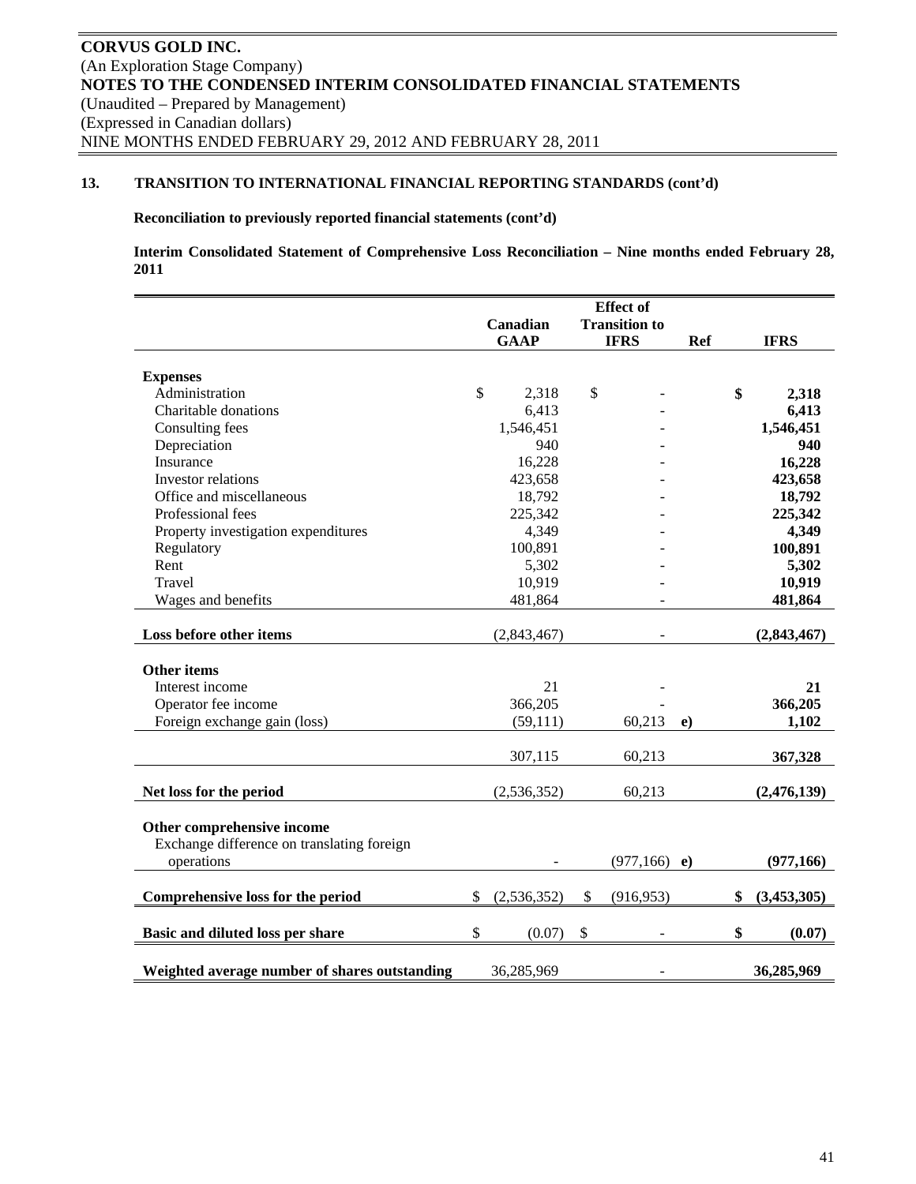**CORVUS GOLD INC.**
(An Exploration Stage Company)
**NOTES TO THE CONDENSED INTERIM CONSOLIDATED FINANCIAL STATEMENTS**
(Unaudited – Prepared by Management)
(Expressed in Canadian dollars)
NINE MONTHS ENDED FEBRUARY 29, 2012 AND FEBRUARY 28, 2011

## 13. TRANSITION TO INTERNATIONAL FINANCIAL REPORTING STANDARDS (cont'd)

**Reconciliation to previously reported financial statements (cont'd)**

**Interim Consolidated Statement of Comprehensive Loss Reconciliation – Nine months ended February 28, 2011**

| | Canadian GAAP | Effect of Transition to IFRS | Ref | IFRS |
|---|---|---|---|---|
| **Expenses** | | | | |
| Administration | $ 2,318 | $ - | | **$ 2,318** |
| Charitable donations | 6,413 | - | | **6,413** |
| Consulting fees | 1,546,451 | - | | **1,546,451** |
| Depreciation | 940 | - | | **940** |
| Insurance | 16,228 | - | | **16,228** |
| Investor relations | 423,658 | - | | **423,658** |
| Office and miscellaneous | 18,792 | - | | **18,792** |
| Professional fees | 225,342 | - | | **225,342** |
| Property investigation expenditures | 4,349 | - | | **4,349** |
| Regulatory | 100,891 | - | | **100,891** |
| Rent | 5,302 | - | | **5,302** |
| Travel | 10,919 | - | | **10,919** |
| Wages and benefits | 481,864 | - | | **481,864** |
| **Loss before other items** | (2,843,467) | - | | **(2,843,467)** |
| **Other items** | | | | |
| Interest income | 21 | - | | **21** |
| Operator fee income | 366,205 | - | | **366,205** |
| Foreign exchange gain (loss) | (59,111) | 60,213 | **e)** | **1,102** |
| | 307,115 | 60,213 | | **367,328** |
| **Net loss for the period** | (2,536,352) | 60,213 | | **(2,476,139)** |
| **Other comprehensive income** | | | | |
| Exchange difference on translating foreign operations | - | (977,166) | **e)** | **(977,166)** |
| **Comprehensive loss for the period** | $ (2,536,352) | $ (916,953) | | **$ (3,453,305)** |
| **Basic and diluted loss per share** | $ (0.07) | $ - | | **$ (0.07)** |
| **Weighted average number of shares outstanding** | 36,285,969 | - | | **36,285,969** |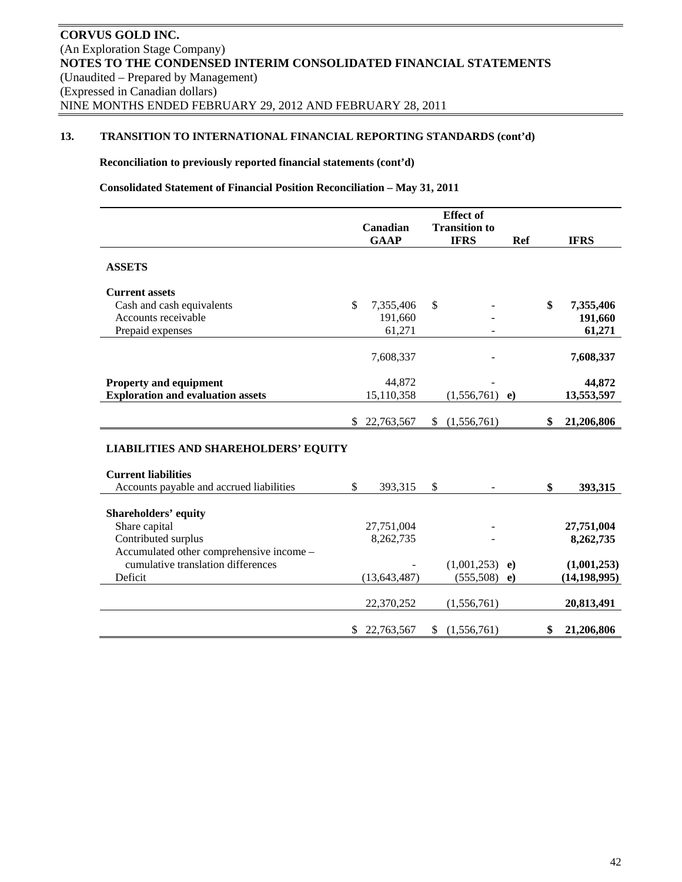## 13. TRANSITION TO INTERNATIONAL FINANCIAL REPORTING STANDARDS (cont'd)

**Reconciliation to previously reported financial statements (cont'd)**

**Consolidated Statement of Financial Position Reconciliation – May 31, 2011**

| | Canadian GAAP | Effect of Transition to IFRS | Ref | IFRS |
|---|---|---|---|---|
| **ASSETS** | | | | |
| **Current assets** | | | | |
| Cash and cash equivalents | $ 7,355,406 | $ - | | **$ 7,355,406** |
| Accounts receivable | 191,660 | - | | **191,660** |
| Prepaid expenses | 61,271 | - | | **61,271** |
| | 7,608,337 | - | | **7,608,337** |
| **Property and equipment** | 44,872 | - | | **44,872** |
| **Exploration and evaluation assets** | 15,110,358 | (1,556,761) | **e)** | **13,553,597** |
| | $ 22,763,567 | $ (1,556,761) | | **$ 21,206,806** |
| **LIABILITIES AND SHAREHOLDERS' EQUITY** | | | | |
| **Current liabilities** | | | | |
| Accounts payable and accrued liabilities | $ 393,315 | $ - | | **$ 393,315** |
| **Shareholders' equity** | | | | |
| Share capital | 27,751,004 | - | | **27,751,004** |
| Contributed surplus | 8,262,735 | - | | **8,262,735** |
| Accumulated other comprehensive income – cumulative translation differences | - | (1,001,253) | **e)** | **(1,001,253)** |
| Deficit | (13,643,487) | (555,508) | **e)** | **(14,198,995)** |
| | 22,370,252 | (1,556,761) | | **20,813,491** |
| | $ 22,763,567 | $ (1,556,761) | | **$ 21,206,806** |